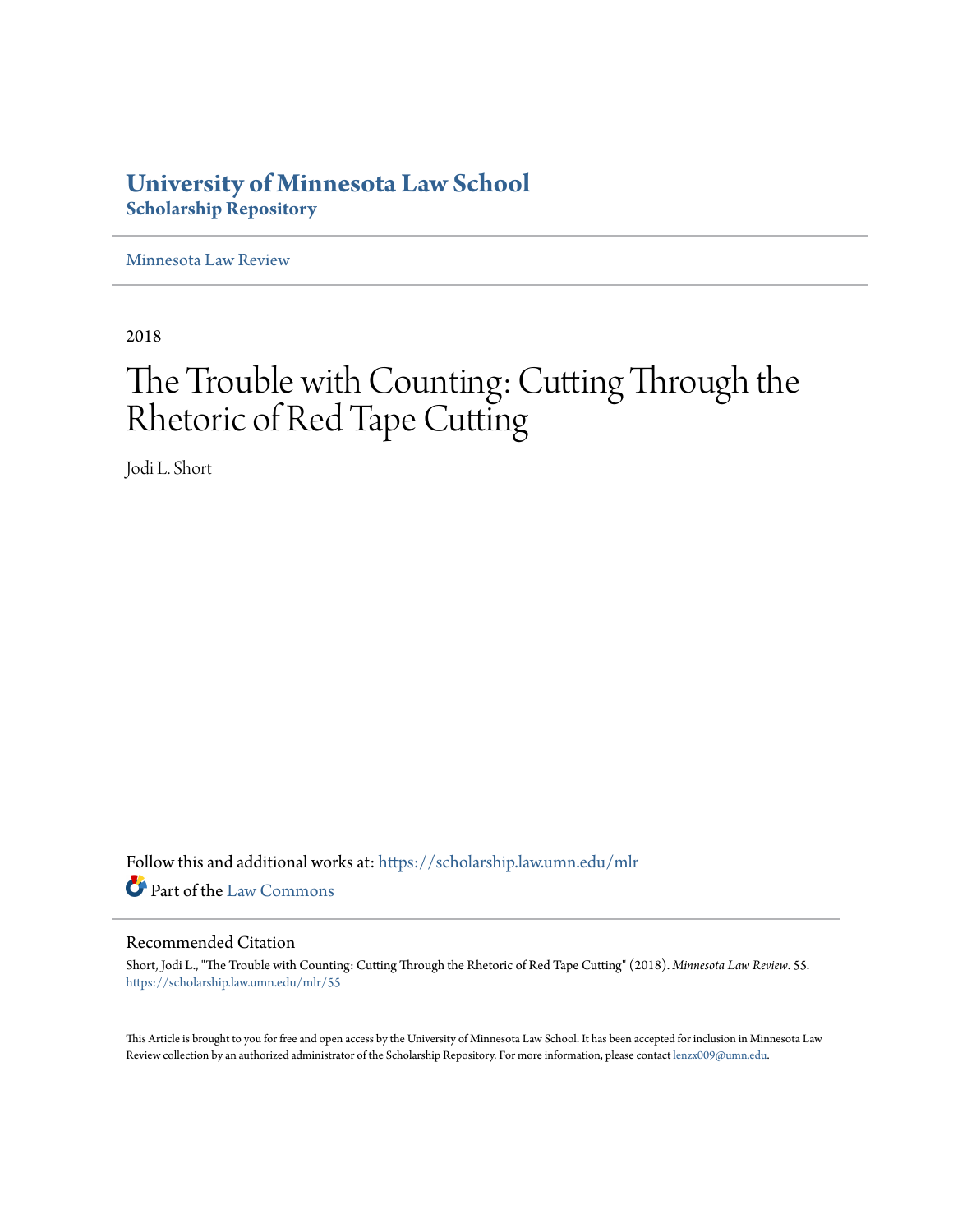# University of Minnesota Law School
## Scholarship Repository

Minnesota Law Review

2018

# The Trouble with Counting: Cutting Through the Rhetoric of Red Tape Cutting

Jodi L. Short

Follow this and additional works at: https://scholarship.law.umn.edu/mlr

Part of the Law Commons

### Recommended Citation

Short, Jodi L., "The Trouble with Counting: Cutting Through the Rhetoric of Red Tape Cutting" (2018). *Minnesota Law Review*. 55.
https://scholarship.law.umn.edu/mlr/55

This Article is brought to you for free and open access by the University of Minnesota Law School. It has been accepted for inclusion in Minnesota Law Review collection by an authorized administrator of the Scholarship Repository. For more information, please contact lenzx009@umn.edu.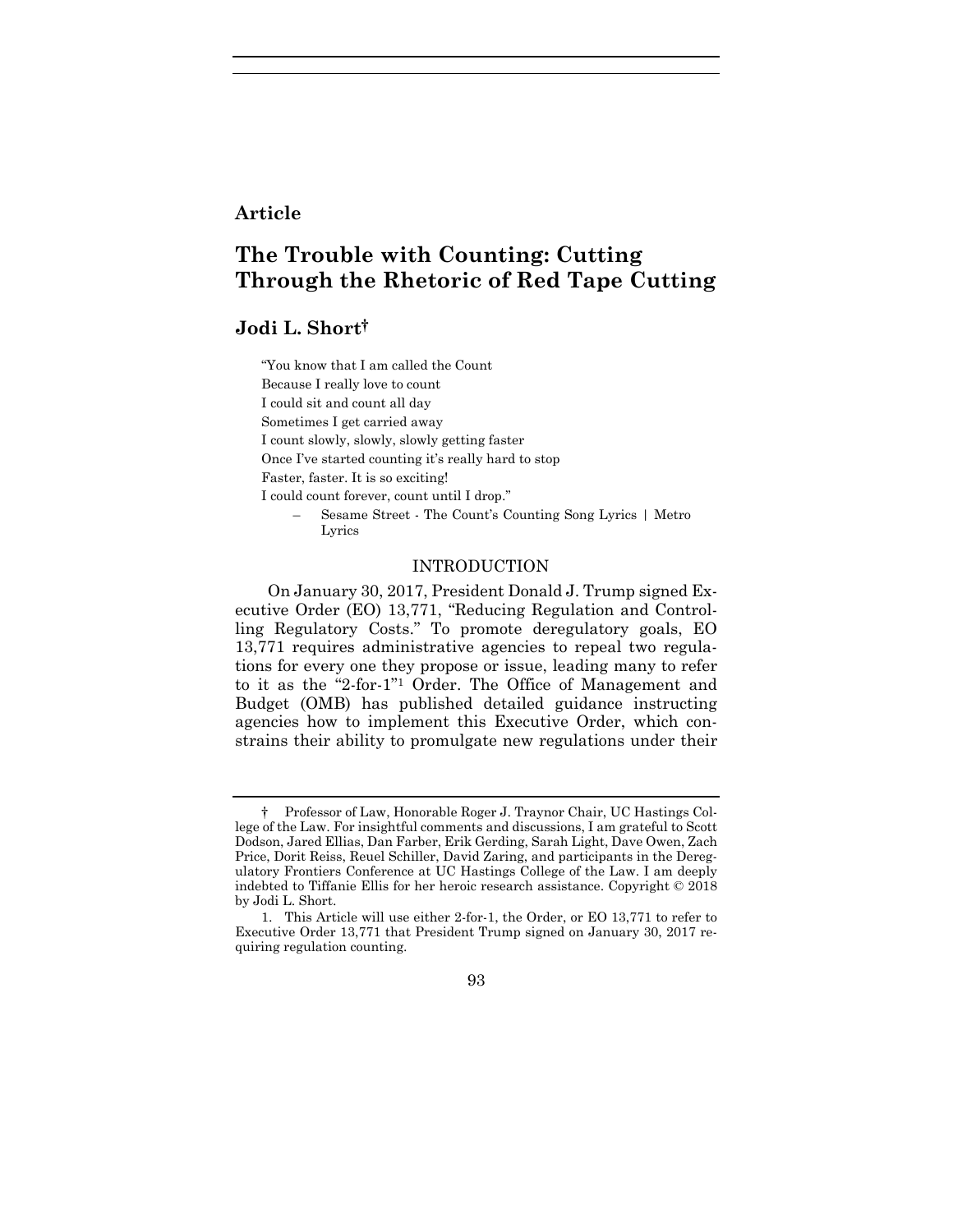**Article**

# The Trouble with Counting: Cutting Through the Rhetoric of Red Tape Cutting

## Jodi L. Short†

> "You know that I am called the Count
> Because I really love to count
> I could sit and count all day
> Sometimes I get carried away
> I count slowly, slowly, slowly getting faster
> Once I've started counting it's really hard to stop
> Faster, faster. It is so exciting!
> I could count forever, count until I drop."
>
> – Sesame Street - The Count's Counting Song Lyrics | Metro Lyrics

## INTRODUCTION

On January 30, 2017, President Donald J. Trump signed Executive Order (EO) 13,771, "Reducing Regulation and Controlling Regulatory Costs." To promote deregulatory goals, EO 13,771 requires administrative agencies to repeal two regulations for every one they propose or issue, leading many to refer to it as the "2-for-1"[1] Order. The Office of Management and Budget (OMB) has published detailed guidance instructing agencies how to implement this Executive Order, which constrains their ability to promulgate new regulations under their

---

† Professor of Law, Honorable Roger J. Traynor Chair, UC Hastings College of the Law. For insightful comments and discussions, I am grateful to Scott Dodson, Jared Ellias, Dan Farber, Erik Gerding, Sarah Light, Dave Owen, Zach Price, Dorit Reiss, Reuel Schiller, David Zaring, and participants in the Deregulatory Frontiers Conference at UC Hastings College of the Law. I am deeply indebted to Tiffanie Ellis for her heroic research assistance. Copyright © 2018 by Jodi L. Short.

1. This Article will use either 2-for-1, the Order, or EO 13,771 to refer to Executive Order 13,771 that President Trump signed on January 30, 2017 requiring regulation counting.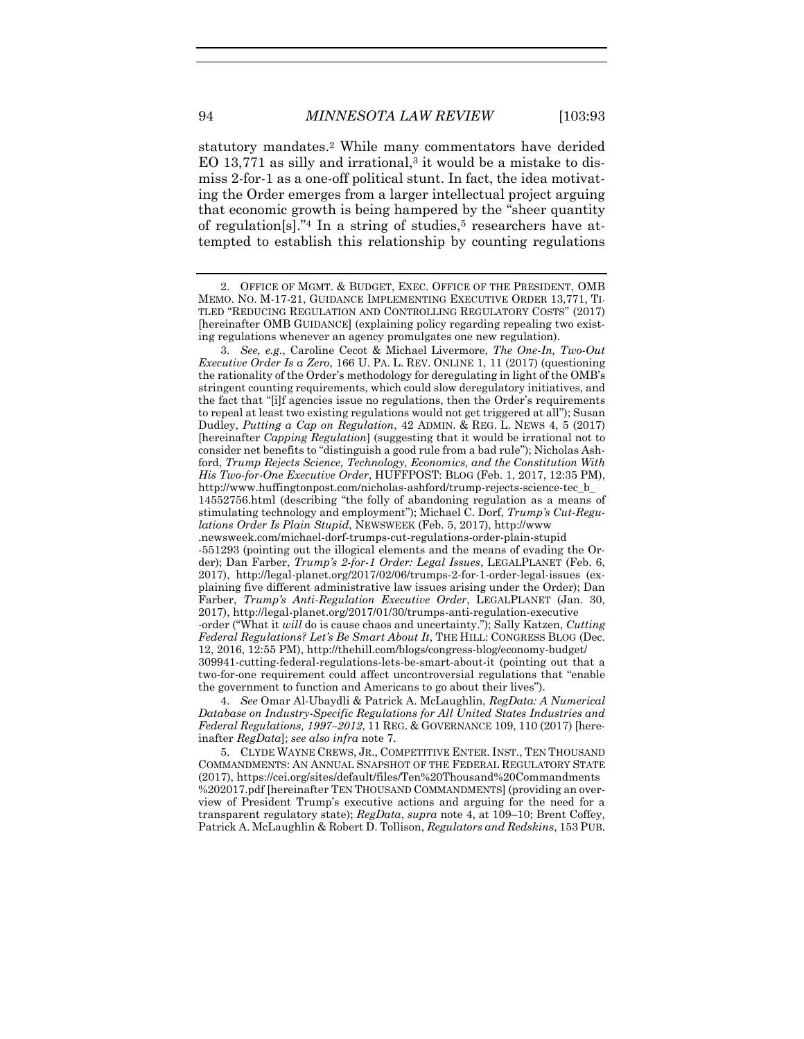statutory mandates.[2] While many commentators have derided EO 13,771 as silly and irrational,[3] it would be a mistake to dismiss 2-for-1 as a one-off political stunt. In fact, the idea motivating the Order emerges from a larger intellectual project arguing that economic growth is being hampered by the "sheer quantity of regulation[s]."[4] In a string of studies,[5] researchers have attempted to establish this relationship by counting regulations

---

2. OFFICE OF MGMT. & BUDGET, EXEC. OFFICE OF THE PRESIDENT, OMB MEMO. NO. M-17-21, GUIDANCE IMPLEMENTING EXECUTIVE ORDER 13,771, TITLED "REDUCING REGULATION AND CONTROLLING REGULATORY COSTS" (2017) [hereinafter OMB GUIDANCE] (explaining policy regarding repealing two existing regulations whenever an agency promulgates one new regulation).

3. *See, e.g.*, Caroline Cecot & Michael Livermore, *The One-In, Two-Out Executive Order Is a Zero*, 166 U. PA. L. REV. ONLINE 1, 11 (2017) (questioning the rationality of the Order's methodology for deregulating in light of the OMB's stringent counting requirements, which could slow deregulatory initiatives, and the fact that "[i]f agencies issue no regulations, then the Order's requirements to repeal at least two existing regulations would not get triggered at all"); Susan Dudley, *Putting a Cap on Regulation*, 42 ADMIN. & REG. L. NEWS 4, 5 (2017) [hereinafter *Capping Regulation*] (suggesting that it would be irrational not to consider net benefits to "distinguish a good rule from a bad rule"); Nicholas Ashford, *Trump Rejects Science, Technology, Economics, and the Constitution With His Two-for-One Executive Order*, HUFFPOST: BLOG (Feb. 1, 2017, 12:35 PM), http://www.huffingtonpost.com/nicholas-ashford/trump-rejects-science-tec_b_14552756.html (describing "the folly of abandoning regulation as a means of stimulating technology and employment"); Michael C. Dorf, *Trump's Cut-Regulations Order Is Plain Stupid*, NEWSWEEK (Feb. 5, 2017), http://www.newsweek.com/michael-dorf-trumps-cut-regulations-order-plain-stupid-551293 (pointing out the illogical elements and the means of evading the Order); Dan Farber, *Trump's 2-for-1 Order: Legal Issues*, LEGALPLANET (Feb. 6, 2017), http://legal-planet.org/2017/02/06/trumps-2-for-1-order-legal-issues (explaining five different administrative law issues arising under the Order); Dan Farber, *Trump's Anti-Regulation Executive Order*, LEGALPLANET (Jan. 30, 2017), http://legal-planet.org/2017/01/30/trumps-anti-regulation-executive-order ("What it *will* do is cause chaos and uncertainty."); Sally Katzen, *Cutting Federal Regulations? Let's Be Smart About It*, THE HILL: CONGRESS BLOG (Dec. 12, 2016, 12:55 PM), http://thehill.com/blogs/congress-blog/economy-budget/309941-cutting-federal-regulations-lets-be-smart-about-it (pointing out that a two-for-one requirement could affect uncontroversial regulations that "enable the government to function and Americans to go about their lives").

4. *See* Omar Al-Ubaydli & Patrick A. McLaughlin, *RegData: A Numerical Database on Industry-Specific Regulations for All United States Industries and Federal Regulations, 1997–2012*, 11 REG. & GOVERNANCE 109, 110 (2017) [hereinafter *RegData*]; *see also infra* note 7.

5. CLYDE WAYNE CREWS, JR., COMPETITIVE ENTER. INST., TEN THOUSAND COMMANDMENTS: AN ANNUAL SNAPSHOT OF THE FEDERAL REGULATORY STATE (2017), https://cei.org/sites/default/files/Ten%20Thousand%20Commandments%202017.pdf [hereinafter TEN THOUSAND COMMANDMENTS] (providing an overview of President Trump's executive actions and arguing for the need for a transparent regulatory state); *RegData*, *supra* note 4, at 109–10; Brent Coffey, Patrick A. McLaughlin & Robert D. Tollison, *Regulators and Redskins*, 153 PUB.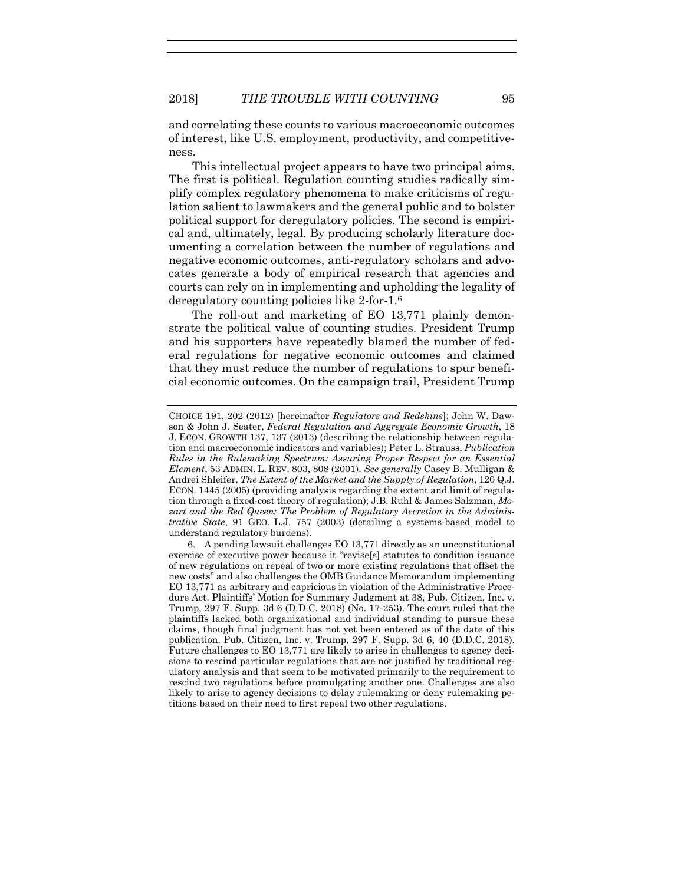and correlating these counts to various macroeconomic outcomes of interest, like U.S. employment, productivity, and competitiveness.

This intellectual project appears to have two principal aims. The first is political. Regulation counting studies radically simplify complex regulatory phenomena to make criticisms of regulation salient to lawmakers and the general public and to bolster political support for deregulatory policies. The second is empirical and, ultimately, legal. By producing scholarly literature documenting a correlation between the number of regulations and negative economic outcomes, anti-regulatory scholars and advocates generate a body of empirical research that agencies and courts can rely on in implementing and upholding the legality of deregulatory counting policies like 2-for-1.[6]

The roll-out and marketing of EO 13,771 plainly demonstrate the political value of counting studies. President Trump and his supporters have repeatedly blamed the number of federal regulations for negative economic outcomes and claimed that they must reduce the number of regulations to spur beneficial economic outcomes. On the campaign trail, President Trump

---

CHOICE 191, 202 (2012) [hereinafter *Regulators and Redskins*]; John W. Dawson & John J. Seater, *Federal Regulation and Aggregate Economic Growth*, 18 J. ECON. GROWTH 137, 137 (2013) (describing the relationship between regulation and macroeconomic indicators and variables); Peter L. Strauss, *Publication Rules in the Rulemaking Spectrum: Assuring Proper Respect for an Essential Element*, 53 ADMIN. L. REV. 803, 808 (2001). *See generally* Casey B. Mulligan & Andrei Shleifer, *The Extent of the Market and the Supply of Regulation*, 120 Q.J. ECON. 1445 (2005) (providing analysis regarding the extent and limit of regulation through a fixed-cost theory of regulation); J.B. Ruhl & James Salzman, *Mozart and the Red Queen: The Problem of Regulatory Accretion in the Administrative State*, 91 GEO. L.J. 757 (2003) (detailing a systems-based model to understand regulatory burdens).

6. A pending lawsuit challenges EO 13,771 directly as an unconstitutional exercise of executive power because it "revise[s] statutes to condition issuance of new regulations on repeal of two or more existing regulations that offset the new costs" and also challenges the OMB Guidance Memorandum implementing EO 13,771 as arbitrary and capricious in violation of the Administrative Procedure Act. Plaintiffs' Motion for Summary Judgment at 38, Pub. Citizen, Inc. v. Trump, 297 F. Supp. 3d 6 (D.D.C. 2018) (No. 17-253). The court ruled that the plaintiffs lacked both organizational and individual standing to pursue these claims, though final judgment has not yet been entered as of the date of this publication. Pub. Citizen, Inc. v. Trump, 297 F. Supp. 3d 6, 40 (D.D.C. 2018). Future challenges to EO 13,771 are likely to arise in challenges to agency decisions to rescind particular regulations that are not justified by traditional regulatory analysis and that seem to be motivated primarily to the requirement to rescind two regulations before promulgating another one. Challenges are also likely to arise to agency decisions to delay rulemaking or deny rulemaking petitions based on their need to first repeal two other regulations.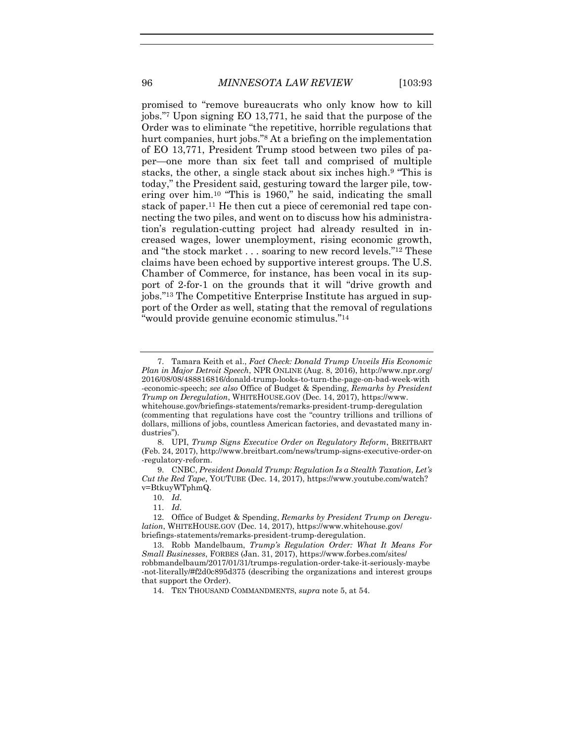promised to "remove bureaucrats who only know how to kill jobs."[7] Upon signing EO 13,771, he said that the purpose of the Order was to eliminate "the repetitive, horrible regulations that hurt companies, hurt jobs."[8] At a briefing on the implementation of EO 13,771, President Trump stood between two piles of paper—one more than six feet tall and comprised of multiple stacks, the other, a single stack about six inches high.[9] "This is today," the President said, gesturing toward the larger pile, towering over him.[10] "This is 1960," he said, indicating the small stack of paper.[11] He then cut a piece of ceremonial red tape connecting the two piles, and went on to discuss how his administration's regulation-cutting project had already resulted in increased wages, lower unemployment, rising economic growth, and "the stock market . . . soaring to new record levels."[12] These claims have been echoed by supportive interest groups. The U.S. Chamber of Commerce, for instance, has been vocal in its support of 2-for-1 on the grounds that it will "drive growth and jobs."[13] The Competitive Enterprise Institute has argued in support of the Order as well, stating that the removal of regulations "would provide genuine economic stimulus."[14]

---

7. Tamara Keith et al., *Fact Check: Donald Trump Unveils His Economic Plan in Major Detroit Speech*, NPR ONLINE (Aug. 8, 2016), http://www.npr.org/2016/08/08/488816816/donald-trump-looks-to-turn-the-page-on-bad-week-with-economic-speech; *see also* Office of Budget & Spending, *Remarks by President Trump on Deregulation*, WHITEHOUSE.GOV (Dec. 14, 2017), https://www.whitehouse.gov/briefings-statements/remarks-president-trump-deregulation (commenting that regulations have cost the "country trillions and trillions of dollars, millions of jobs, countless American factories, and devastated many industries").

8. UPI, *Trump Signs Executive Order on Regulatory Reform*, BREITBART (Feb. 24, 2017), http://www.breitbart.com/news/trump-signs-executive-order-on-regulatory-reform.

9. CNBC, *President Donald Trump: Regulation Is a Stealth Taxation, Let's Cut the Red Tape*, YOUTUBE (Dec. 14, 2017), https://www.youtube.com/watch?v=BtkuyWTphmQ.

10. *Id.*

11. *Id.*

12. Office of Budget & Spending, *Remarks by President Trump on Deregulation*, WHITEHOUSE.GOV (Dec. 14, 2017), https://www.whitehouse.gov/briefings-statements/remarks-president-trump-deregulation.

13. Robb Mandelbaum, *Trump's Regulation Order: What It Means For Small Businesses*, FORBES (Jan. 31, 2017), https://www.forbes.com/sites/robbmandelbaum/2017/01/31/trumps-regulation-order-take-it-seriously-maybe-not-literally/#f2d0c895d375 (describing the organizations and interest groups that support the Order).

14. TEN THOUSAND COMMANDMENTS, *supra* note 5, at 54.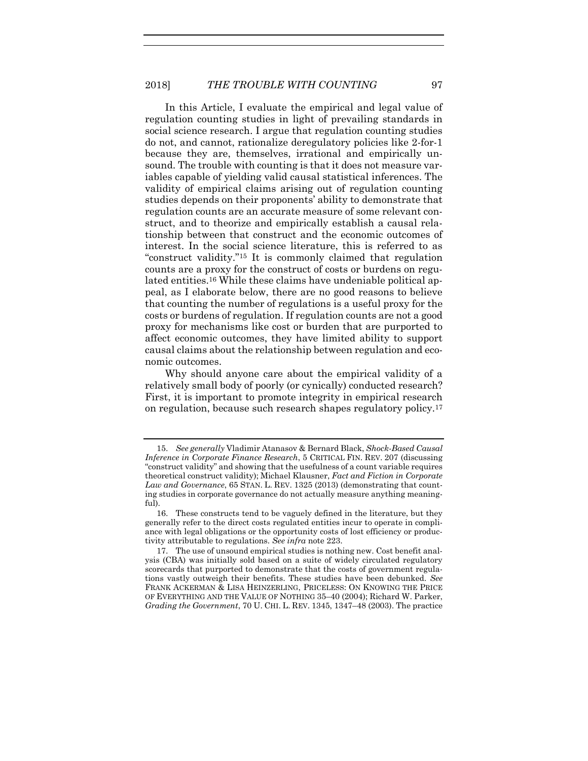In this Article, I evaluate the empirical and legal value of regulation counting studies in light of prevailing standards in social science research. I argue that regulation counting studies do not, and cannot, rationalize deregulatory policies like 2-for-1 because they are, themselves, irrational and empirically unsound. The trouble with counting is that it does not measure variables capable of yielding valid causal statistical inferences. The validity of empirical claims arising out of regulation counting studies depends on their proponents' ability to demonstrate that regulation counts are an accurate measure of some relevant construct, and to theorize and empirically establish a causal relationship between that construct and the economic outcomes of interest. In the social science literature, this is referred to as "construct validity."[15] It is commonly claimed that regulation counts are a proxy for the construct of costs or burdens on regulated entities.[16] While these claims have undeniable political appeal, as I elaborate below, there are no good reasons to believe that counting the number of regulations is a useful proxy for the costs or burdens of regulation. If regulation counts are not a good proxy for mechanisms like cost or burden that are purported to affect economic outcomes, they have limited ability to support causal claims about the relationship between regulation and economic outcomes.

Why should anyone care about the empirical validity of a relatively small body of poorly (or cynically) conducted research? First, it is important to promote integrity in empirical research on regulation, because such research shapes regulatory policy.[17]

---

15. *See generally* Vladimir Atanasov & Bernard Black, *Shock-Based Causal Inference in Corporate Finance Research*, 5 CRITICAL FIN. REV. 207 (discussing "construct validity" and showing that the usefulness of a count variable requires theoretical construct validity); Michael Klausner, *Fact and Fiction in Corporate Law and Governance*, 65 STAN. L. REV. 1325 (2013) (demonstrating that counting studies in corporate governance do not actually measure anything meaningful).

16. These constructs tend to be vaguely defined in the literature, but they generally refer to the direct costs regulated entities incur to operate in compliance with legal obligations or the opportunity costs of lost efficiency or productivity attributable to regulations. *See infra* note 223.

17. The use of unsound empirical studies is nothing new. Cost benefit analysis (CBA) was initially sold based on a suite of widely circulated regulatory scorecards that purported to demonstrate that the costs of government regulations vastly outweigh their benefits. These studies have been debunked. *See* FRANK ACKERMAN & LISA HEINZERLING, PRICELESS: ON KNOWING THE PRICE OF EVERYTHING AND THE VALUE OF NOTHING 35–40 (2004); Richard W. Parker, *Grading the Government*, 70 U. CHI. L. REV. 1345, 1347–48 (2003). The practice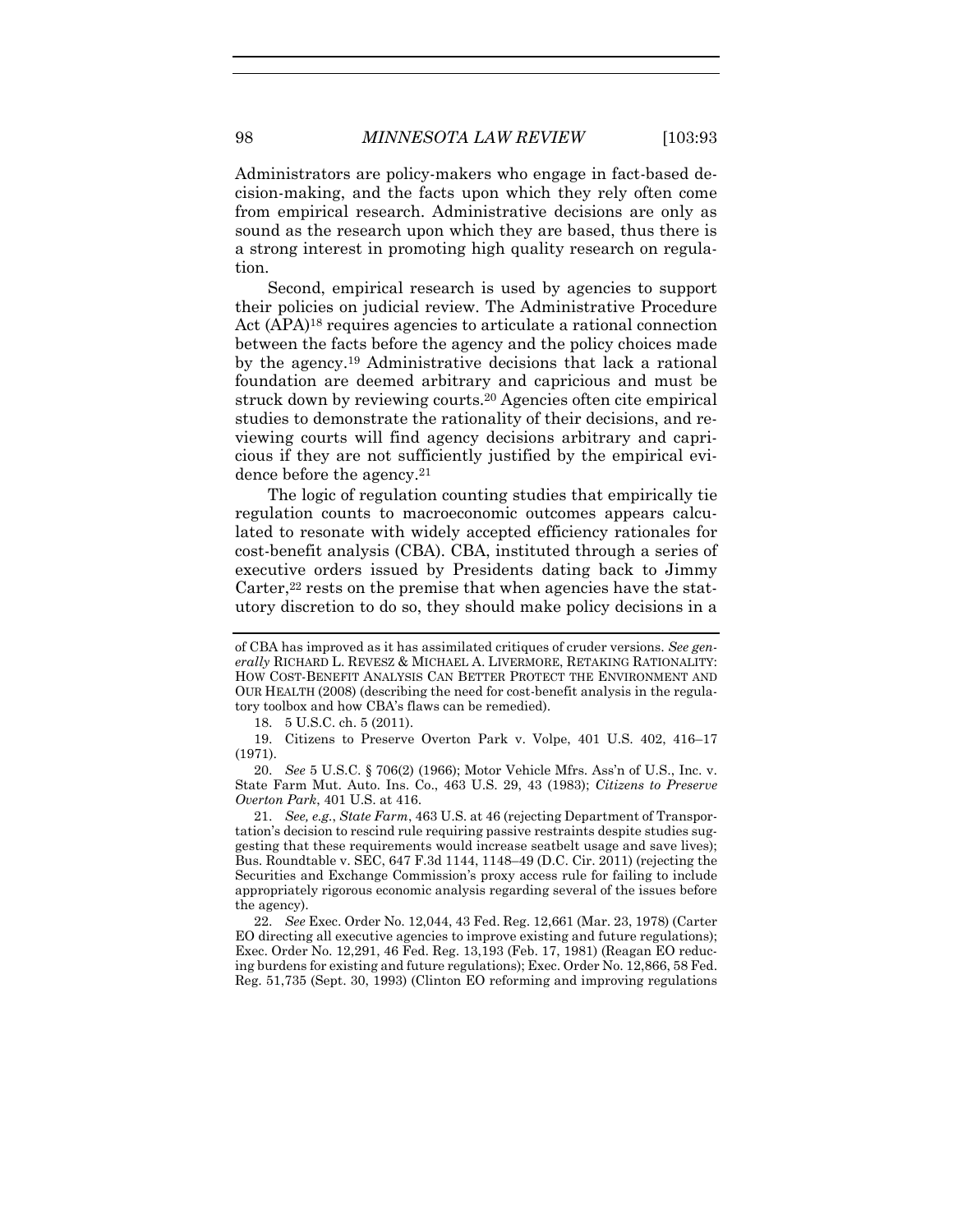Administrators are policy-makers who engage in fact-based decision-making, and the facts upon which they rely often come from empirical research. Administrative decisions are only as sound as the research upon which they are based, thus there is a strong interest in promoting high quality research on regulation.

Second, empirical research is used by agencies to support their policies on judicial review. The Administrative Procedure Act (APA)[18] requires agencies to articulate a rational connection between the facts before the agency and the policy choices made by the agency.[19] Administrative decisions that lack a rational foundation are deemed arbitrary and capricious and must be struck down by reviewing courts.[20] Agencies often cite empirical studies to demonstrate the rationality of their decisions, and reviewing courts will find agency decisions arbitrary and capricious if they are not sufficiently justified by the empirical evidence before the agency.[21]

The logic of regulation counting studies that empirically tie regulation counts to macroeconomic outcomes appears calculated to resonate with widely accepted efficiency rationales for cost-benefit analysis (CBA). CBA, instituted through a series of executive orders issued by Presidents dating back to Jimmy Carter,[22] rests on the premise that when agencies have the statutory discretion to do so, they should make policy decisions in a

---

of CBA has improved as it has assimilated critiques of cruder versions. *See generally* RICHARD L. REVESZ & MICHAEL A. LIVERMORE, RETAKING RATIONALITY: HOW COST-BENEFIT ANALYSIS CAN BETTER PROTECT THE ENVIRONMENT AND OUR HEALTH (2008) (describing the need for cost-benefit analysis in the regulatory toolbox and how CBA's flaws can be remedied).

18. 5 U.S.C. ch. 5 (2011).

19. Citizens to Preserve Overton Park v. Volpe, 401 U.S. 402, 416–17 (1971).

20. *See* 5 U.S.C. § 706(2) (1966); Motor Vehicle Mfrs. Ass'n of U.S., Inc. v. State Farm Mut. Auto. Ins. Co., 463 U.S. 29, 43 (1983); *Citizens to Preserve Overton Park*, 401 U.S. at 416.

21. *See, e.g.*, *State Farm*, 463 U.S. at 46 (rejecting Department of Transportation's decision to rescind rule requiring passive restraints despite studies suggesting that these requirements would increase seatbelt usage and save lives); Bus. Roundtable v. SEC, 647 F.3d 1144, 1148–49 (D.C. Cir. 2011) (rejecting the Securities and Exchange Commission's proxy access rule for failing to include appropriately rigorous economic analysis regarding several of the issues before the agency).

22. *See* Exec. Order No. 12,044, 43 Fed. Reg. 12,661 (Mar. 23, 1978) (Carter EO directing all executive agencies to improve existing and future regulations); Exec. Order No. 12,291, 46 Fed. Reg. 13,193 (Feb. 17, 1981) (Reagan EO reducing burdens for existing and future regulations); Exec. Order No. 12,866, 58 Fed. Reg. 51,735 (Sept. 30, 1993) (Clinton EO reforming and improving regulations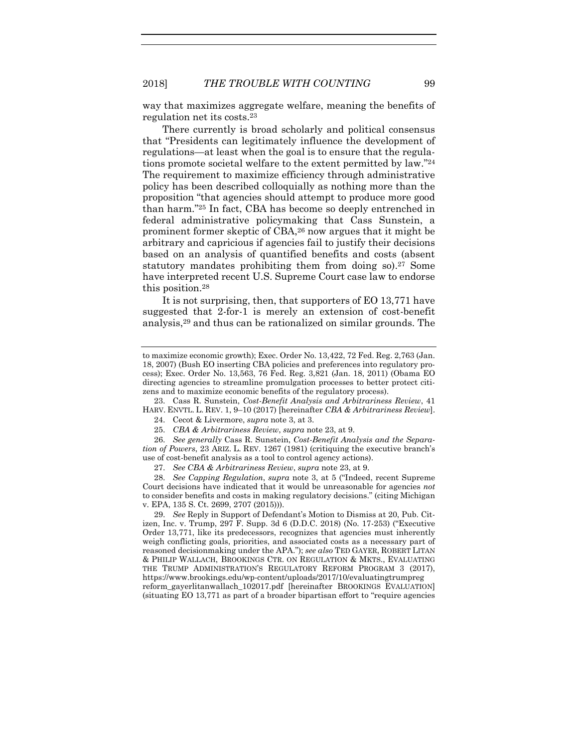way that maximizes aggregate welfare, meaning the benefits of regulation net its costs.[23]

There currently is broad scholarly and political consensus that "Presidents can legitimately influence the development of regulations—at least when the goal is to ensure that the regulations promote societal welfare to the extent permitted by law."[24] The requirement to maximize efficiency through administrative policy has been described colloquially as nothing more than the proposition "that agencies should attempt to produce more good than harm."[25] In fact, CBA has become so deeply entrenched in federal administrative policymaking that Cass Sunstein, a prominent former skeptic of CBA,[26] now argues that it might be arbitrary and capricious if agencies fail to justify their decisions based on an analysis of quantified benefits and costs (absent statutory mandates prohibiting them from doing so).[27] Some have interpreted recent U.S. Supreme Court case law to endorse this position.[28]

It is not surprising, then, that supporters of EO 13,771 have suggested that 2-for-1 is merely an extension of cost-benefit analysis,[29] and thus can be rationalized on similar grounds. The

---

to maximize economic growth); Exec. Order No. 13,422, 72 Fed. Reg. 2,763 (Jan. 18, 2007) (Bush EO inserting CBA policies and preferences into regulatory process); Exec. Order No. 13,563, 76 Fed. Reg. 3,821 (Jan. 18, 2011) (Obama EO directing agencies to streamline promulgation processes to better protect citizens and to maximize economic benefits of the regulatory process).

23. Cass R. Sunstein, *Cost-Benefit Analysis and Arbitrariness Review*, 41 HARV. ENVTL. L. REV. 1, 9–10 (2017) [hereinafter *CBA & Arbitrariness Review*].

24. Cecot & Livermore, *supra* note 3, at 3.

25. *CBA & Arbitrariness Review*, *supra* note 23, at 9.

26. *See generally* Cass R. Sunstein, *Cost-Benefit Analysis and the Separation of Powers*, 23 ARIZ. L. REV. 1267 (1981) (critiquing the executive branch's use of cost-benefit analysis as a tool to control agency actions).

27. *See CBA & Arbitrariness Review*, *supra* note 23, at 9.

28. *See Capping Regulation*, *supra* note 3, at 5 ("Indeed, recent Supreme Court decisions have indicated that it would be unreasonable for agencies *not* to consider benefits and costs in making regulatory decisions." (citing Michigan v. EPA, 135 S. Ct. 2699, 2707 (2015))).

29. *See* Reply in Support of Defendant's Motion to Dismiss at 20, Pub. Citizen, Inc. v. Trump, 297 F. Supp. 3d 6 (D.D.C. 2018) (No. 17-253) ("Executive Order 13,771, like its predecessors, recognizes that agencies must inherently weigh conflicting goals, priorities, and associated costs as a necessary part of reasoned decisionmaking under the APA."); *see also* TED GAYER, ROBERT LITAN & PHILIP WALLACH, BROOKINGS CTR. ON REGULATION & MKTS., EVALUATING THE TRUMP ADMINISTRATION'S REGULATORY REFORM PROGRAM 3 (2017), https://www.brookings.edu/wp-content/uploads/2017/10/evaluatingtrumpreg reform_gayerlitanwallach_102017.pdf [hereinafter BROOKINGS EVALUATION] (situating EO 13,771 as part of a broader bipartisan effort to "require agencies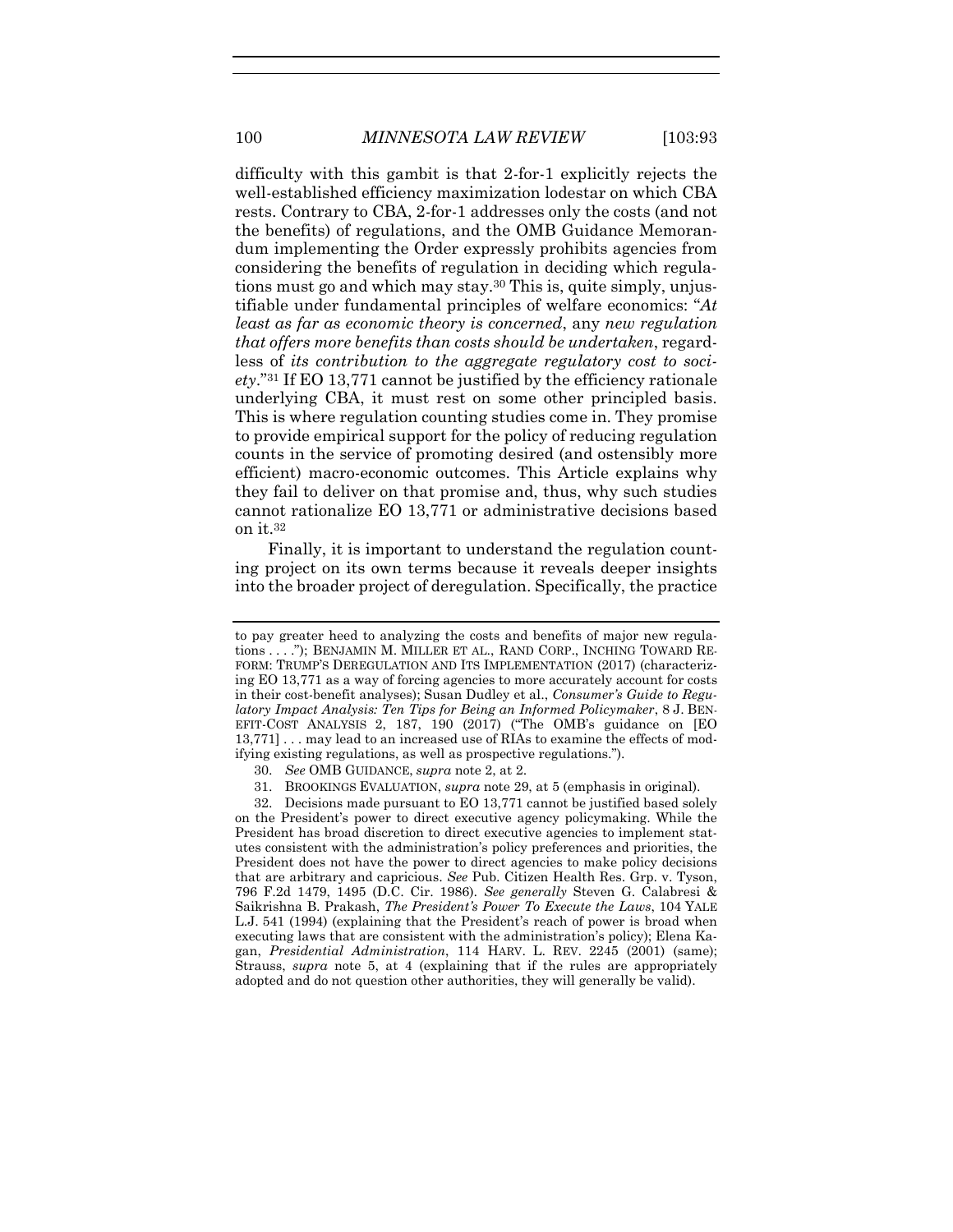difficulty with this gambit is that 2-for-1 explicitly rejects the well-established efficiency maximization lodestar on which CBA rests. Contrary to CBA, 2-for-1 addresses only the costs (and not the benefits) of regulations, and the OMB Guidance Memorandum implementing the Order expressly prohibits agencies from considering the benefits of regulation in deciding which regulations must go and which may stay.[30] This is, quite simply, unjustifiable under fundamental principles of welfare economics: "*At least as far as economic theory is concerned*, any *new regulation that offers more benefits than costs should be undertaken*, regardless of *its contribution to the aggregate regulatory cost to society*."[31] If EO 13,771 cannot be justified by the efficiency rationale underlying CBA, it must rest on some other principled basis. This is where regulation counting studies come in. They promise to provide empirical support for the policy of reducing regulation counts in the service of promoting desired (and ostensibly more efficient) macro-economic outcomes. This Article explains why they fail to deliver on that promise and, thus, why such studies cannot rationalize EO 13,771 or administrative decisions based on it.[32]

Finally, it is important to understand the regulation counting project on its own terms because it reveals deeper insights into the broader project of deregulation. Specifically, the practice

---

to pay greater heed to analyzing the costs and benefits of major new regulations . . . ."); BENJAMIN M. MILLER ET AL., RAND CORP., INCHING TOWARD REFORM: TRUMP'S DEREGULATION AND ITS IMPLEMENTATION (2017) (characterizing EO 13,771 as a way of forcing agencies to more accurately account for costs in their cost-benefit analyses); Susan Dudley et al., *Consumer's Guide to Regulatory Impact Analysis: Ten Tips for Being an Informed Policymaker*, 8 J. BENEFIT-COST ANALYSIS 2, 187, 190 (2017) ("The OMB's guidance on [EO 13,771] . . . may lead to an increased use of RIAs to examine the effects of modifying existing regulations, as well as prospective regulations.").

30. *See* OMB GUIDANCE, *supra* note 2, at 2.

31. BROOKINGS EVALUATION, *supra* note 29, at 5 (emphasis in original).

32. Decisions made pursuant to EO 13,771 cannot be justified based solely on the President's power to direct executive agency policymaking. While the President has broad discretion to direct executive agencies to implement statutes consistent with the administration's policy preferences and priorities, the President does not have the power to direct agencies to make policy decisions that are arbitrary and capricious. *See* Pub. Citizen Health Res. Grp. v. Tyson, 796 F.2d 1479, 1495 (D.C. Cir. 1986). *See generally* Steven G. Calabresi & Saikrishna B. Prakash, *The President's Power To Execute the Laws*, 104 YALE L.J. 541 (1994) (explaining that the President's reach of power is broad when executing laws that are consistent with the administration's policy); Elena Kagan, *Presidential Administration*, 114 HARV. L. REV. 2245 (2001) (same); Strauss, *supra* note 5, at 4 (explaining that if the rules are appropriately adopted and do not question other authorities, they will generally be valid).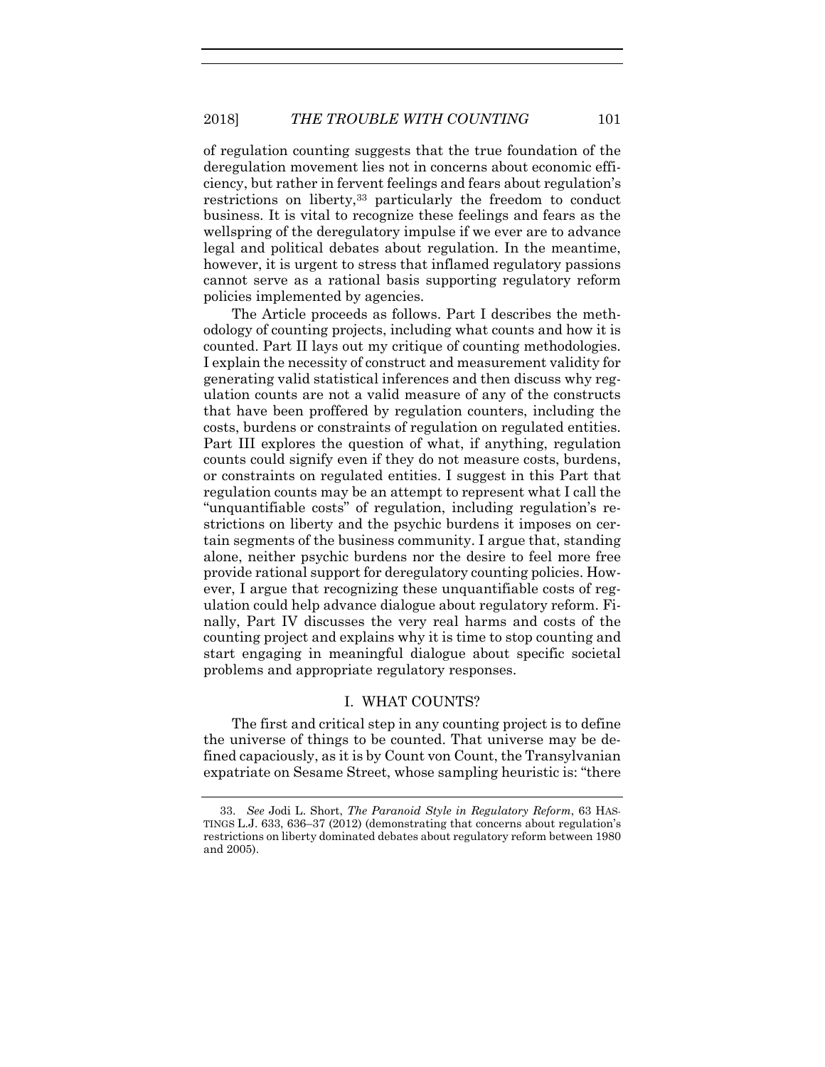of regulation counting suggests that the true foundation of the deregulation movement lies not in concerns about economic efficiency, but rather in fervent feelings and fears about regulation's restrictions on liberty,[33] particularly the freedom to conduct business. It is vital to recognize these feelings and fears as the wellspring of the deregulatory impulse if we ever are to advance legal and political debates about regulation. In the meantime, however, it is urgent to stress that inflamed regulatory passions cannot serve as a rational basis supporting regulatory reform policies implemented by agencies.

The Article proceeds as follows. Part I describes the methodology of counting projects, including what counts and how it is counted. Part II lays out my critique of counting methodologies. I explain the necessity of construct and measurement validity for generating valid statistical inferences and then discuss why regulation counts are not a valid measure of any of the constructs that have been proffered by regulation counters, including the costs, burdens or constraints of regulation on regulated entities. Part III explores the question of what, if anything, regulation counts could signify even if they do not measure costs, burdens, or constraints on regulated entities. I suggest in this Part that regulation counts may be an attempt to represent what I call the "unquantifiable costs" of regulation, including regulation's restrictions on liberty and the psychic burdens it imposes on certain segments of the business community. I argue that, standing alone, neither psychic burdens nor the desire to feel more free provide rational support for deregulatory counting policies. However, I argue that recognizing these unquantifiable costs of regulation could help advance dialogue about regulatory reform. Finally, Part IV discusses the very real harms and costs of the counting project and explains why it is time to stop counting and start engaging in meaningful dialogue about specific societal problems and appropriate regulatory responses.

## I. WHAT COUNTS?

The first and critical step in any counting project is to define the universe of things to be counted. That universe may be defined capaciously, as it is by Count von Count, the Transylvanian expatriate on Sesame Street, whose sampling heuristic is: "there

---

33. *See* Jodi L. Short, *The Paranoid Style in Regulatory Reform*, 63 HASTINGS L.J. 633, 636–37 (2012) (demonstrating that concerns about regulation's restrictions on liberty dominated debates about regulatory reform between 1980 and 2005).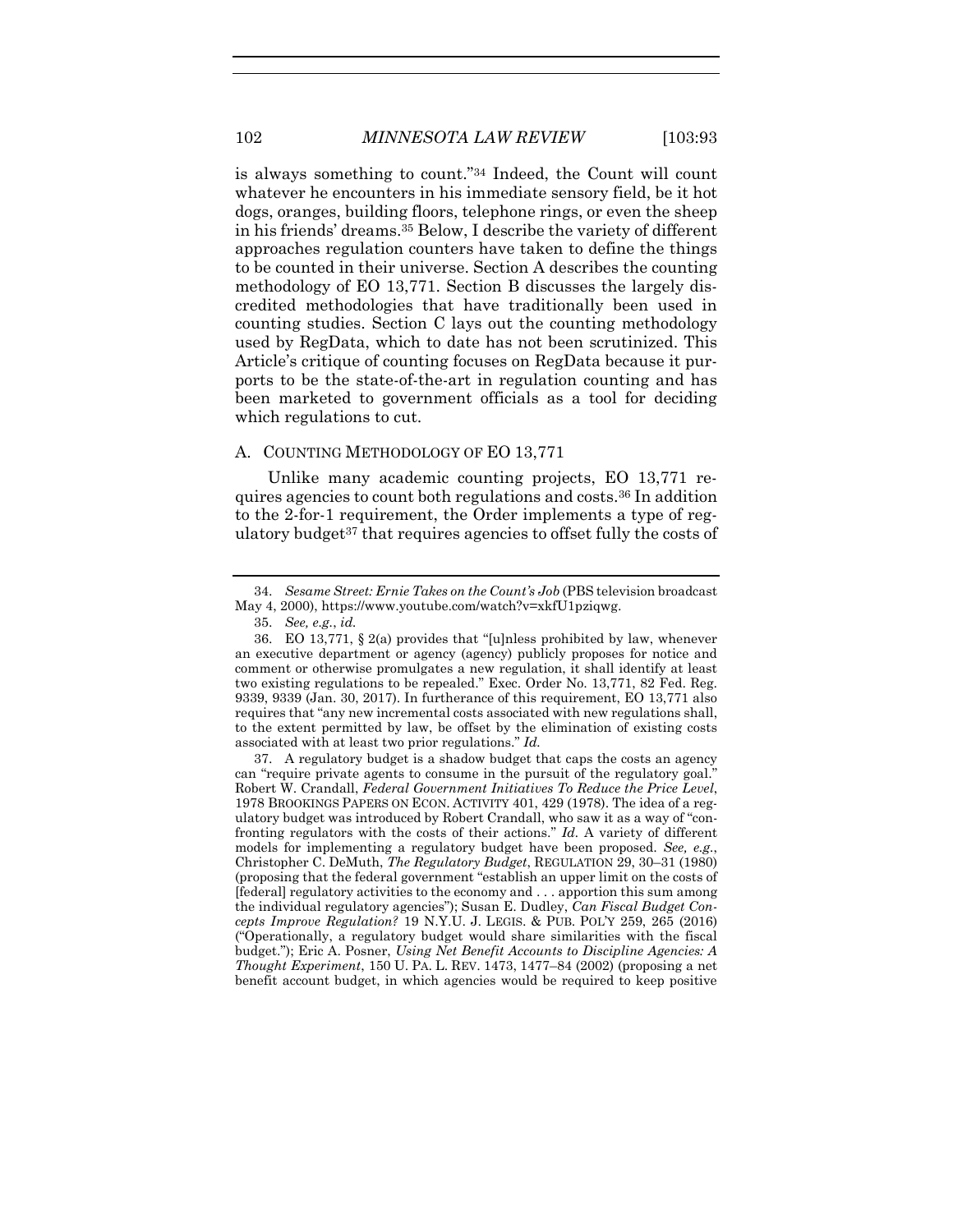is always something to count."[34] Indeed, the Count will count whatever he encounters in his immediate sensory field, be it hot dogs, oranges, building floors, telephone rings, or even the sheep in his friends' dreams.[35] Below, I describe the variety of different approaches regulation counters have taken to define the things to be counted in their universe. Section A describes the counting methodology of EO 13,771. Section B discusses the largely discredited methodologies that have traditionally been used in counting studies. Section C lays out the counting methodology used by RegData, which to date has not been scrutinized. This Article's critique of counting focuses on RegData because it purports to be the state-of-the-art in regulation counting and has been marketed to government officials as a tool for deciding which regulations to cut.

## A. COUNTING METHODOLOGY OF EO 13,771

Unlike many academic counting projects, EO 13,771 requires agencies to count both regulations and costs.[36] In addition to the 2-for-1 requirement, the Order implements a type of regulatory budget[37] that requires agencies to offset fully the costs of

---

34. *Sesame Street: Ernie Takes on the Count's Job* (PBS television broadcast May 4, 2000), https://www.youtube.com/watch?v=xkfU1pziqwg.

35. *See, e.g.*, *id.*

36. EO 13,771, § 2(a) provides that "[u]nless prohibited by law, whenever an executive department or agency (agency) publicly proposes for notice and comment or otherwise promulgates a new regulation, it shall identify at least two existing regulations to be repealed." Exec. Order No. 13,771, 82 Fed. Reg. 9339, 9339 (Jan. 30, 2017). In furtherance of this requirement, EO 13,771 also requires that "any new incremental costs associated with new regulations shall, to the extent permitted by law, be offset by the elimination of existing costs associated with at least two prior regulations." *Id.*

37. A regulatory budget is a shadow budget that caps the costs an agency can "require private agents to consume in the pursuit of the regulatory goal." Robert W. Crandall, *Federal Government Initiatives To Reduce the Price Level*, 1978 BROOKINGS PAPERS ON ECON. ACTIVITY 401, 429 (1978). The idea of a regulatory budget was introduced by Robert Crandall, who saw it as a way of "confronting regulators with the costs of their actions." *Id.* A variety of different models for implementing a regulatory budget have been proposed. *See, e.g.*, Christopher C. DeMuth, *The Regulatory Budget*, REGULATION 29, 30–31 (1980) (proposing that the federal government "establish an upper limit on the costs of [federal] regulatory activities to the economy and . . . apportion this sum among the individual regulatory agencies"); Susan E. Dudley, *Can Fiscal Budget Concepts Improve Regulation?* 19 N.Y.U. J. LEGIS. & PUB. POL'Y 259, 265 (2016) ("Operationally, a regulatory budget would share similarities with the fiscal budget."); Eric A. Posner, *Using Net Benefit Accounts to Discipline Agencies: A Thought Experiment*, 150 U. PA. L. REV. 1473, 1477–84 (2002) (proposing a net benefit account budget, in which agencies would be required to keep positive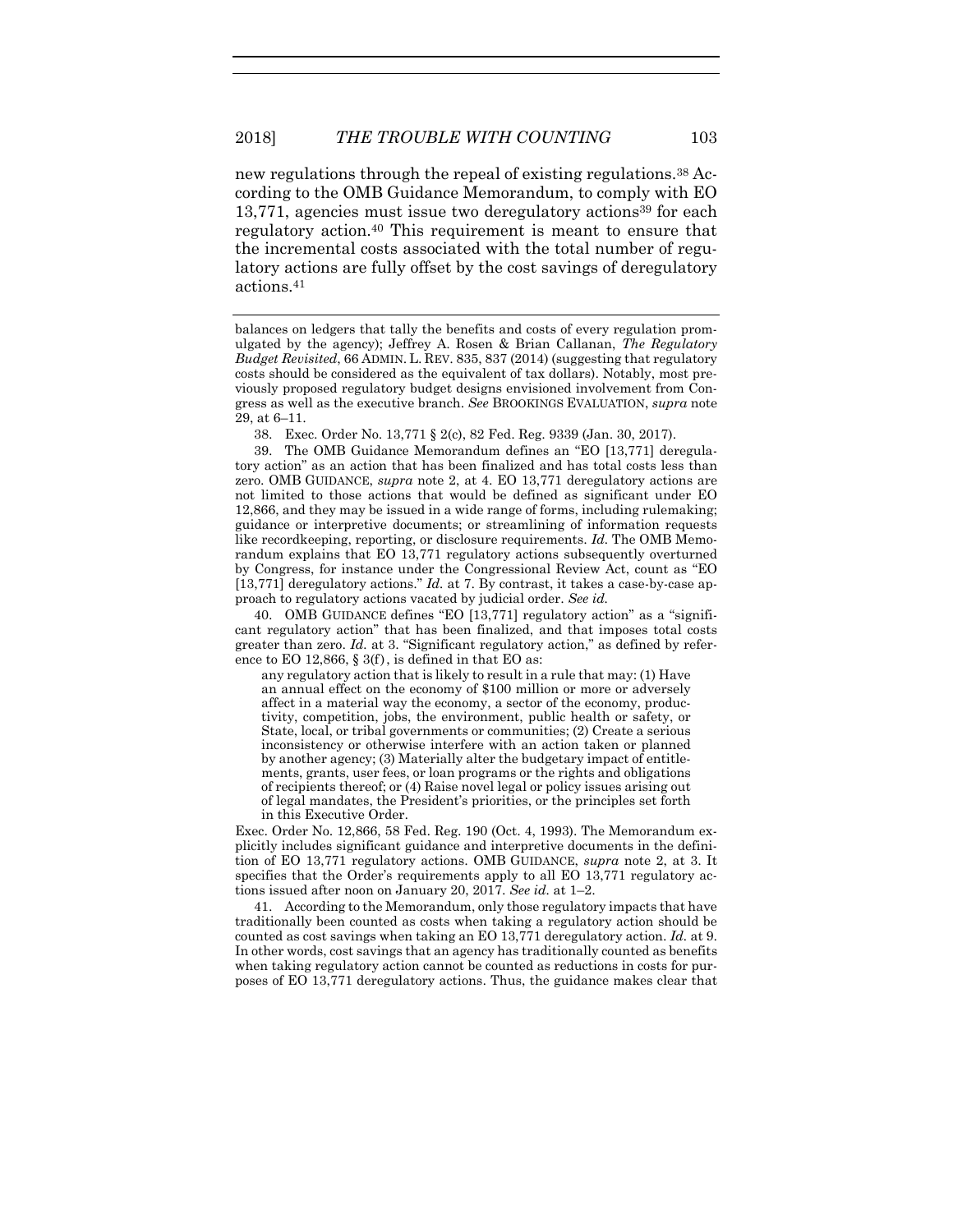new regulations through the repeal of existing regulations.[38] According to the OMB Guidance Memorandum, to comply with EO 13,771, agencies must issue two deregulatory actions[39] for each regulatory action.[40] This requirement is meant to ensure that the incremental costs associated with the total number of regulatory actions are fully offset by the cost savings of deregulatory actions.[41]

---

balances on ledgers that tally the benefits and costs of every regulation promulgated by the agency); Jeffrey A. Rosen & Brian Callanan, *The Regulatory Budget Revisited*, 66 ADMIN. L. REV. 835, 837 (2014) (suggesting that regulatory costs should be considered as the equivalent of tax dollars). Notably, most previously proposed regulatory budget designs envisioned involvement from Congress as well as the executive branch. *See* BROOKINGS EVALUATION, *supra* note 29, at 6–11.

38. Exec. Order No. 13,771 § 2(c), 82 Fed. Reg. 9339 (Jan. 30, 2017).

39. The OMB Guidance Memorandum defines an "EO [13,771] deregulatory action" as an action that has been finalized and has total costs less than zero. OMB GUIDANCE, *supra* note 2, at 4. EO 13,771 deregulatory actions are not limited to those actions that would be defined as significant under EO 12,866, and they may be issued in a wide range of forms, including rulemaking; guidance or interpretive documents; or streamlining of information requests like recordkeeping, reporting, or disclosure requirements. *Id.* The OMB Memorandum explains that EO 13,771 regulatory actions subsequently overturned by Congress, for instance under the Congressional Review Act, count as "EO [13,771] deregulatory actions." *Id.* at 7. By contrast, it takes a case-by-case approach to regulatory actions vacated by judicial order. *See id.*

40. OMB GUIDANCE defines "EO [13,771] regulatory action" as a "significant regulatory action" that has been finalized, and that imposes total costs greater than zero. *Id.* at 3. "Significant regulatory action," as defined by reference to EO 12,866, § 3(f), is defined in that EO as:

> any regulatory action that is likely to result in a rule that may: (1) Have an annual effect on the economy of $100 million or more or adversely affect in a material way the economy, a sector of the economy, productivity, competition, jobs, the environment, public health or safety, or State, local, or tribal governments or communities; (2) Create a serious inconsistency or otherwise interfere with an action taken or planned by another agency; (3) Materially alter the budgetary impact of entitlements, grants, user fees, or loan programs or the rights and obligations of recipients thereof; or (4) Raise novel legal or policy issues arising out of legal mandates, the President's priorities, or the principles set forth in this Executive Order.

Exec. Order No. 12,866, 58 Fed. Reg. 190 (Oct. 4, 1993). The Memorandum explicitly includes significant guidance and interpretive documents in the definition of EO 13,771 regulatory actions. OMB GUIDANCE, *supra* note 2, at 3. It specifies that the Order's requirements apply to all EO 13,771 regulatory actions issued after noon on January 20, 2017. *See id.* at 1–2.

41. According to the Memorandum, only those regulatory impacts that have traditionally been counted as costs when taking a regulatory action should be counted as cost savings when taking an EO 13,771 deregulatory action. *Id.* at 9. In other words, cost savings that an agency has traditionally counted as benefits when taking regulatory action cannot be counted as reductions in costs for purposes of EO 13,771 deregulatory actions. Thus, the guidance makes clear that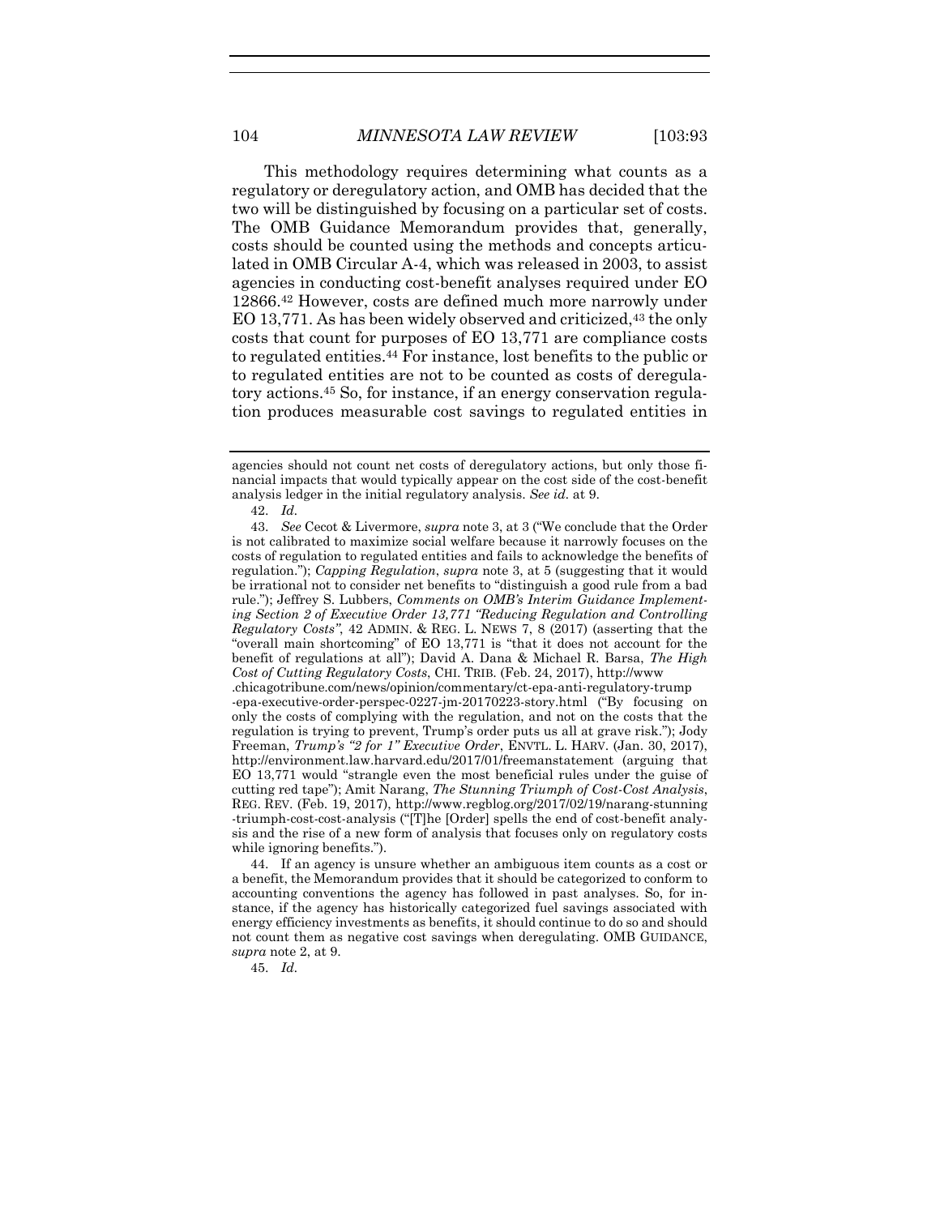This methodology requires determining what counts as a regulatory or deregulatory action, and OMB has decided that the two will be distinguished by focusing on a particular set of costs. The OMB Guidance Memorandum provides that, generally, costs should be counted using the methods and concepts articulated in OMB Circular A-4, which was released in 2003, to assist agencies in conducting cost-benefit analyses required under EO 12866.[42] However, costs are defined much more narrowly under EO 13,771. As has been widely observed and criticized,[43] the only costs that count for purposes of EO 13,771 are compliance costs to regulated entities.[44] For instance, lost benefits to the public or to regulated entities are not to be counted as costs of deregulatory actions.[45] So, for instance, if an energy conservation regulation produces measurable cost savings to regulated entities in

---

agencies should not count net costs of deregulatory actions, but only those financial impacts that would typically appear on the cost side of the cost-benefit analysis ledger in the initial regulatory analysis. *See id.* at 9.

42. *Id.*

43. *See* Cecot & Livermore, *supra* note 3, at 3 ("We conclude that the Order is not calibrated to maximize social welfare because it narrowly focuses on the costs of regulation to regulated entities and fails to acknowledge the benefits of regulation."); *Capping Regulation*, *supra* note 3, at 5 (suggesting that it would be irrational not to consider net benefits to "distinguish a good rule from a bad rule."); Jeffrey S. Lubbers, *Comments on OMB's Interim Guidance Implementing Section 2 of Executive Order 13,771 "Reducing Regulation and Controlling Regulatory Costs"*, 42 ADMIN. & REG. L. NEWS 7, 8 (2017) (asserting that the "overall main shortcoming" of EO 13,771 is "that it does not account for the benefit of regulations at all"); David A. Dana & Michael R. Barsa, *The High Cost of Cutting Regulatory Costs*, CHI. TRIB. (Feb. 24, 2017), http://www.chicagotribune.com/news/opinion/commentary/ct-epa-anti-regulatory-trump-epa-executive-order-perspec-0227-jm-20170223-story.html ("By focusing on only the costs of complying with the regulation, and not on the costs that the regulation is trying to prevent, Trump's order puts us all at grave risk."); Jody Freeman, *Trump's "2 for 1" Executive Order*, ENVTL. L. HARV. (Jan. 30, 2017), http://environment.law.harvard.edu/2017/01/freemanstatement (arguing that EO 13,771 would "strangle even the most beneficial rules under the guise of cutting red tape"); Amit Narang, *The Stunning Triumph of Cost-Cost Analysis*, REG. REV. (Feb. 19, 2017), http://www.regblog.org/2017/02/19/narang-stunning-triumph-cost-cost-analysis ("[T]he [Order] spells the end of cost-benefit analysis and the rise of a new form of analysis that focuses only on regulatory costs while ignoring benefits.").

44. If an agency is unsure whether an ambiguous item counts as a cost or a benefit, the Memorandum provides that it should be categorized to conform to accounting conventions the agency has followed in past analyses. So, for instance, if the agency has historically categorized fuel savings associated with energy efficiency investments as benefits, it should continue to do so and should not count them as negative cost savings when deregulating. OMB GUIDANCE, *supra* note 2, at 9.

45. *Id.*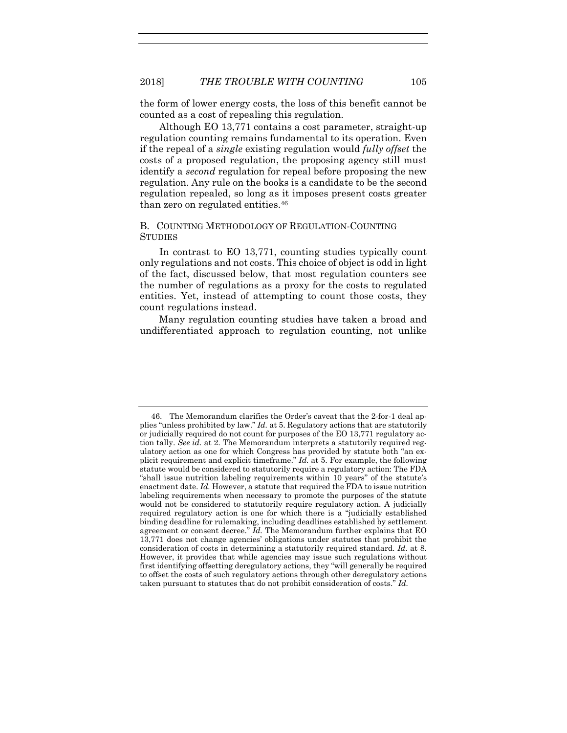the form of lower energy costs, the loss of this benefit cannot be counted as a cost of repealing this regulation.

Although EO 13,771 contains a cost parameter, straight-up regulation counting remains fundamental to its operation. Even if the repeal of a *single* existing regulation would *fully offset* the costs of a proposed regulation, the proposing agency still must identify a *second* regulation for repeal before proposing the new regulation. Any rule on the books is a candidate to be the second regulation repealed, so long as it imposes present costs greater than zero on regulated entities.[46]

### B. COUNTING METHODOLOGY OF REGULATION-COUNTING STUDIES

In contrast to EO 13,771, counting studies typically count only regulations and not costs. This choice of object is odd in light of the fact, discussed below, that most regulation counters see the number of regulations as a proxy for the costs to regulated entities. Yet, instead of attempting to count those costs, they count regulations instead.

Many regulation counting studies have taken a broad and undifferentiated approach to regulation counting, not unlike

---

46. The Memorandum clarifies the Order's caveat that the 2-for-1 deal applies "unless prohibited by law." *Id.* at 5. Regulatory actions that are statutorily or judicially required do not count for purposes of the EO 13,771 regulatory action tally. *See id.* at 2. The Memorandum interprets a statutorily required regulatory action as one for which Congress has provided by statute both "an explicit requirement and explicit timeframe." *Id.* at 5. For example, the following statute would be considered to statutorily require a regulatory action: The FDA "shall issue nutrition labeling requirements within 10 years" of the statute's enactment date. *Id.* However, a statute that required the FDA to issue nutrition labeling requirements when necessary to promote the purposes of the statute would not be considered to statutorily require regulatory action. A judicially required regulatory action is one for which there is a "judicially established binding deadline for rulemaking, including deadlines established by settlement agreement or consent decree." *Id.* The Memorandum further explains that EO 13,771 does not change agencies' obligations under statutes that prohibit the consideration of costs in determining a statutorily required standard. *Id.* at 8. However, it provides that while agencies may issue such regulations without first identifying offsetting deregulatory actions, they "will generally be required to offset the costs of such regulatory actions through other deregulatory actions taken pursuant to statutes that do not prohibit consideration of costs." *Id.*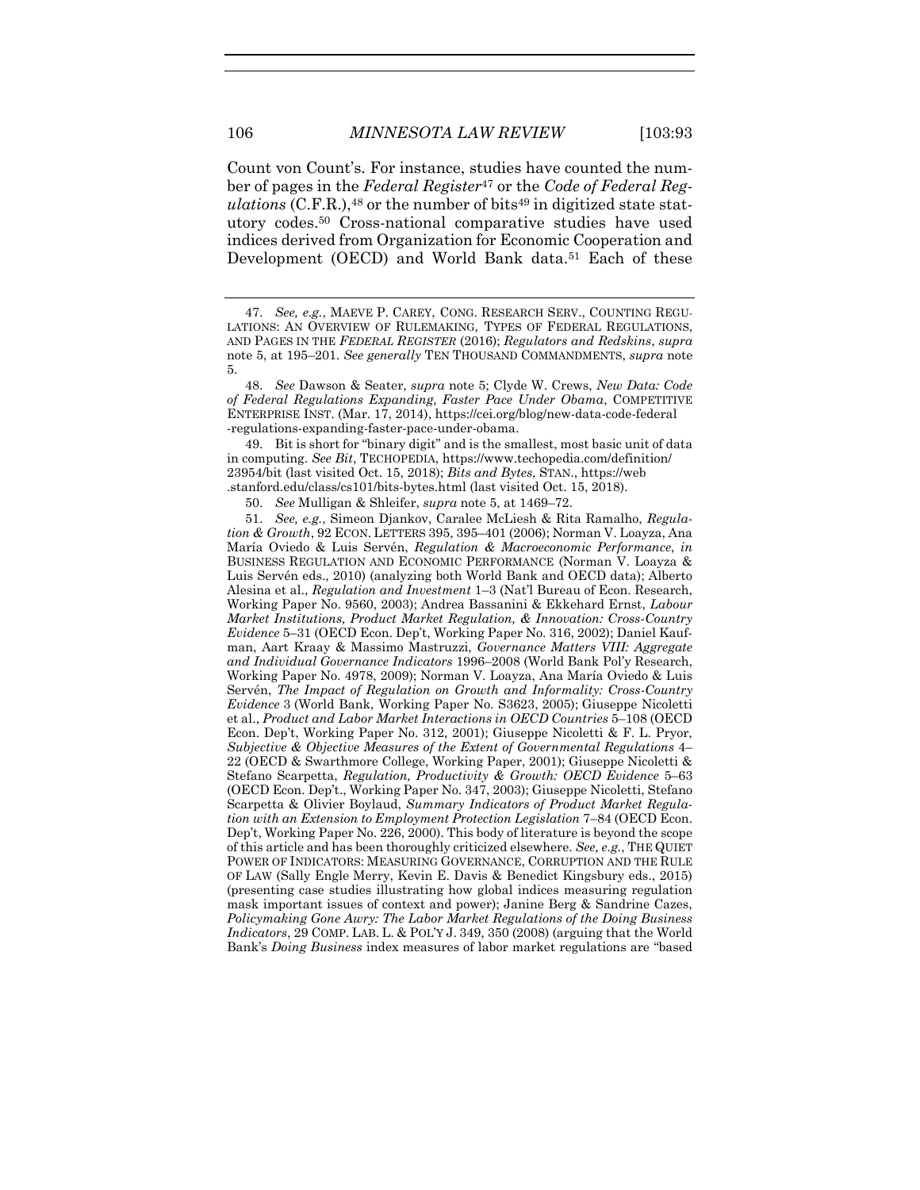Count von Count's. For instance, studies have counted the number of pages in the *Federal Register*[47] or the *Code of Federal Regulations* (C.F.R.),[48] or the number of bits[49] in digitized state statutory codes.[50] Cross-national comparative studies have used indices derived from Organization for Economic Cooperation and Development (OECD) and World Bank data.[51] Each of these

---

47. *See, e.g.*, MAEVE P. CAREY, CONG. RESEARCH SERV., COUNTING REGULATIONS: AN OVERVIEW OF RULEMAKING, TYPES OF FEDERAL REGULATIONS, AND PAGES IN THE *FEDERAL REGISTER* (2016); *Regulators and Redskins*, *supra* note 5, at 195–201. *See generally* TEN THOUSAND COMMANDMENTS, *supra* note 5.

48. *See* Dawson & Seater, *supra* note 5; Clyde W. Crews, *New Data: Code of Federal Regulations Expanding, Faster Pace Under Obama*, COMPETITIVE ENTERPRISE INST. (Mar. 17, 2014), https://cei.org/blog/new-data-code-federal-regulations-expanding-faster-pace-under-obama.

49. Bit is short for "binary digit" and is the smallest, most basic unit of data in computing. *See Bit*, TECHOPEDIA, https://www.techopedia.com/definition/23954/bit (last visited Oct. 15, 2018); *Bits and Bytes*, STAN., https://web.stanford.edu/class/cs101/bits-bytes.html (last visited Oct. 15, 2018).

50. *See* Mulligan & Shleifer, *supra* note 5, at 1469–72.

51. *See, e.g.*, Simeon Djankov, Caralee McLiesh & Rita Ramalho, *Regulation & Growth*, 92 ECON. LETTERS 395, 395–401 (2006); Norman V. Loayza, Ana María Oviedo & Luis Servén, *Regulation & Macroeconomic Performance*, *in* BUSINESS REGULATION AND ECONOMIC PERFORMANCE (Norman V. Loayza & Luis Servén eds., 2010) (analyzing both World Bank and OECD data); Alberto Alesina et al., *Regulation and Investment* 1–3 (Nat'l Bureau of Econ. Research, Working Paper No. 9560, 2003); Andrea Bassanini & Ekkehard Ernst, *Labour Market Institutions, Product Market Regulation, & Innovation: Cross-Country Evidence* 5–31 (OECD Econ. Dep't, Working Paper No. 316, 2002); Daniel Kaufman, Aart Kraay & Massimo Mastruzzi, *Governance Matters VIII: Aggregate and Individual Governance Indicators* 1996–2008 (World Bank Pol'y Research, Working Paper No. 4978, 2009); Norman V. Loayza, Ana María Oviedo & Luis Servén, *The Impact of Regulation on Growth and Informality: Cross-Country Evidence* 3 (World Bank, Working Paper No. S3623, 2005); Giuseppe Nicoletti et al., *Product and Labor Market Interactions in OECD Countries* 5–108 (OECD Econ. Dep't, Working Paper No. 312, 2001); Giuseppe Nicoletti & F. L. Pryor, *Subjective & Objective Measures of the Extent of Governmental Regulations* 4–22 (OECD & Swarthmore College, Working Paper, 2001); Giuseppe Nicoletti & Stefano Scarpetta, *Regulation, Productivity & Growth: OECD Evidence* 5–63 (OECD Econ. Dep't., Working Paper No. 347, 2003); Giuseppe Nicoletti, Stefano Scarpetta & Olivier Boylaud, *Summary Indicators of Product Market Regulation with an Extension to Employment Protection Legislation* 7–84 (OECD Econ. Dep't, Working Paper No. 226, 2000). This body of literature is beyond the scope of this article and has been thoroughly criticized elsewhere. *See, e.g.*, THE QUIET POWER OF INDICATORS: MEASURING GOVERNANCE, CORRUPTION AND THE RULE OF LAW (Sally Engle Merry, Kevin E. Davis & Benedict Kingsbury eds., 2015) (presenting case studies illustrating how global indices measuring regulation mask important issues of context and power); Janine Berg & Sandrine Cazes, *Policymaking Gone Awry: The Labor Market Regulations of the Doing Business Indicators*, 29 COMP. LAB. L. & POL'Y J. 349, 350 (2008) (arguing that the World Bank's *Doing Business* index measures of labor market regulations are "based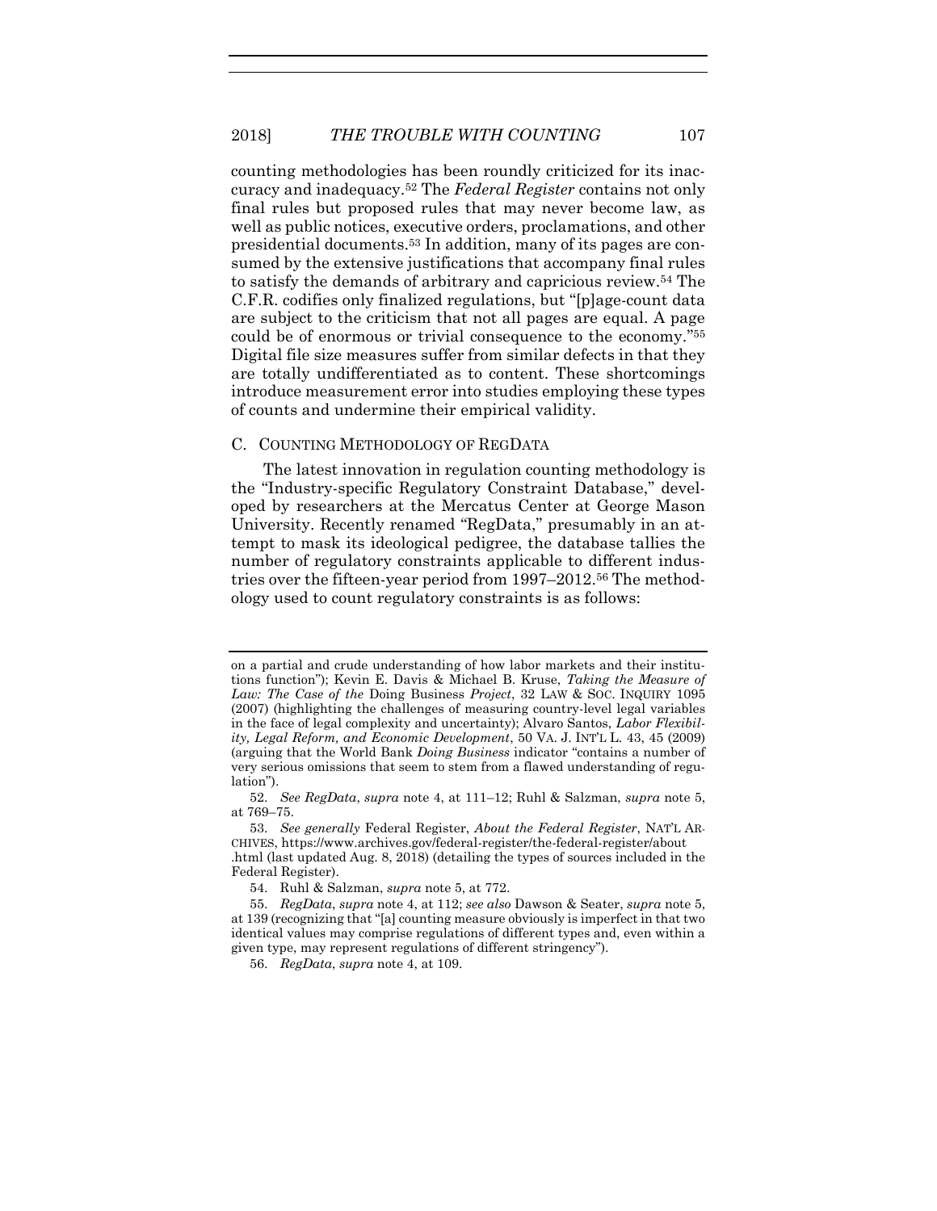counting methodologies has been roundly criticized for its inaccuracy and inadequacy.[52] The *Federal Register* contains not only final rules but proposed rules that may never become law, as well as public notices, executive orders, proclamations, and other presidential documents.[53] In addition, many of its pages are consumed by the extensive justifications that accompany final rules to satisfy the demands of arbitrary and capricious review.[54] The C.F.R. codifies only finalized regulations, but "[p]age-count data are subject to the criticism that not all pages are equal. A page could be of enormous or trivial consequence to the economy."[55] Digital file size measures suffer from similar defects in that they are totally undifferentiated as to content. These shortcomings introduce measurement error into studies employing these types of counts and undermine their empirical validity.

### C. COUNTING METHODOLOGY OF REGDATA

The latest innovation in regulation counting methodology is the "Industry-specific Regulatory Constraint Database," developed by researchers at the Mercatus Center at George Mason University. Recently renamed "RegData," presumably in an attempt to mask its ideological pedigree, the database tallies the number of regulatory constraints applicable to different industries over the fifteen-year period from 1997–2012.[56] The methodology used to count regulatory constraints is as follows:

---

on a partial and crude understanding of how labor markets and their institutions function"); Kevin E. Davis & Michael B. Kruse, *Taking the Measure of Law: The Case of the* Doing Business *Project*, 32 LAW & SOC. INQUIRY 1095 (2007) (highlighting the challenges of measuring country-level legal variables in the face of legal complexity and uncertainty); Alvaro Santos, *Labor Flexibility, Legal Reform, and Economic Development*, 50 VA. J. INT'L L. 43, 45 (2009) (arguing that the World Bank *Doing Business* indicator "contains a number of very serious omissions that seem to stem from a flawed understanding of regulation").

52. *See RegData*, *supra* note 4, at 111–12; Ruhl & Salzman, *supra* note 5, at 769–75.

53. *See generally* Federal Register, *About the Federal Register*, NAT'L ARCHIVES, https://www.archives.gov/federal-register/the-federal-register/about.html (last updated Aug. 8, 2018) (detailing the types of sources included in the Federal Register).

54. Ruhl & Salzman, *supra* note 5, at 772.

55. *RegData*, *supra* note 4, at 112; *see also* Dawson & Seater, *supra* note 5, at 139 (recognizing that "[a] counting measure obviously is imperfect in that two identical values may comprise regulations of different types and, even within a given type, may represent regulations of different stringency").

56. *RegData*, *supra* note 4, at 109.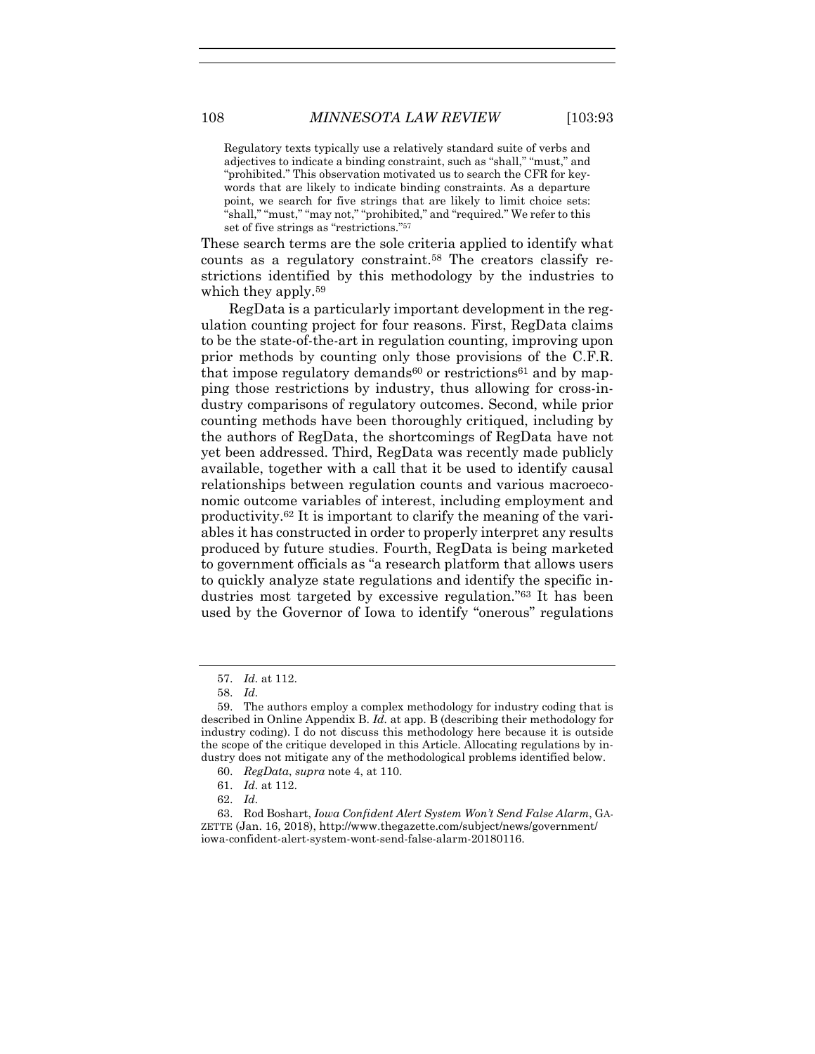> Regulatory texts typically use a relatively standard suite of verbs and adjectives to indicate a binding constraint, such as "shall," "must," and "prohibited." This observation motivated us to search the CFR for keywords that are likely to indicate binding constraints. As a departure point, we search for five strings that are likely to limit choice sets: "shall," "must," "may not," "prohibited," and "required." We refer to this set of five strings as "restrictions."[57]

These search terms are the sole criteria applied to identify what counts as a regulatory constraint.[58] The creators classify restrictions identified by this methodology by the industries to which they apply.[59]

RegData is a particularly important development in the regulation counting project for four reasons. First, RegData claims to be the state-of-the-art in regulation counting, improving upon prior methods by counting only those provisions of the C.F.R. that impose regulatory demands[60] or restrictions[61] and by mapping those restrictions by industry, thus allowing for cross-industry comparisons of regulatory outcomes. Second, while prior counting methods have been thoroughly critiqued, including by the authors of RegData, the shortcomings of RegData have not yet been addressed. Third, RegData was recently made publicly available, together with a call that it be used to identify causal relationships between regulation counts and various macroeconomic outcome variables of interest, including employment and productivity.[62] It is important to clarify the meaning of the variables it has constructed in order to properly interpret any results produced by future studies. Fourth, RegData is being marketed to government officials as "a research platform that allows users to quickly analyze state regulations and identify the specific industries most targeted by excessive regulation."[63] It has been used by the Governor of Iowa to identify "onerous" regulations

---

57. *Id.* at 112.

58. *Id.*

59. The authors employ a complex methodology for industry coding that is described in Online Appendix B. *Id.* at app. B (describing their methodology for industry coding). I do not discuss this methodology here because it is outside the scope of the critique developed in this Article. Allocating regulations by industry does not mitigate any of the methodological problems identified below.

60. *RegData*, *supra* note 4, at 110.

61. *Id.* at 112.

62. *Id.*

63. Rod Boshart, *Iowa Confident Alert System Won't Send False Alarm*, GAZETTE (Jan. 16, 2018), http://www.thegazette.com/subject/news/government/iowa-confident-alert-system-wont-send-false-alarm-20180116.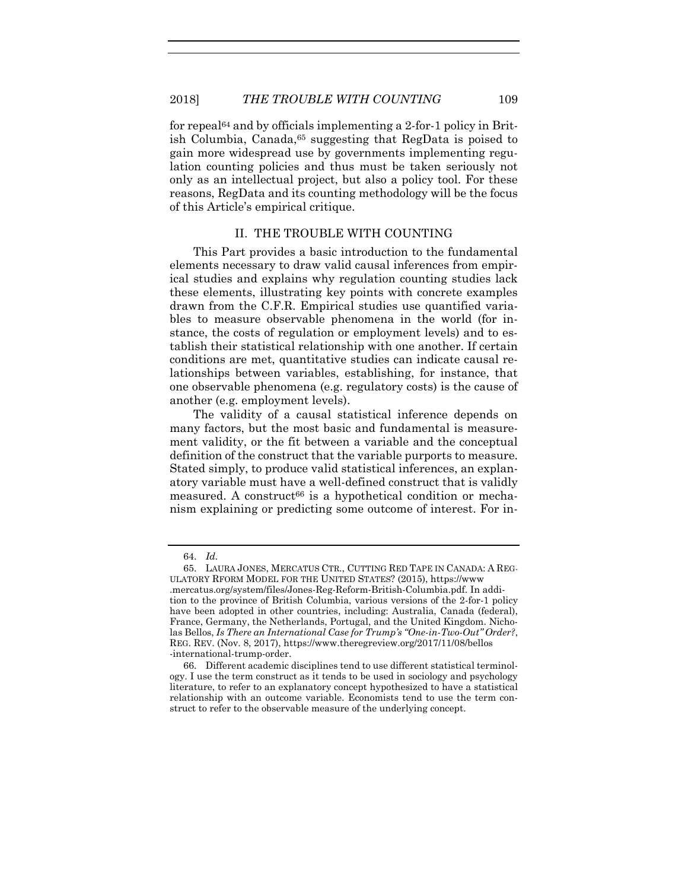for repeal[64] and by officials implementing a 2-for-1 policy in British Columbia, Canada,[65] suggesting that RegData is poised to gain more widespread use by governments implementing regulation counting policies and thus must be taken seriously not only as an intellectual project, but also a policy tool. For these reasons, RegData and its counting methodology will be the focus of this Article's empirical critique.

## II. THE TROUBLE WITH COUNTING

This Part provides a basic introduction to the fundamental elements necessary to draw valid causal inferences from empirical studies and explains why regulation counting studies lack these elements, illustrating key points with concrete examples drawn from the C.F.R. Empirical studies use quantified variables to measure observable phenomena in the world (for instance, the costs of regulation or employment levels) and to establish their statistical relationship with one another. If certain conditions are met, quantitative studies can indicate causal relationships between variables, establishing, for instance, that one observable phenomena (e.g. regulatory costs) is the cause of another (e.g. employment levels).

The validity of a causal statistical inference depends on many factors, but the most basic and fundamental is measurement validity, or the fit between a variable and the conceptual definition of the construct that the variable purports to measure. Stated simply, to produce valid statistical inferences, an explanatory variable must have a well-defined construct that is validly measured. A construct[66] is a hypothetical condition or mechanism explaining or predicting some outcome of interest. For in-

---

64. *Id.*

65. LAURA JONES, MERCATUS CTR., CUTTING RED TAPE IN CANADA: A REGULATORY RFORM MODEL FOR THE UNITED STATES? (2015), https://www.mercatus.org/system/files/Jones-Reg-Reform-British-Columbia.pdf. In addition to the province of British Columbia, various versions of the 2-for-1 policy have been adopted in other countries, including: Australia, Canada (federal), France, Germany, the Netherlands, Portugal, and the United Kingdom. Nicholas Bellos, *Is There an International Case for Trump's "One-in-Two-Out" Order?*, REG. REV. (Nov. 8, 2017), https://www.theregreview.org/2017/11/08/bellos-international-trump-order.

66. Different academic disciplines tend to use different statistical terminology. I use the term construct as it tends to be used in sociology and psychology literature, to refer to an explanatory concept hypothesized to have a statistical relationship with an outcome variable. Economists tend to use the term construct to refer to the observable measure of the underlying concept.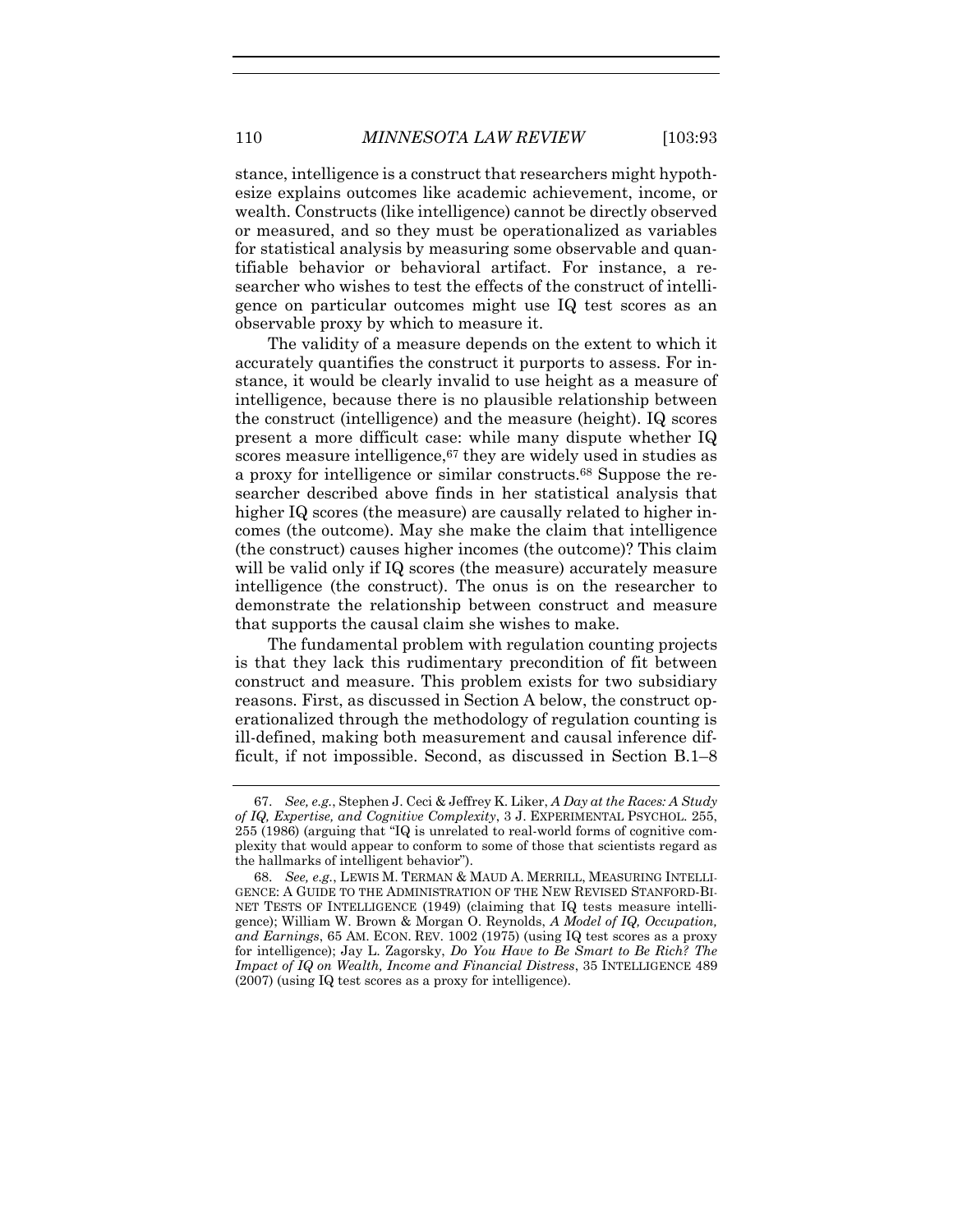stance, intelligence is a construct that researchers might hypothesize explains outcomes like academic achievement, income, or wealth. Constructs (like intelligence) cannot be directly observed or measured, and so they must be operationalized as variables for statistical analysis by measuring some observable and quantifiable behavior or behavioral artifact. For instance, a researcher who wishes to test the effects of the construct of intelligence on particular outcomes might use IQ test scores as an observable proxy by which to measure it.

The validity of a measure depends on the extent to which it accurately quantifies the construct it purports to assess. For instance, it would be clearly invalid to use height as a measure of intelligence, because there is no plausible relationship between the construct (intelligence) and the measure (height). IQ scores present a more difficult case: while many dispute whether IQ scores measure intelligence,[67] they are widely used in studies as a proxy for intelligence or similar constructs.[68] Suppose the researcher described above finds in her statistical analysis that higher IQ scores (the measure) are causally related to higher incomes (the outcome). May she make the claim that intelligence (the construct) causes higher incomes (the outcome)? This claim will be valid only if IQ scores (the measure) accurately measure intelligence (the construct). The onus is on the researcher to demonstrate the relationship between construct and measure that supports the causal claim she wishes to make.

The fundamental problem with regulation counting projects is that they lack this rudimentary precondition of fit between construct and measure. This problem exists for two subsidiary reasons. First, as discussed in Section A below, the construct operationalized through the methodology of regulation counting is ill-defined, making both measurement and causal inference difficult, if not impossible. Second, as discussed in Section B.1–8

---

67. *See, e.g.*, Stephen J. Ceci & Jeffrey K. Liker, *A Day at the Races: A Study of IQ, Expertise, and Cognitive Complexity*, 3 J. EXPERIMENTAL PSYCHOL. 255, 255 (1986) (arguing that "IQ is unrelated to real-world forms of cognitive complexity that would appear to conform to some of those that scientists regard as the hallmarks of intelligent behavior").

68. *See, e.g.*, LEWIS M. TERMAN & MAUD A. MERRILL, MEASURING INTELLIGENCE: A GUIDE TO THE ADMINISTRATION OF THE NEW REVISED STANFORD-BINET TESTS OF INTELLIGENCE (1949) (claiming that IQ tests measure intelligence); William W. Brown & Morgan O. Reynolds, *A Model of IQ, Occupation, and Earnings*, 65 AM. ECON. REV. 1002 (1975) (using IQ test scores as a proxy for intelligence); Jay L. Zagorsky, *Do You Have to Be Smart to Be Rich? The Impact of IQ on Wealth, Income and Financial Distress*, 35 INTELLIGENCE 489 (2007) (using IQ test scores as a proxy for intelligence).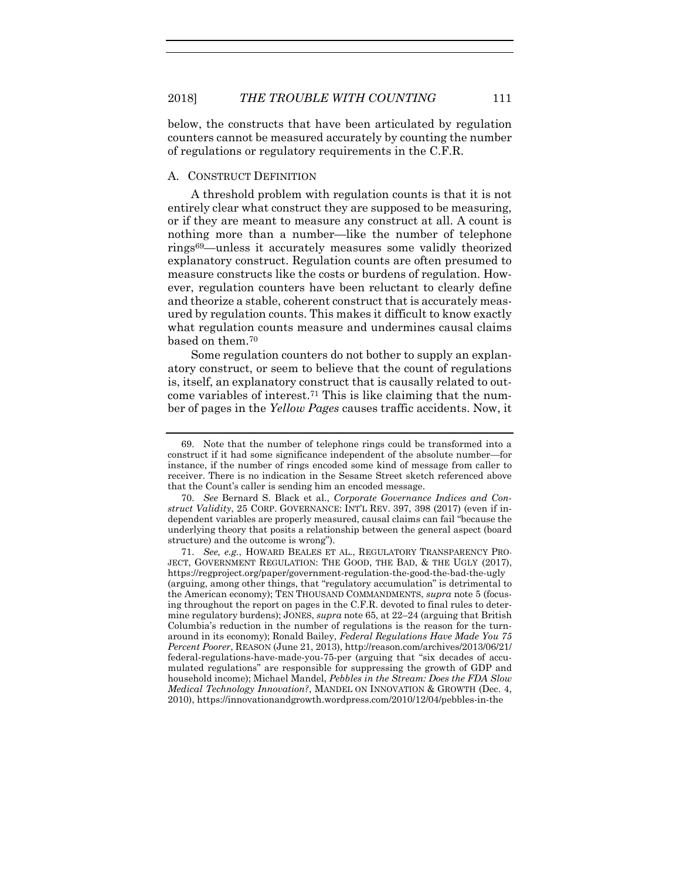below, the constructs that have been articulated by regulation counters cannot be measured accurately by counting the number of regulations or regulatory requirements in the C.F.R.

## A. CONSTRUCT DEFINITION

A threshold problem with regulation counts is that it is not entirely clear what construct they are supposed to be measuring, or if they are meant to measure any construct at all. A count is nothing more than a number—like the number of telephone rings[69]—unless it accurately measures some validly theorized explanatory construct. Regulation counts are often presumed to measure constructs like the costs or burdens of regulation. However, regulation counters have been reluctant to clearly define and theorize a stable, coherent construct that is accurately measured by regulation counts. This makes it difficult to know exactly what regulation counts measure and undermines causal claims based on them.[70]

Some regulation counters do not bother to supply an explanatory construct, or seem to believe that the count of regulations is, itself, an explanatory construct that is causally related to outcome variables of interest.[71] This is like claiming that the number of pages in the *Yellow Pages* causes traffic accidents. Now, it

---

69. Note that the number of telephone rings could be transformed into a construct if it had some significance independent of the absolute number—for instance, if the number of rings encoded some kind of message from caller to receiver. There is no indication in the Sesame Street sketch referenced above that the Count's caller is sending him an encoded message.

70. *See* Bernard S. Black et al., *Corporate Governance Indices and Construct Validity*, 25 CORP. GOVERNANCE: INT'L REV. 397, 398 (2017) (even if independent variables are properly measured, causal claims can fail "because the underlying theory that posits a relationship between the general aspect (board structure) and the outcome is wrong").

71. *See, e.g.*, HOWARD BEALES ET AL., REGULATORY TRANSPARENCY PROJECT, GOVERNMENT REGULATION: THE GOOD, THE BAD, & THE UGLY (2017), https://regproject.org/paper/government-regulation-the-good-the-bad-the-ugly (arguing, among other things, that "regulatory accumulation" is detrimental to the American economy); TEN THOUSAND COMMANDMENTS, *supra* note 5 (focusing throughout the report on pages in the C.F.R. devoted to final rules to determine regulatory burdens); JONES, *supra* note 65, at 22–24 (arguing that British Columbia's reduction in the number of regulations is the reason for the turnaround in its economy); Ronald Bailey, *Federal Regulations Have Made You 75 Percent Poorer*, REASON (June 21, 2013), http://reason.com/archives/2013/06/21/federal-regulations-have-made-you-75-per (arguing that "six decades of accumulated regulations" are responsible for suppressing the growth of GDP and household income); Michael Mandel, *Pebbles in the Stream: Does the FDA Slow Medical Technology Innovation?*, MANDEL ON INNOVATION & GROWTH (Dec. 4, 2010), https://innovationandgrowth.wordpress.com/2010/12/04/pebbles-in-the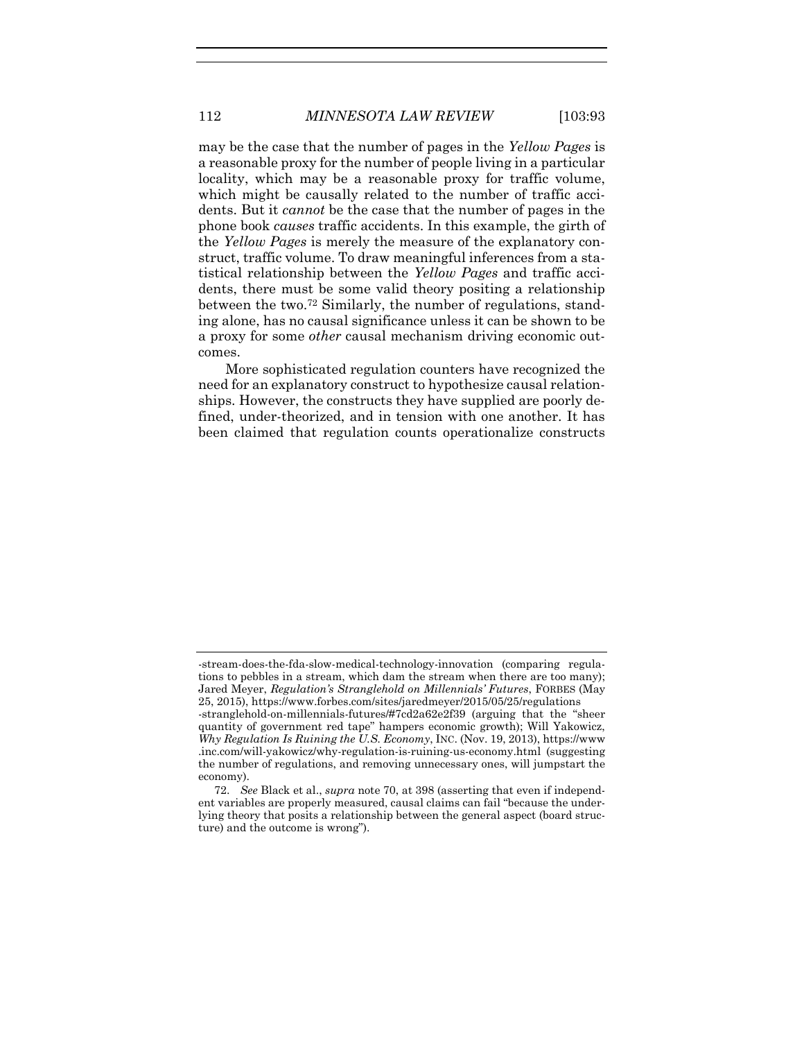may be the case that the number of pages in the *Yellow Pages* is a reasonable proxy for the number of people living in a particular locality, which may be a reasonable proxy for traffic volume, which might be causally related to the number of traffic accidents. But it *cannot* be the case that the number of pages in the phone book *causes* traffic accidents. In this example, the girth of the *Yellow Pages* is merely the measure of the explanatory construct, traffic volume. To draw meaningful inferences from a statistical relationship between the *Yellow Pages* and traffic accidents, there must be some valid theory positing a relationship between the two.[72] Similarly, the number of regulations, standing alone, has no causal significance unless it can be shown to be a proxy for some *other* causal mechanism driving economic outcomes.

More sophisticated regulation counters have recognized the need for an explanatory construct to hypothesize causal relationships. However, the constructs they have supplied are poorly defined, under-theorized, and in tension with one another. It has been claimed that regulation counts operationalize constructs

---

-stream-does-the-fda-slow-medical-technology-innovation (comparing regulations to pebbles in a stream, which dam the stream when there are too many); Jared Meyer, *Regulation's Stranglehold on Millennials' Futures*, FORBES (May 25, 2015), https://www.forbes.com/sites/jaredmeyer/2015/05/25/regulations-stranglehold-on-millennials-futures/#7cd2a62e2f39 (arguing that the "sheer quantity of government red tape" hampers economic growth); Will Yakowicz, *Why Regulation Is Ruining the U.S. Economy*, INC. (Nov. 19, 2013), https://www.inc.com/will-yakowicz/why-regulation-is-ruining-us-economy.html (suggesting the number of regulations, and removing unnecessary ones, will jumpstart the economy).

72. *See* Black et al., *supra* note 70, at 398 (asserting that even if independent variables are properly measured, causal claims can fail "because the underlying theory that posits a relationship between the general aspect (board structure) and the outcome is wrong").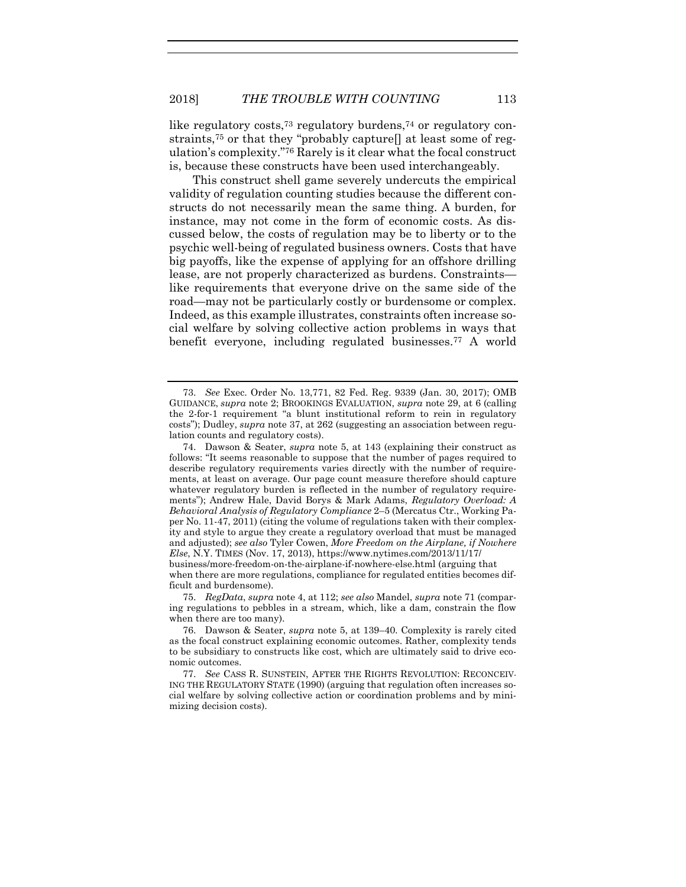like regulatory costs,[73] regulatory burdens,[74] or regulatory constraints,[75] or that they "probably capture[] at least some of regulation's complexity."[76] Rarely is it clear what the focal construct is, because these constructs have been used interchangeably.

This construct shell game severely undercuts the empirical validity of regulation counting studies because the different constructs do not necessarily mean the same thing. A burden, for instance, may not come in the form of economic costs. As discussed below, the costs of regulation may be to liberty or to the psychic well-being of regulated business owners. Costs that have big payoffs, like the expense of applying for an offshore drilling lease, are not properly characterized as burdens. Constraints—like requirements that everyone drive on the same side of the road—may not be particularly costly or burdensome or complex. Indeed, as this example illustrates, constraints often increase social welfare by solving collective action problems in ways that benefit everyone, including regulated businesses.[77] A world

---

73. *See* Exec. Order No. 13,771, 82 Fed. Reg. 9339 (Jan. 30, 2017); OMB GUIDANCE, *supra* note 2; BROOKINGS EVALUATION, *supra* note 29, at 6 (calling the 2-for-1 requirement "a blunt institutional reform to rein in regulatory costs"); Dudley, *supra* note 37, at 262 (suggesting an association between regulation counts and regulatory costs).

74. Dawson & Seater, *supra* note 5, at 143 (explaining their construct as follows: "It seems reasonable to suppose that the number of pages required to describe regulatory requirements varies directly with the number of requirements, at least on average. Our page count measure therefore should capture whatever regulatory burden is reflected in the number of regulatory requirements"); Andrew Hale, David Borys & Mark Adams, *Regulatory Overload: A Behavioral Analysis of Regulatory Compliance* 2–5 (Mercatus Ctr., Working Paper No. 11-47, 2011) (citing the volume of regulations taken with their complexity and style to argue they create a regulatory overload that must be managed and adjusted); *see also* Tyler Cowen, *More Freedom on the Airplane, if Nowhere Else*, N.Y. TIMES (Nov. 17, 2013), https://www.nytimes.com/2013/11/17/business/more-freedom-on-the-airplane-if-nowhere-else.html (arguing that when there are more regulations, compliance for regulated entities becomes difficult and burdensome).

75. *RegData*, *supra* note 4, at 112; *see also* Mandel, *supra* note 71 (comparing regulations to pebbles in a stream, which, like a dam, constrain the flow when there are too many).

76. Dawson & Seater, *supra* note 5, at 139–40. Complexity is rarely cited as the focal construct explaining economic outcomes. Rather, complexity tends to be subsidiary to constructs like cost, which are ultimately said to drive economic outcomes.

77. *See* CASS R. SUNSTEIN, AFTER THE RIGHTS REVOLUTION: RECONCEIVING THE REGULATORY STATE (1990) (arguing that regulation often increases social welfare by solving collective action or coordination problems and by minimizing decision costs).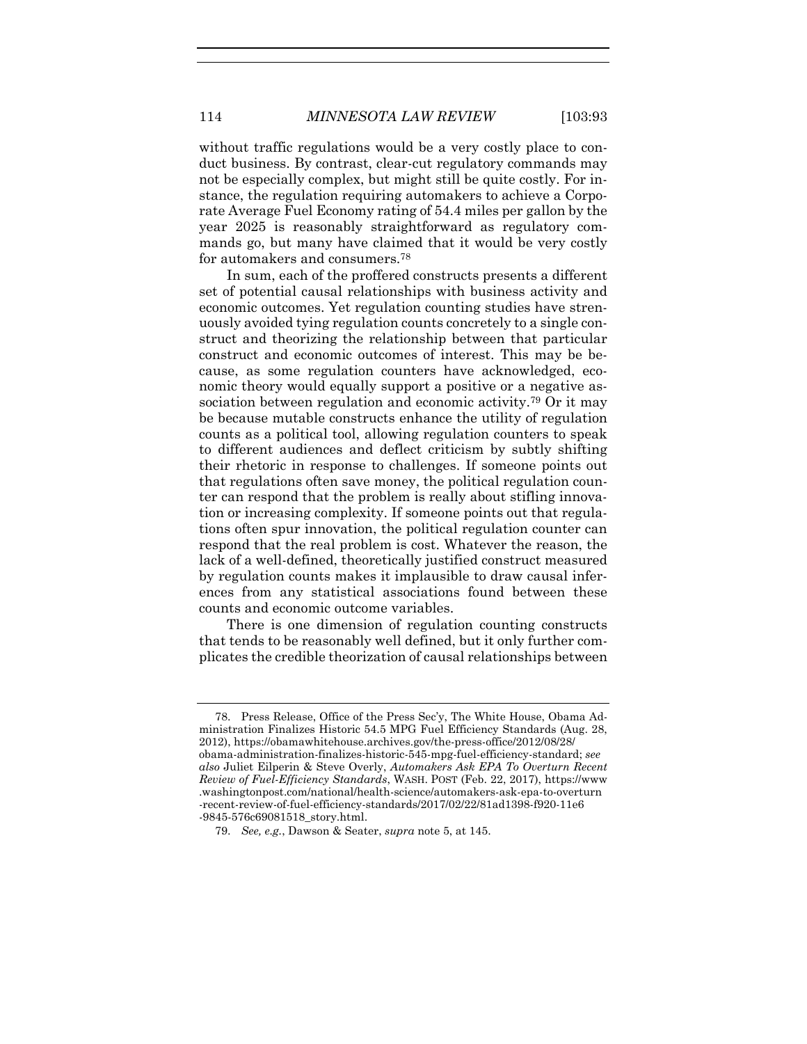without traffic regulations would be a very costly place to conduct business. By contrast, clear-cut regulatory commands may not be especially complex, but might still be quite costly. For instance, the regulation requiring automakers to achieve a Corporate Average Fuel Economy rating of 54.4 miles per gallon by the year 2025 is reasonably straightforward as regulatory commands go, but many have claimed that it would be very costly for automakers and consumers.[78]

In sum, each of the proffered constructs presents a different set of potential causal relationships with business activity and economic outcomes. Yet regulation counting studies have strenuously avoided tying regulation counts concretely to a single construct and theorizing the relationship between that particular construct and economic outcomes of interest. This may be because, as some regulation counters have acknowledged, economic theory would equally support a positive or a negative association between regulation and economic activity.[79] Or it may be because mutable constructs enhance the utility of regulation counts as a political tool, allowing regulation counters to speak to different audiences and deflect criticism by subtly shifting their rhetoric in response to challenges. If someone points out that regulations often save money, the political regulation counter can respond that the problem is really about stifling innovation or increasing complexity. If someone points out that regulations often spur innovation, the political regulation counter can respond that the real problem is cost. Whatever the reason, the lack of a well-defined, theoretically justified construct measured by regulation counts makes it implausible to draw causal inferences from any statistical associations found between these counts and economic outcome variables.

There is one dimension of regulation counting constructs that tends to be reasonably well defined, but it only further complicates the credible theorization of causal relationships between

---

78. Press Release, Office of the Press Sec'y, The White House, Obama Administration Finalizes Historic 54.5 MPG Fuel Efficiency Standards (Aug. 28, 2012), https://obamawhitehouse.archives.gov/the-press-office/2012/08/28/obama-administration-finalizes-historic-545-mpg-fuel-efficiency-standard; *see also* Juliet Eilperin & Steve Overly, *Automakers Ask EPA To Overturn Recent Review of Fuel-Efficiency Standards*, WASH. POST (Feb. 22, 2017), https://www.washingtonpost.com/national/health-science/automakers-ask-epa-to-overturn-recent-review-of-fuel-efficiency-standards/2017/02/22/81ad1398-f920-11e6-9845-576c69081518_story.html.

79. *See, e.g.*, Dawson & Seater, *supra* note 5, at 145.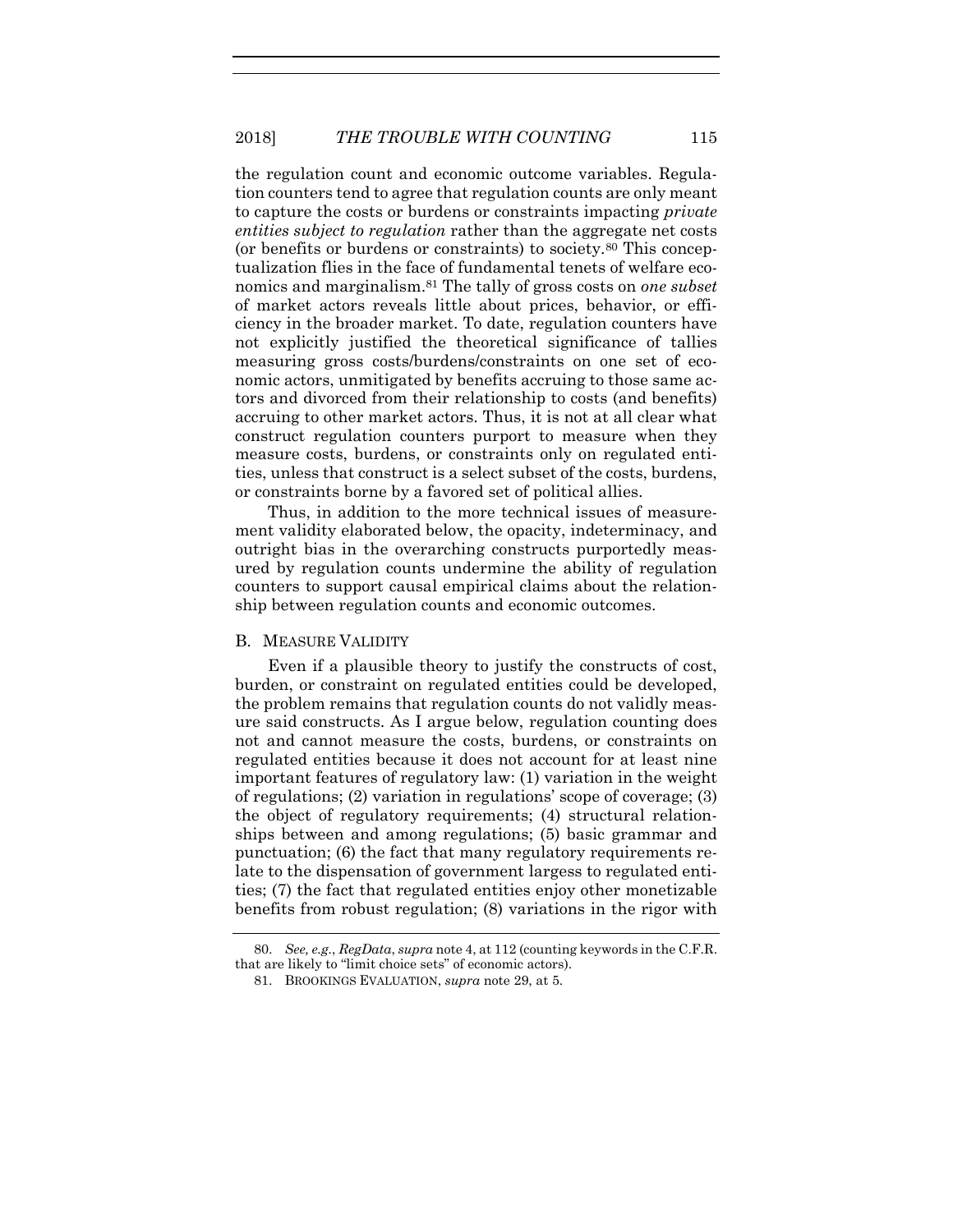the regulation count and economic outcome variables. Regulation counters tend to agree that regulation counts are only meant to capture the costs or burdens or constraints impacting *private entities subject to regulation* rather than the aggregate net costs (or benefits or burdens or constraints) to society.[80] This conceptualization flies in the face of fundamental tenets of welfare economics and marginalism.[81] The tally of gross costs on *one subset* of market actors reveals little about prices, behavior, or efficiency in the broader market. To date, regulation counters have not explicitly justified the theoretical significance of tallies measuring gross costs/burdens/constraints on one set of economic actors, unmitigated by benefits accruing to those same actors and divorced from their relationship to costs (and benefits) accruing to other market actors. Thus, it is not at all clear what construct regulation counters purport to measure when they measure costs, burdens, or constraints only on regulated entities, unless that construct is a select subset of the costs, burdens, or constraints borne by a favored set of political allies.

Thus, in addition to the more technical issues of measurement validity elaborated below, the opacity, indeterminacy, and outright bias in the overarching constructs purportedly measured by regulation counts undermine the ability of regulation counters to support causal empirical claims about the relationship between regulation counts and economic outcomes.

## B. Measure Validity

Even if a plausible theory to justify the constructs of cost, burden, or constraint on regulated entities could be developed, the problem remains that regulation counts do not validly measure said constructs. As I argue below, regulation counting does not and cannot measure the costs, burdens, or constraints on regulated entities because it does not account for at least nine important features of regulatory law: (1) variation in the weight of regulations; (2) variation in regulations' scope of coverage; (3) the object of regulatory requirements; (4) structural relationships between and among regulations; (5) basic grammar and punctuation; (6) the fact that many regulatory requirements relate to the dispensation of government largess to regulated entities; (7) the fact that regulated entities enjoy other monetizable benefits from robust regulation; (8) variations in the rigor with

---

80. *See, e.g.*, *RegData*, *supra* note 4, at 112 (counting keywords in the C.F.R. that are likely to "limit choice sets" of economic actors).

81. BROOKINGS EVALUATION, *supra* note 29, at 5.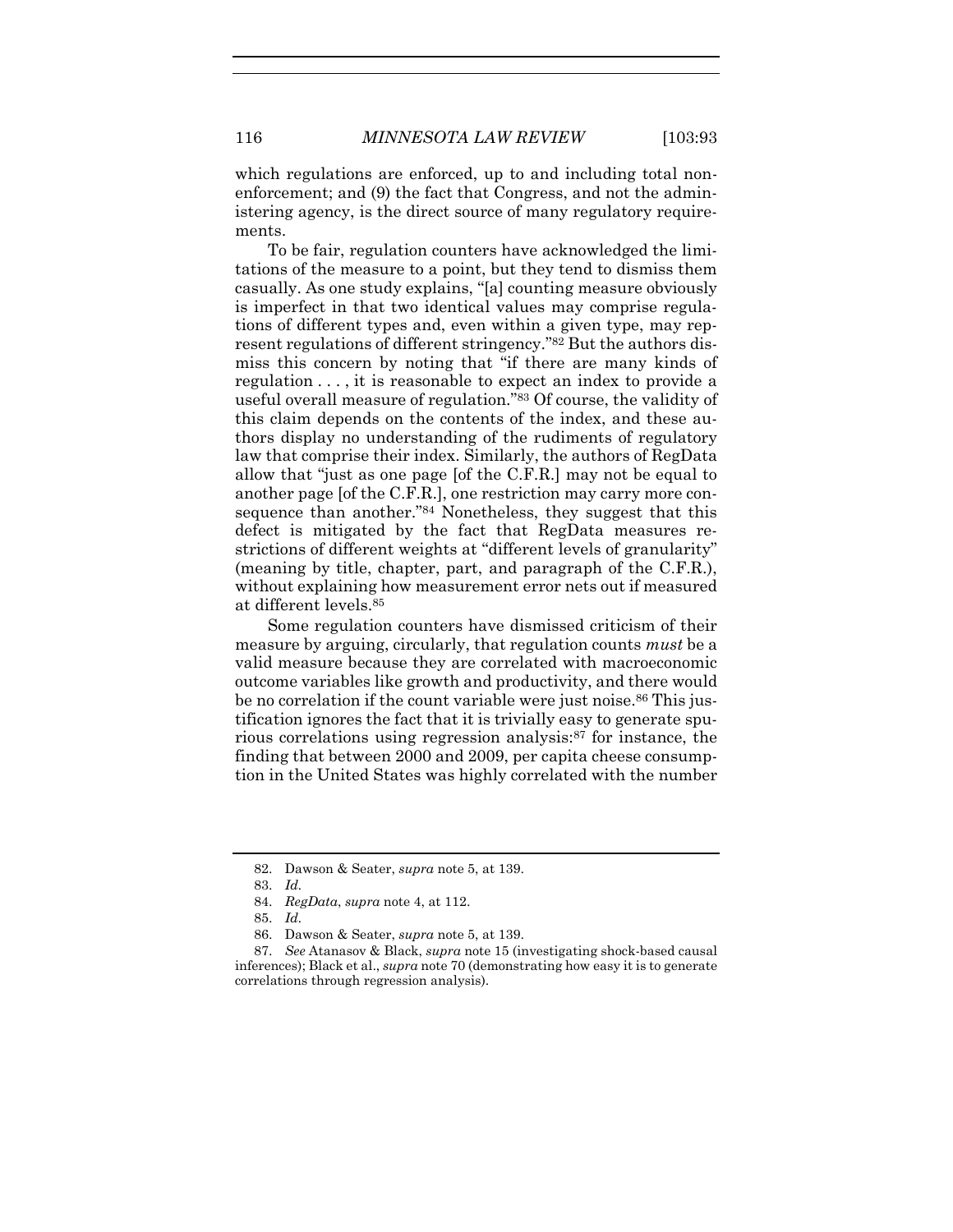which regulations are enforced, up to and including total non-enforcement; and (9) the fact that Congress, and not the administering agency, is the direct source of many regulatory requirements.

To be fair, regulation counters have acknowledged the limitations of the measure to a point, but they tend to dismiss them casually. As one study explains, "[a] counting measure obviously is imperfect in that two identical values may comprise regulations of different types and, even within a given type, may represent regulations of different stringency."[82] But the authors dismiss this concern by noting that "if there are many kinds of regulation . . . , it is reasonable to expect an index to provide a useful overall measure of regulation."[83] Of course, the validity of this claim depends on the contents of the index, and these authors display no understanding of the rudiments of regulatory law that comprise their index. Similarly, the authors of RegData allow that "just as one page [of the C.F.R.] may not be equal to another page [of the C.F.R.], one restriction may carry more consequence than another."[84] Nonetheless, they suggest that this defect is mitigated by the fact that RegData measures restrictions of different weights at "different levels of granularity" (meaning by title, chapter, part, and paragraph of the C.F.R.), without explaining how measurement error nets out if measured at different levels.[85]

Some regulation counters have dismissed criticism of their measure by arguing, circularly, that regulation counts *must* be a valid measure because they are correlated with macroeconomic outcome variables like growth and productivity, and there would be no correlation if the count variable were just noise.[86] This justification ignores the fact that it is trivially easy to generate spurious correlations using regression analysis:[87] for instance, the finding that between 2000 and 2009, per capita cheese consumption in the United States was highly correlated with the number

---

82. Dawson & Seater, *supra* note 5, at 139.

83. *Id.*

84. *RegData*, *supra* note 4, at 112.

85. *Id.*

86. Dawson & Seater, *supra* note 5, at 139.

87. *See* Atanasov & Black, *supra* note 15 (investigating shock-based causal inferences); Black et al., *supra* note 70 (demonstrating how easy it is to generate correlations through regression analysis).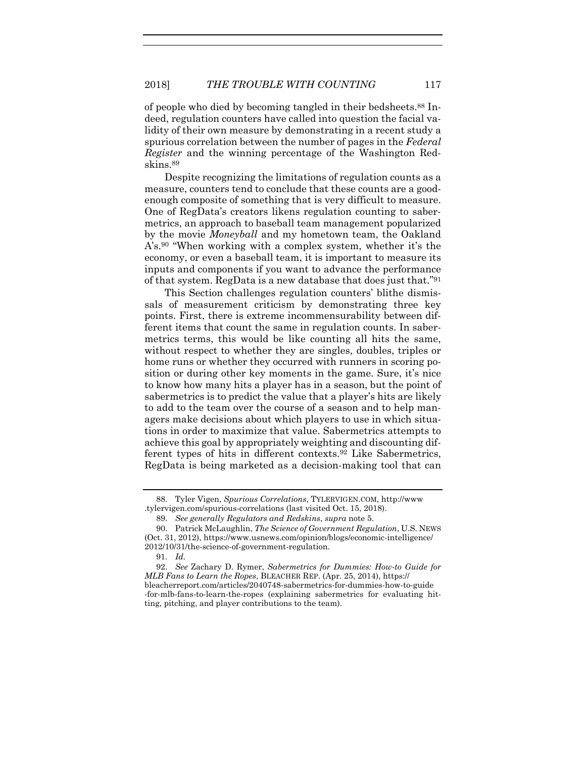of people who died by becoming tangled in their bedsheets.[88] Indeed, regulation counters have called into question the facial validity of their own measure by demonstrating in a recent study a spurious correlation between the number of pages in the *Federal Register* and the winning percentage of the Washington Redskins.[89]

Despite recognizing the limitations of regulation counts as a measure, counters tend to conclude that these counts are a good-enough composite of something that is very difficult to measure. One of RegData's creators likens regulation counting to sabermetrics, an approach to baseball team management popularized by the movie *Moneyball* and my hometown team, the Oakland A's.[90] "When working with a complex system, whether it's the economy, or even a baseball team, it is important to measure its inputs and components if you want to advance the performance of that system. RegData is a new database that does just that."[91]

This Section challenges regulation counters' blithe dismissals of measurement criticism by demonstrating three key points. First, there is extreme incommensurability between different items that count the same in regulation counts. In sabermetrics terms, this would be like counting all hits the same, without respect to whether they are singles, doubles, triples or home runs or whether they occurred with runners in scoring position or during other key moments in the game. Sure, it's nice to know how many hits a player has in a season, but the point of sabermetrics is to predict the value that a player's hits are likely to add to the team over the course of a season and to help managers make decisions about which players to use in which situations in order to maximize that value. Sabermetrics attempts to achieve this goal by appropriately weighting and discounting different types of hits in different contexts.[92] Like Sabermetrics, RegData is being marketed as a decision-making tool that can

---

88. Tyler Vigen, *Spurious Correlations*, TYLERVIGEN.COM, http://www.tylervigen.com/spurious-correlations (last visited Oct. 15, 2018).

89. *See generally Regulators and Redskins*, *supra* note 5.

90. Patrick McLaughlin, *The Science of Government Regulation*, U.S. NEWS (Oct. 31, 2012), https://www.usnews.com/opinion/blogs/economic-intelligence/2012/10/31/the-science-of-government-regulation.

91. *Id.*

92. *See* Zachary D. Rymer, *Sabermetrics for Dummies: How-to Guide for MLB Fans to Learn the Ropes*, BLEACHER REP. (Apr. 25, 2014), https://bleacherreport.com/articles/2040748-sabermetrics-for-dummies-how-to-guide-for-mlb-fans-to-learn-the-ropes (explaining sabermetrics for evaluating hitting, pitching, and player contributions to the team).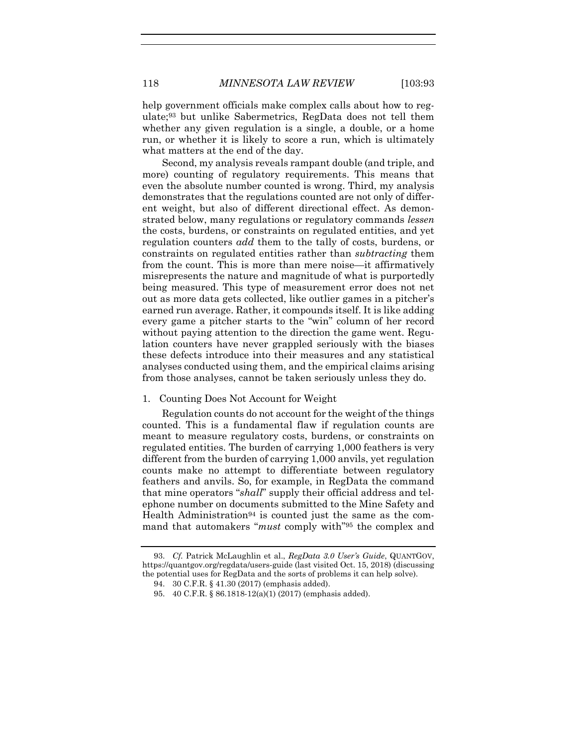help government officials make complex calls about how to regulate;[93] but unlike Sabermetrics, RegData does not tell them whether any given regulation is a single, a double, or a home run, or whether it is likely to score a run, which is ultimately what matters at the end of the day.

Second, my analysis reveals rampant double (and triple, and more) counting of regulatory requirements. This means that even the absolute number counted is wrong. Third, my analysis demonstrates that the regulations counted are not only of different weight, but also of different directional effect. As demonstrated below, many regulations or regulatory commands *lessen* the costs, burdens, or constraints on regulated entities, and yet regulation counters *add* them to the tally of costs, burdens, or constraints on regulated entities rather than *subtracting* them from the count. This is more than mere noise—it affirmatively misrepresents the nature and magnitude of what is purportedly being measured. This type of measurement error does not net out as more data gets collected, like outlier games in a pitcher's earned run average. Rather, it compounds itself. It is like adding every game a pitcher starts to the "win" column of her record without paying attention to the direction the game went. Regulation counters have never grappled seriously with the biases these defects introduce into their measures and any statistical analyses conducted using them, and the empirical claims arising from those analyses, cannot be taken seriously unless they do.

### 1. Counting Does Not Account for Weight

Regulation counts do not account for the weight of the things counted. This is a fundamental flaw if regulation counts are meant to measure regulatory costs, burdens, or constraints on regulated entities. The burden of carrying 1,000 feathers is very different from the burden of carrying 1,000 anvils, yet regulation counts make no attempt to differentiate between regulatory feathers and anvils. So, for example, in RegData the command that mine operators "*shall*" supply their official address and telephone number on documents submitted to the Mine Safety and Health Administration[94] is counted just the same as the command that automakers "*must* comply with"[95] the complex and

---

93. *Cf.* Patrick McLaughlin et al., *RegData 3.0 User's Guide*, QUANTGOV, https://quantgov.org/regdata/users-guide (last visited Oct. 15, 2018) (discussing the potential uses for RegData and the sorts of problems it can help solve).

94. 30 C.F.R. § 41.30 (2017) (emphasis added).

95. 40 C.F.R. § 86.1818-12(a)(1) (2017) (emphasis added).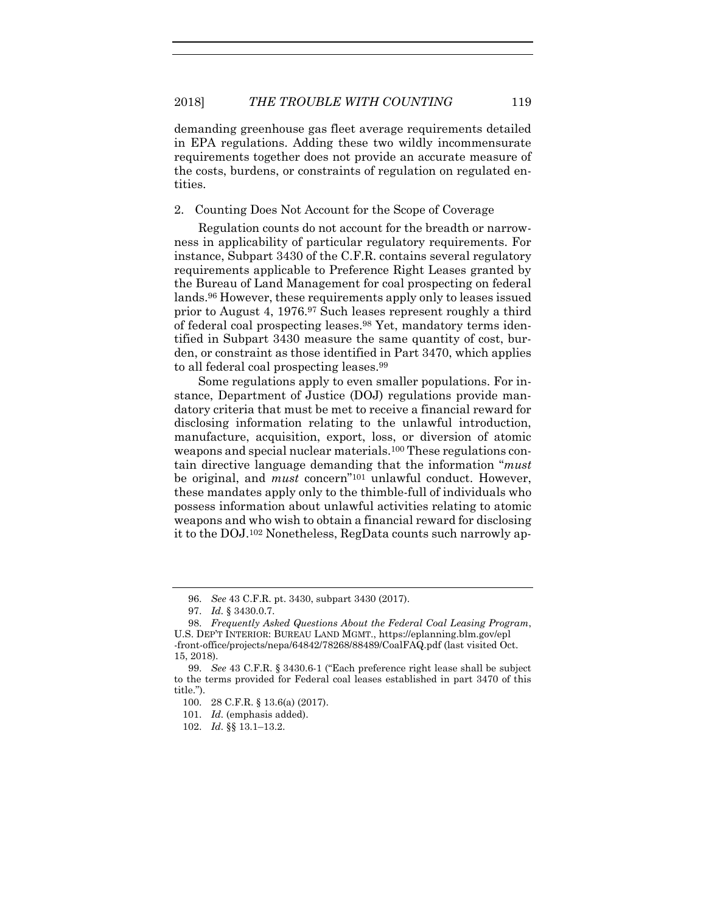demanding greenhouse gas fleet average requirements detailed in EPA regulations. Adding these two wildly incommensurate requirements together does not provide an accurate measure of the costs, burdens, or constraints of regulation on regulated entities.

2. Counting Does Not Account for the Scope of Coverage

Regulation counts do not account for the breadth or narrowness in applicability of particular regulatory requirements. For instance, Subpart 3430 of the C.F.R. contains several regulatory requirements applicable to Preference Right Leases granted by the Bureau of Land Management for coal prospecting on federal lands.[96] However, these requirements apply only to leases issued prior to August 4, 1976.[97] Such leases represent roughly a third of federal coal prospecting leases.[98] Yet, mandatory terms identified in Subpart 3430 measure the same quantity of cost, burden, or constraint as those identified in Part 3470, which applies to all federal coal prospecting leases.[99]

Some regulations apply to even smaller populations. For instance, Department of Justice (DOJ) regulations provide mandatory criteria that must be met to receive a financial reward for disclosing information relating to the unlawful introduction, manufacture, acquisition, export, loss, or diversion of atomic weapons and special nuclear materials.[100] These regulations contain directive language demanding that the information "*must* be original, and *must* concern"[101] unlawful conduct. However, these mandates apply only to the thimble-full of individuals who possess information about unlawful activities relating to atomic weapons and who wish to obtain a financial reward for disclosing it to the DOJ.[102] Nonetheless, RegData counts such narrowly ap-

---

96. *See* 43 C.F.R. pt. 3430, subpart 3430 (2017).

97. *Id.* § 3430.0.7.

98. *Frequently Asked Questions About the Federal Coal Leasing Program*, U.S. DEP'T INTERIOR: BUREAU LAND MGMT., https://eplanning.blm.gov/epl-front-office/projects/nepa/64842/78268/88489/CoalFAQ.pdf (last visited Oct. 15, 2018).

99. *See* 43 C.F.R. § 3430.6-1 ("Each preference right lease shall be subject to the terms provided for Federal coal leases established in part 3470 of this title.").

100. 28 C.F.R. § 13.6(a) (2017).

101. *Id.* (emphasis added).

102. *Id.* §§ 13.1–13.2.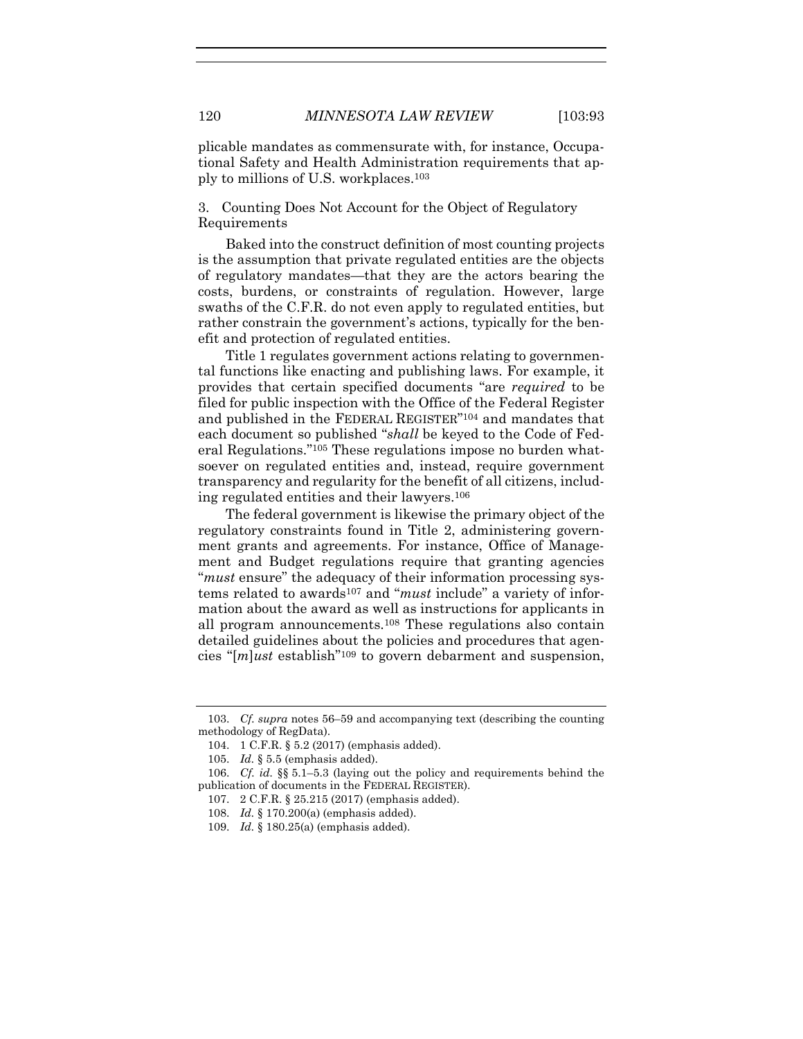plicable mandates as commensurate with, for instance, Occupational Safety and Health Administration requirements that apply to millions of U.S. workplaces.[103]

### 3. Counting Does Not Account for the Object of Regulatory Requirements

Baked into the construct definition of most counting projects is the assumption that private regulated entities are the objects of regulatory mandates—that they are the actors bearing the costs, burdens, or constraints of regulation. However, large swaths of the C.F.R. do not even apply to regulated entities, but rather constrain the government's actions, typically for the benefit and protection of regulated entities.

Title 1 regulates government actions relating to governmental functions like enacting and publishing laws. For example, it provides that certain specified documents "are *required* to be filed for public inspection with the Office of the Federal Register and published in the FEDERAL REGISTER"[104] and mandates that each document so published "*shall* be keyed to the Code of Federal Regulations."[105] These regulations impose no burden whatsoever on regulated entities and, instead, require government transparency and regularity for the benefit of all citizens, including regulated entities and their lawyers.[106]

The federal government is likewise the primary object of the regulatory constraints found in Title 2, administering government grants and agreements. For instance, Office of Management and Budget regulations require that granting agencies "*must* ensure" the adequacy of their information processing systems related to awards[107] and "*must* include" a variety of information about the award as well as instructions for applicants in all program announcements.[108] These regulations also contain detailed guidelines about the policies and procedures that agencies "[*m*]*ust* establish"[109] to govern debarment and suspension,

---

103. *Cf. supra* notes 56–59 and accompanying text (describing the counting methodology of RegData).

104. 1 C.F.R. § 5.2 (2017) (emphasis added).

105. *Id.* § 5.5 (emphasis added).

106. *Cf. id.* §§ 5.1–5.3 (laying out the policy and requirements behind the publication of documents in the FEDERAL REGISTER).

107. 2 C.F.R. § 25.215 (2017) (emphasis added).

108. *Id.* § 170.200(a) (emphasis added).

109. *Id.* § 180.25(a) (emphasis added).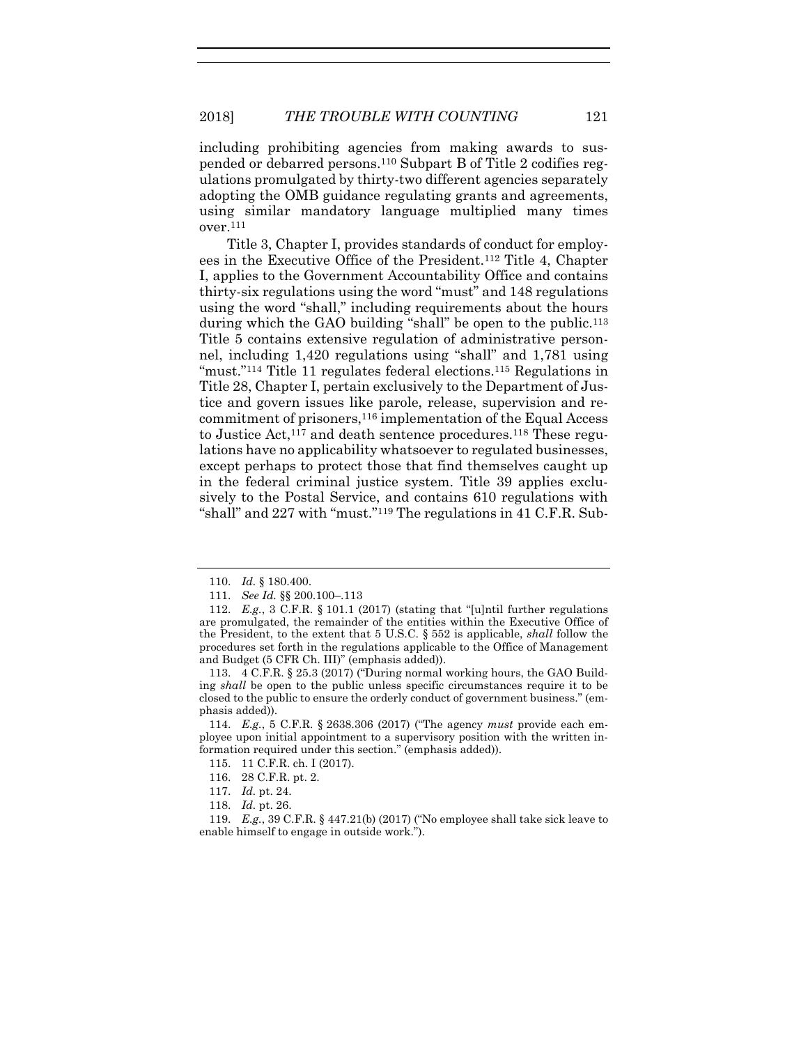including prohibiting agencies from making awards to suspended or debarred persons.[110] Subpart B of Title 2 codifies regulations promulgated by thirty-two different agencies separately adopting the OMB guidance regulating grants and agreements, using similar mandatory language multiplied many times over.[111]

Title 3, Chapter I, provides standards of conduct for employees in the Executive Office of the President.[112] Title 4, Chapter I, applies to the Government Accountability Office and contains thirty-six regulations using the word "must" and 148 regulations using the word "shall," including requirements about the hours during which the GAO building "shall" be open to the public.[113] Title 5 contains extensive regulation of administrative personnel, including 1,420 regulations using "shall" and 1,781 using "must."[114] Title 11 regulates federal elections.[115] Regulations in Title 28, Chapter I, pertain exclusively to the Department of Justice and govern issues like parole, release, supervision and recommitment of prisoners,[116] implementation of the Equal Access to Justice Act,[117] and death sentence procedures.[118] These regulations have no applicability whatsoever to regulated businesses, except perhaps to protect those that find themselves caught up in the federal criminal justice system. Title 39 applies exclusively to the Postal Service, and contains 610 regulations with "shall" and 227 with "must."[119] The regulations in 41 C.F.R. Sub-

---

110. *Id.* § 180.400.

111. *See Id.* §§ 200.100–.113

112. *E.g.*, 3 C.F.R. § 101.1 (2017) (stating that "[u]ntil further regulations are promulgated, the remainder of the entities within the Executive Office of the President, to the extent that 5 U.S.C. § 552 is applicable, *shall* follow the procedures set forth in the regulations applicable to the Office of Management and Budget (5 CFR Ch. III)" (emphasis added)).

113. 4 C.F.R. § 25.3 (2017) ("During normal working hours, the GAO Building *shall* be open to the public unless specific circumstances require it to be closed to the public to ensure the orderly conduct of government business." (emphasis added)).

114. *E.g.*, 5 C.F.R. § 2638.306 (2017) ("The agency *must* provide each employee upon initial appointment to a supervisory position with the written information required under this section." (emphasis added)).

115. 11 C.F.R. ch. I (2017).

116. 28 C.F.R. pt. 2.

117. *Id.* pt. 24.

118. *Id.* pt. 26.

119. *E.g.*, 39 C.F.R. § 447.21(b) (2017) ("No employee shall take sick leave to enable himself to engage in outside work.").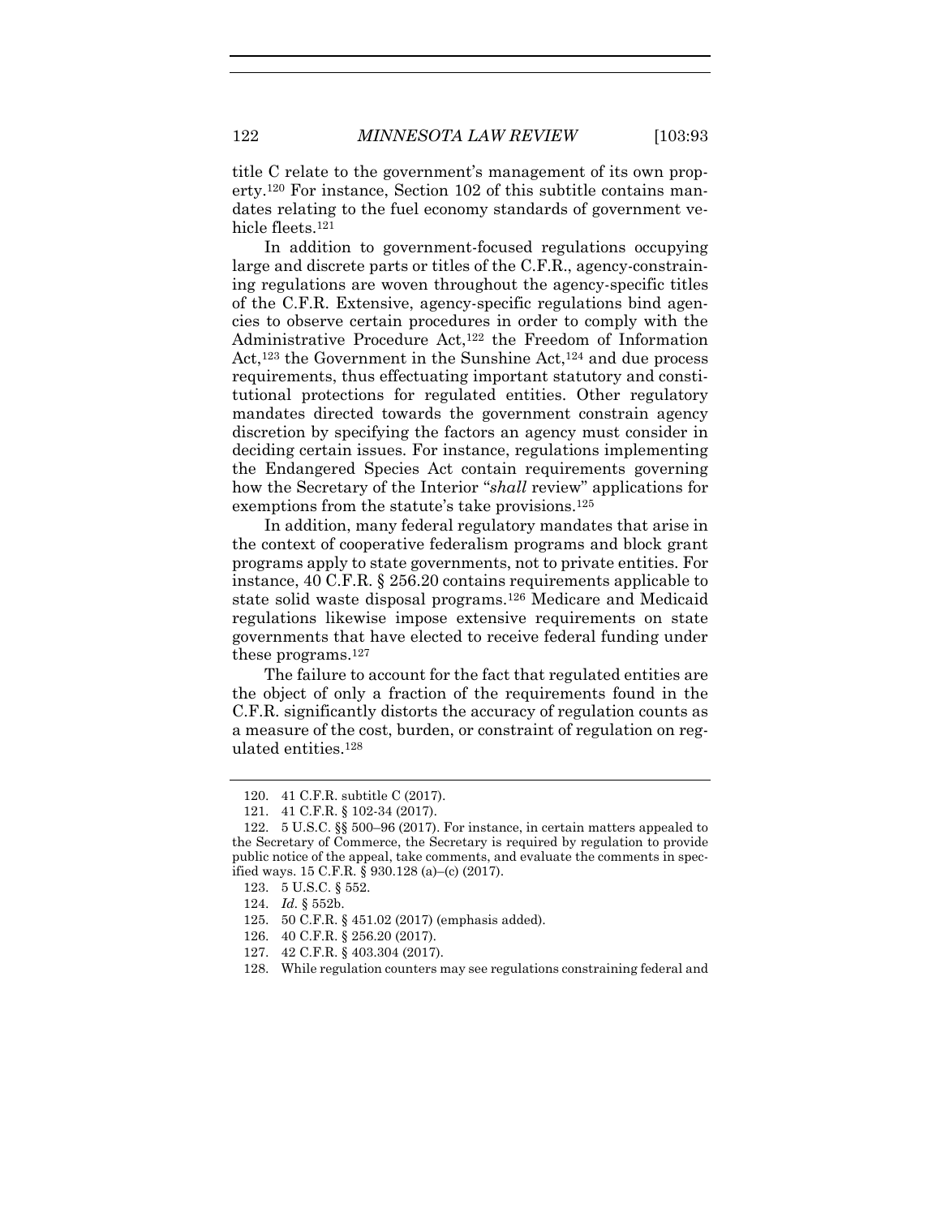title C relate to the government's management of its own property.[120] For instance, Section 102 of this subtitle contains mandates relating to the fuel economy standards of government vehicle fleets.[121]

In addition to government-focused regulations occupying large and discrete parts or titles of the C.F.R., agency-constraining regulations are woven throughout the agency-specific titles of the C.F.R. Extensive, agency-specific regulations bind agencies to observe certain procedures in order to comply with the Administrative Procedure Act,[122] the Freedom of Information Act,[123] the Government in the Sunshine Act,[124] and due process requirements, thus effectuating important statutory and constitutional protections for regulated entities. Other regulatory mandates directed towards the government constrain agency discretion by specifying the factors an agency must consider in deciding certain issues. For instance, regulations implementing the Endangered Species Act contain requirements governing how the Secretary of the Interior "*shall* review" applications for exemptions from the statute's take provisions.[125]

In addition, many federal regulatory mandates that arise in the context of cooperative federalism programs and block grant programs apply to state governments, not to private entities. For instance, 40 C.F.R. § 256.20 contains requirements applicable to state solid waste disposal programs.[126] Medicare and Medicaid regulations likewise impose extensive requirements on state governments that have elected to receive federal funding under these programs.[127]

The failure to account for the fact that regulated entities are the object of only a fraction of the requirements found in the C.F.R. significantly distorts the accuracy of regulation counts as a measure of the cost, burden, or constraint of regulation on regulated entities.[128]

---

120. 41 C.F.R. subtitle C (2017).

121. 41 C.F.R. § 102-34 (2017).

122. 5 U.S.C. §§ 500–96 (2017). For instance, in certain matters appealed to the Secretary of Commerce, the Secretary is required by regulation to provide public notice of the appeal, take comments, and evaluate the comments in specified ways. 15 C.F.R. § 930.128 (a)–(c) (2017).

123. 5 U.S.C. § 552.

124. *Id.* § 552b.

125. 50 C.F.R. § 451.02 (2017) (emphasis added).

126. 40 C.F.R. § 256.20 (2017).

127. 42 C.F.R. § 403.304 (2017).

128. While regulation counters may see regulations constraining federal and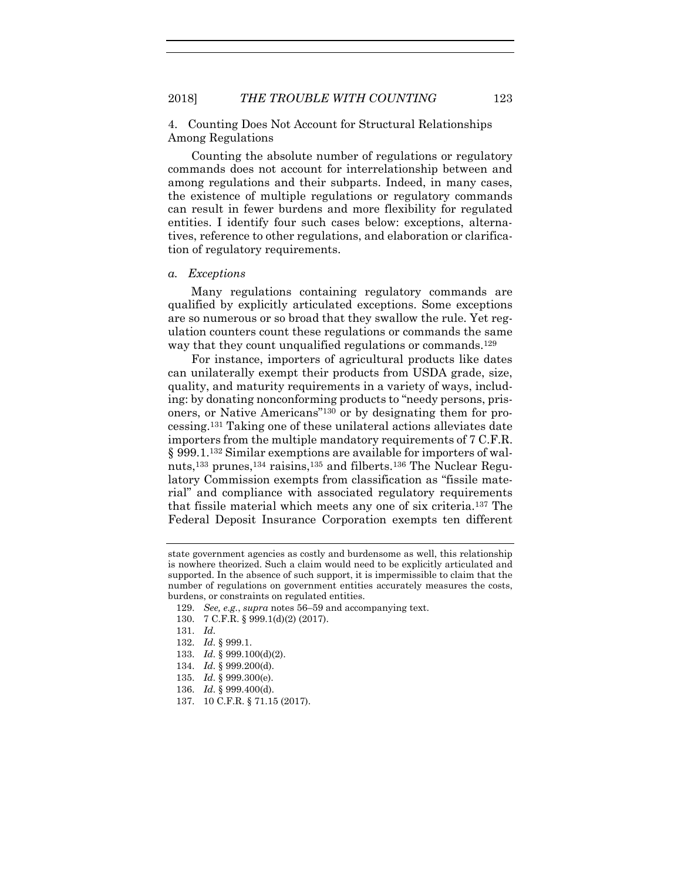4. Counting Does Not Account for Structural Relationships Among Regulations

Counting the absolute number of regulations or regulatory commands does not account for interrelationship between and among regulations and their subparts. Indeed, in many cases, the existence of multiple regulations or regulatory commands can result in fewer burdens and more flexibility for regulated entities. I identify four such cases below: exceptions, alternatives, reference to other regulations, and elaboration or clarification of regulatory requirements.

*a. Exceptions*

Many regulations containing regulatory commands are qualified by explicitly articulated exceptions. Some exceptions are so numerous or so broad that they swallow the rule. Yet regulation counters count these regulations or commands the same way that they count unqualified regulations or commands.[129]

For instance, importers of agricultural products like dates can unilaterally exempt their products from USDA grade, size, quality, and maturity requirements in a variety of ways, including: by donating nonconforming products to "needy persons, prisoners, or Native Americans"[130] or by designating them for processing.[131] Taking one of these unilateral actions alleviates date importers from the multiple mandatory requirements of 7 C.F.R. § 999.1.[132] Similar exemptions are available for importers of walnuts,[133] prunes,[134] raisins,[135] and filberts.[136] The Nuclear Regulatory Commission exempts from classification as "fissile material" and compliance with associated regulatory requirements that fissile material which meets any one of six criteria.[137] The Federal Deposit Insurance Corporation exempts ten different

---

state government agencies as costly and burdensome as well, this relationship is nowhere theorized. Such a claim would need to be explicitly articulated and supported. In the absence of such support, it is impermissible to claim that the number of regulations on government entities accurately measures the costs, burdens, or constraints on regulated entities.

129. *See, e.g.*, *supra* notes 56–59 and accompanying text.

130. 7 C.F.R. § 999.1(d)(2) (2017).

131. *Id.*

132. *Id.* § 999.1.

133. *Id.* § 999.100(d)(2).

134. *Id.* § 999.200(d).

135. *Id.* § 999.300(e).

136. *Id.* § 999.400(d).

137. 10 C.F.R. § 71.15 (2017).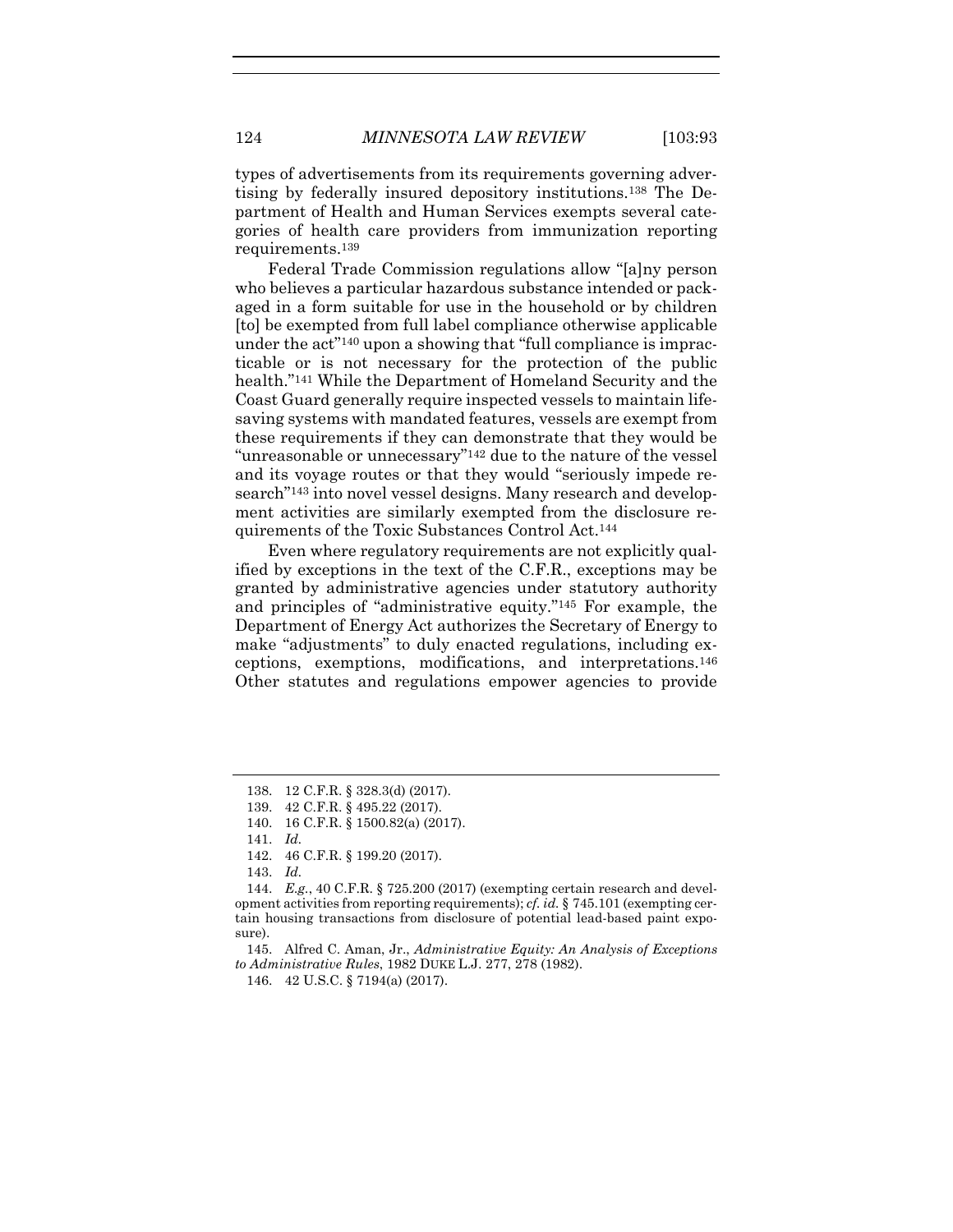types of advertisements from its requirements governing advertising by federally insured depository institutions.[138] The Department of Health and Human Services exempts several categories of health care providers from immunization reporting requirements.[139]

Federal Trade Commission regulations allow "[a]ny person who believes a particular hazardous substance intended or packaged in a form suitable for use in the household or by children [to] be exempted from full label compliance otherwise applicable under the act"[140] upon a showing that "full compliance is impracticable or is not necessary for the protection of the public health."[141] While the Department of Homeland Security and the Coast Guard generally require inspected vessels to maintain lifesaving systems with mandated features, vessels are exempt from these requirements if they can demonstrate that they would be "unreasonable or unnecessary"[142] due to the nature of the vessel and its voyage routes or that they would "seriously impede research"[143] into novel vessel designs. Many research and development activities are similarly exempted from the disclosure requirements of the Toxic Substances Control Act.[144]

Even where regulatory requirements are not explicitly qualified by exceptions in the text of the C.F.R., exceptions may be granted by administrative agencies under statutory authority and principles of "administrative equity."[145] For example, the Department of Energy Act authorizes the Secretary of Energy to make "adjustments" to duly enacted regulations, including exceptions, exemptions, modifications, and interpretations.[146] Other statutes and regulations empower agencies to provide

---

138. 12 C.F.R. § 328.3(d) (2017).

139. 42 C.F.R. § 495.22 (2017).

140. 16 C.F.R. § 1500.82(a) (2017).

141. *Id.*

142. 46 C.F.R. § 199.20 (2017).

143. *Id.*

144. *E.g.*, 40 C.F.R. § 725.200 (2017) (exempting certain research and development activities from reporting requirements); *cf. id.* § 745.101 (exempting certain housing transactions from disclosure of potential lead-based paint exposure).

145. Alfred C. Aman, Jr., *Administrative Equity: An Analysis of Exceptions to Administrative Rules*, 1982 DUKE L.J. 277, 278 (1982).

146. 42 U.S.C. § 7194(a) (2017).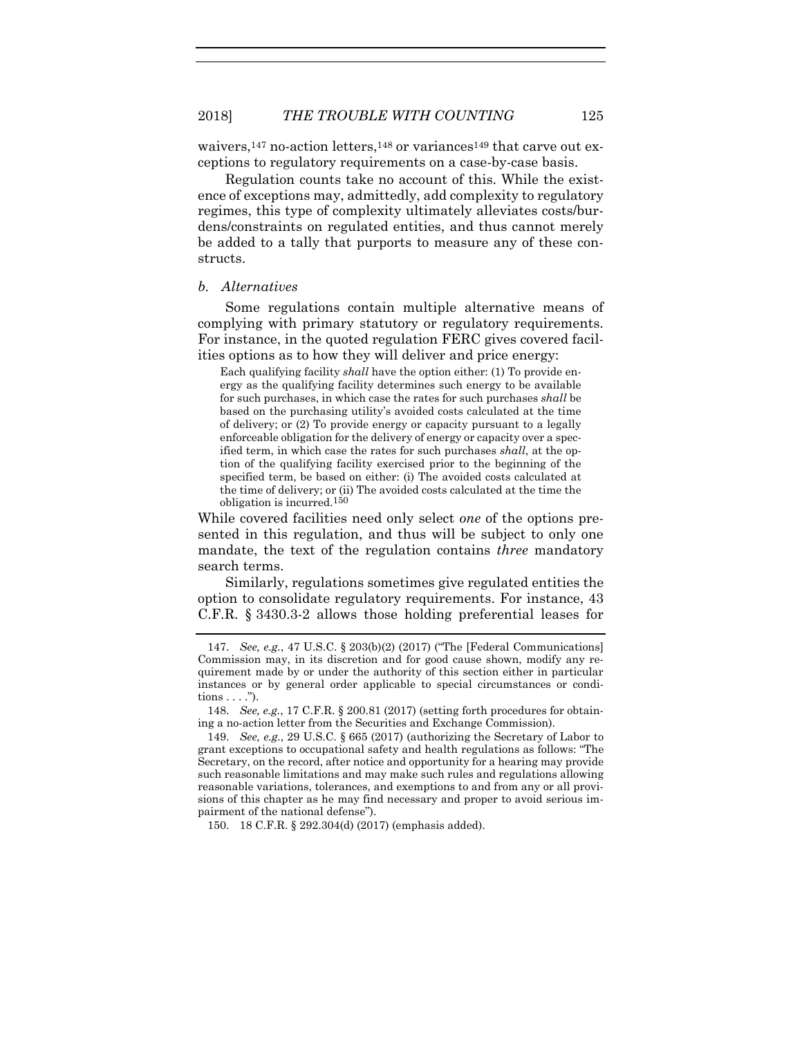waivers,[147] no-action letters,[148] or variances[149] that carve out exceptions to regulatory requirements on a case-by-case basis.

Regulation counts take no account of this. While the existence of exceptions may, admittedly, add complexity to regulatory regimes, this type of complexity ultimately alleviates costs/burdens/constraints on regulated entities, and thus cannot merely be added to a tally that purports to measure any of these constructs.

#### *b. Alternatives*

Some regulations contain multiple alternative means of complying with primary statutory or regulatory requirements. For instance, in the quoted regulation FERC gives covered facilities options as to how they will deliver and price energy:

> Each qualifying facility *shall* have the option either: (1) To provide energy as the qualifying facility determines such energy to be available for such purchases, in which case the rates for such purchases *shall* be based on the purchasing utility's avoided costs calculated at the time of delivery; or (2) To provide energy or capacity pursuant to a legally enforceable obligation for the delivery of energy or capacity over a specified term, in which case the rates for such purchases *shall*, at the option of the qualifying facility exercised prior to the beginning of the specified term, be based on either: (i) The avoided costs calculated at the time of delivery; or (ii) The avoided costs calculated at the time the obligation is incurred.[150]

While covered facilities need only select *one* of the options presented in this regulation, and thus will be subject to only one mandate, the text of the regulation contains *three* mandatory search terms.

Similarly, regulations sometimes give regulated entities the option to consolidate regulatory requirements. For instance, 43 C.F.R. § 3430.3-2 allows those holding preferential leases for

---

147. *See, e.g.*, 47 U.S.C. § 203(b)(2) (2017) ("The [Federal Communications] Commission may, in its discretion and for good cause shown, modify any requirement made by or under the authority of this section either in particular instances or by general order applicable to special circumstances or conditions . . . .").

148. *See, e.g.*, 17 C.F.R. § 200.81 (2017) (setting forth procedures for obtaining a no-action letter from the Securities and Exchange Commission).

149. *See, e.g.*, 29 U.S.C. § 665 (2017) (authorizing the Secretary of Labor to grant exceptions to occupational safety and health regulations as follows: "The Secretary, on the record, after notice and opportunity for a hearing may provide such reasonable limitations and may make such rules and regulations allowing reasonable variations, tolerances, and exemptions to and from any or all provisions of this chapter as he may find necessary and proper to avoid serious impairment of the national defense").

150. 18 C.F.R. § 292.304(d) (2017) (emphasis added).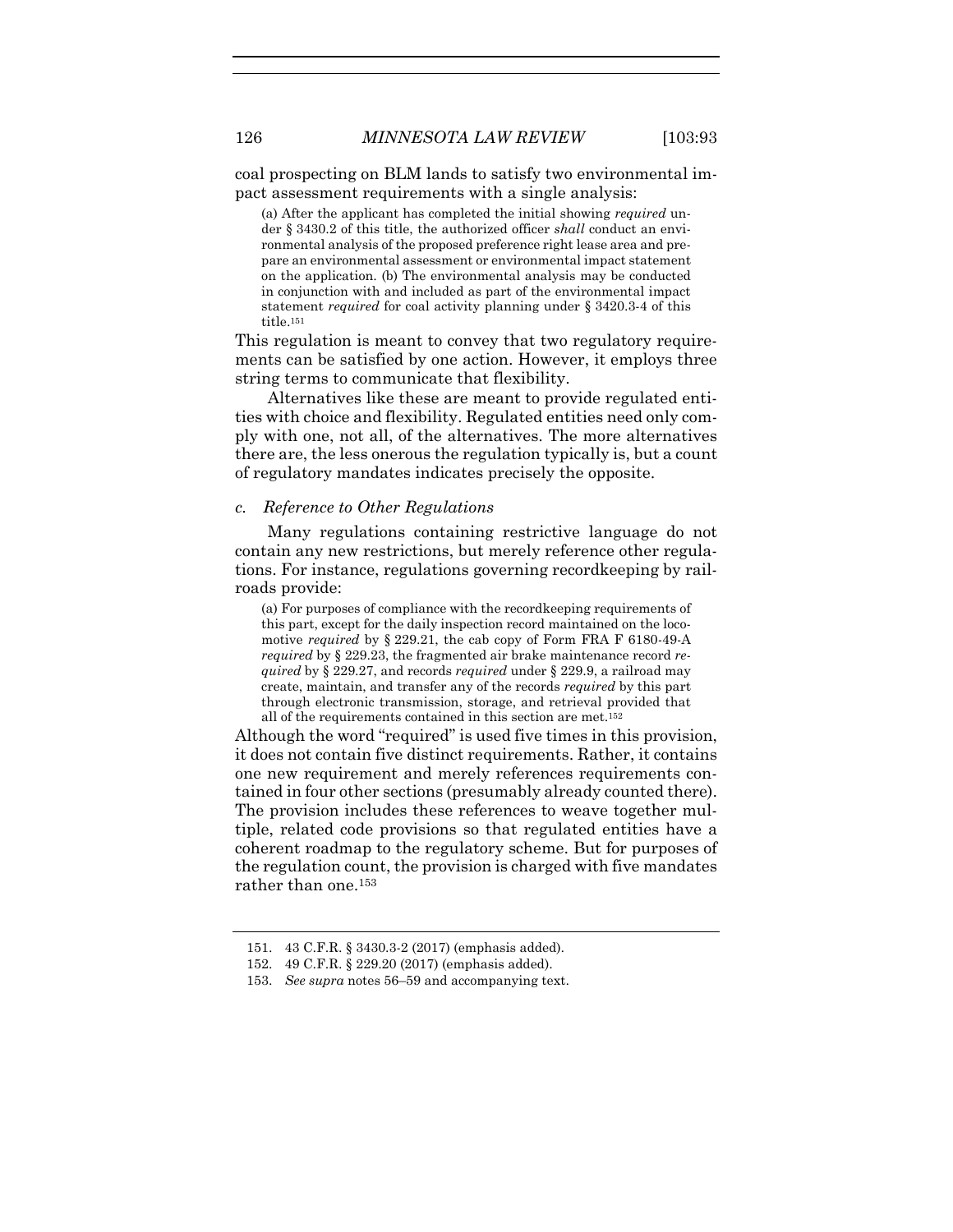coal prospecting on BLM lands to satisfy two environmental impact assessment requirements with a single analysis:

> (a) After the applicant has completed the initial showing *required* under § 3430.2 of this title, the authorized officer *shall* conduct an environmental analysis of the proposed preference right lease area and prepare an environmental assessment or environmental impact statement on the application. (b) The environmental analysis may be conducted in conjunction with and included as part of the environmental impact statement *required* for coal activity planning under § 3420.3-4 of this title.[151]

This regulation is meant to convey that two regulatory requirements can be satisfied by one action. However, it employs three string terms to communicate that flexibility.

Alternatives like these are meant to provide regulated entities with choice and flexibility. Regulated entities need only comply with one, not all, of the alternatives. The more alternatives there are, the less onerous the regulation typically is, but a count of regulatory mandates indicates precisely the opposite.

*c. Reference to Other Regulations*

Many regulations containing restrictive language do not contain any new restrictions, but merely reference other regulations. For instance, regulations governing recordkeeping by railroads provide:

> (a) For purposes of compliance with the recordkeeping requirements of this part, except for the daily inspection record maintained on the locomotive *required* by § 229.21, the cab copy of Form FRA F 6180-49-A *required* by § 229.23, the fragmented air brake maintenance record *required* by § 229.27, and records *required* under § 229.9, a railroad may create, maintain, and transfer any of the records *required* by this part through electronic transmission, storage, and retrieval provided that all of the requirements contained in this section are met.[152]

Although the word "required" is used five times in this provision, it does not contain five distinct requirements. Rather, it contains one new requirement and merely references requirements contained in four other sections (presumably already counted there). The provision includes these references to weave together multiple, related code provisions so that regulated entities have a coherent roadmap to the regulatory scheme. But for purposes of the regulation count, the provision is charged with five mandates rather than one.[153]

---

151. 43 C.F.R. § 3430.3-2 (2017) (emphasis added).

152. 49 C.F.R. § 229.20 (2017) (emphasis added).

153. *See supra* notes 56–59 and accompanying text.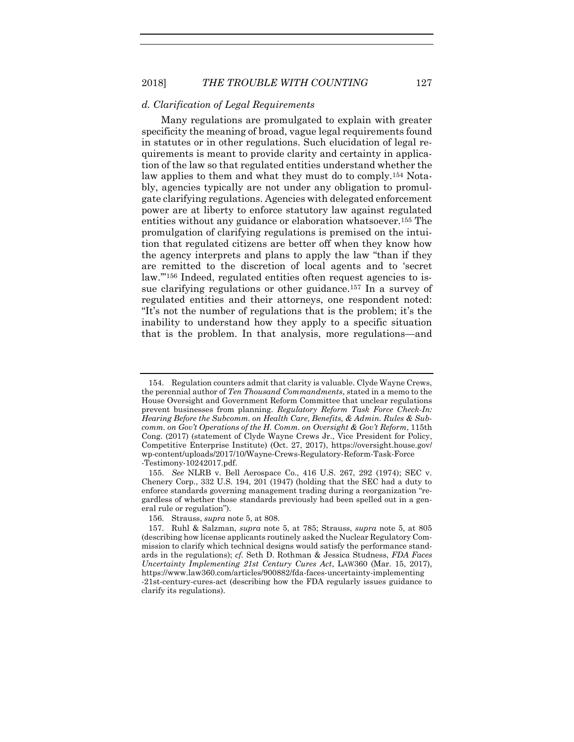#### *d. Clarification of Legal Requirements*

Many regulations are promulgated to explain with greater specificity the meaning of broad, vague legal requirements found in statutes or in other regulations. Such elucidation of legal requirements is meant to provide clarity and certainty in application of the law so that regulated entities understand whether the law applies to them and what they must do to comply.[154] Notably, agencies typically are not under any obligation to promulgate clarifying regulations. Agencies with delegated enforcement power are at liberty to enforce statutory law against regulated entities without any guidance or elaboration whatsoever.[155] The promulgation of clarifying regulations is premised on the intuition that regulated citizens are better off when they know how the agency interprets and plans to apply the law "than if they are remitted to the discretion of local agents and to 'secret law.'"[156] Indeed, regulated entities often request agencies to issue clarifying regulations or other guidance.[157] In a survey of regulated entities and their attorneys, one respondent noted: "It's not the number of regulations that is the problem; it's the inability to understand how they apply to a specific situation that is the problem. In that analysis, more regulations—and

---

154. Regulation counters admit that clarity is valuable. Clyde Wayne Crews, the perennial author of *Ten Thousand Commandments*, stated in a memo to the House Oversight and Government Reform Committee that unclear regulations prevent businesses from planning. *Regulatory Reform Task Force Check-In: Hearing Before the Subcomm. on Health Care, Benefits, & Admin. Rules & Subcomm. on Gov't Operations of the H. Comm. on Oversight & Gov't Reform*, 115th Cong. (2017) (statement of Clyde Wayne Crews Jr., Vice President for Policy, Competitive Enterprise Institute) (Oct. 27, 2017), https://oversight.house.gov/wp-content/uploads/2017/10/Wayne-Crews-Regulatory-Reform-Task-Force-Testimony-10242017.pdf.

155. *See* NLRB v. Bell Aerospace Co., 416 U.S. 267, 292 (1974); SEC v. Chenery Corp., 332 U.S. 194, 201 (1947) (holding that the SEC had a duty to enforce standards governing management trading during a reorganization "regardless of whether those standards previously had been spelled out in a general rule or regulation").

156. Strauss, *supra* note 5, at 808.

157. Ruhl & Salzman, *supra* note 5, at 785; Strauss, *supra* note 5, at 805 (describing how license applicants routinely asked the Nuclear Regulatory Commission to clarify which technical designs would satisfy the performance standards in the regulations); *cf.* Seth D. Rothman & Jessica Studness, *FDA Faces Uncertainty Implementing 21st Century Cures Act*, LAW360 (Mar. 15, 2017), https://www.law360.com/articles/900882/fda-faces-uncertainty-implementing-21st-century-cures-act (describing how the FDA regularly issues guidance to clarify its regulations).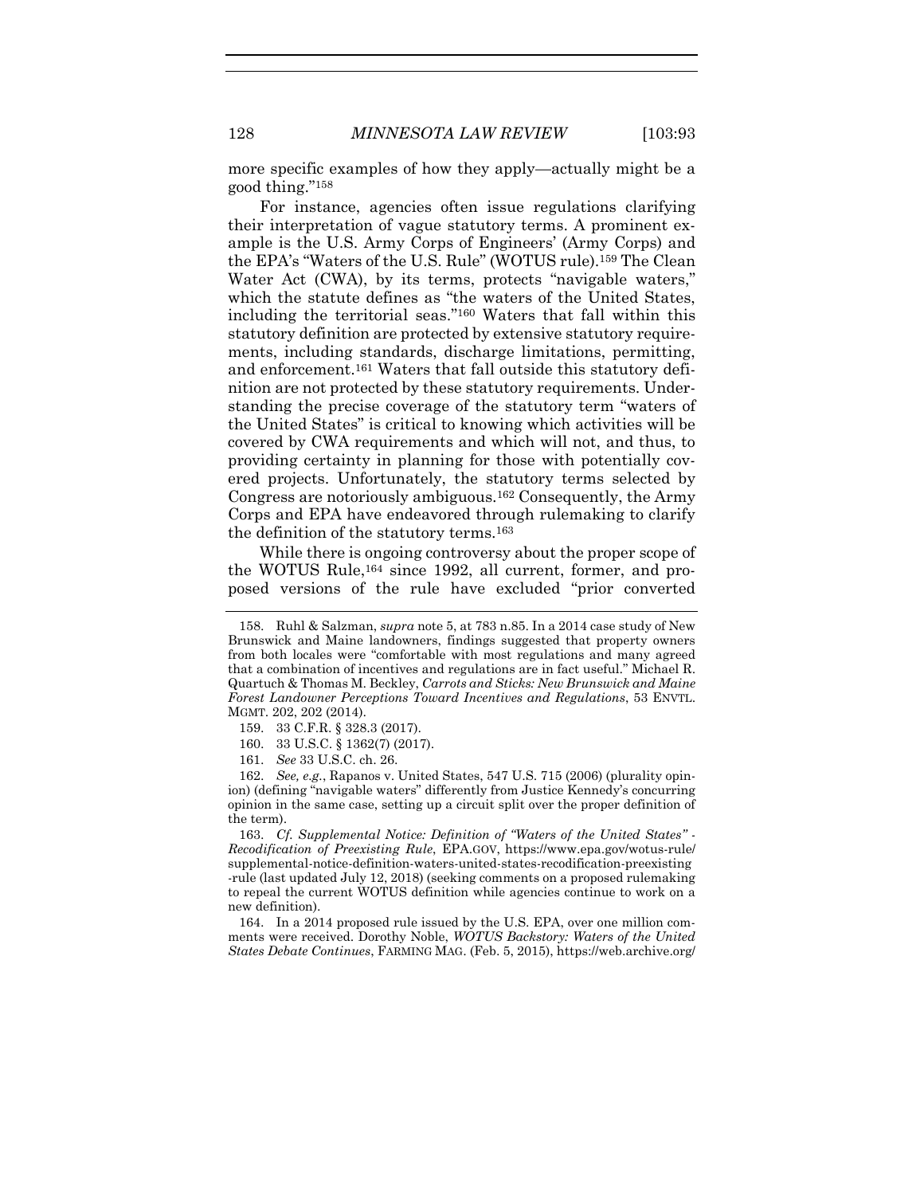more specific examples of how they apply—actually might be a good thing."[158]

For instance, agencies often issue regulations clarifying their interpretation of vague statutory terms. A prominent example is the U.S. Army Corps of Engineers' (Army Corps) and the EPA's "Waters of the U.S. Rule" (WOTUS rule).[159] The Clean Water Act (CWA), by its terms, protects "navigable waters," which the statute defines as "the waters of the United States, including the territorial seas."[160] Waters that fall within this statutory definition are protected by extensive statutory requirements, including standards, discharge limitations, permitting, and enforcement.[161] Waters that fall outside this statutory definition are not protected by these statutory requirements. Understanding the precise coverage of the statutory term "waters of the United States" is critical to knowing which activities will be covered by CWA requirements and which will not, and thus, to providing certainty in planning for those with potentially covered projects. Unfortunately, the statutory terms selected by Congress are notoriously ambiguous.[162] Consequently, the Army Corps and EPA have endeavored through rulemaking to clarify the definition of the statutory terms.[163]

While there is ongoing controversy about the proper scope of the WOTUS Rule,[164] since 1992, all current, former, and proposed versions of the rule have excluded "prior converted

---

158. Ruhl & Salzman, *supra* note 5, at 783 n.85. In a 2014 case study of New Brunswick and Maine landowners, findings suggested that property owners from both locales were "comfortable with most regulations and many agreed that a combination of incentives and regulations are in fact useful." Michael R. Quartuch & Thomas M. Beckley, *Carrots and Sticks: New Brunswick and Maine Forest Landowner Perceptions Toward Incentives and Regulations*, 53 ENVTL. MGMT. 202, 202 (2014).

159. 33 C.F.R. § 328.3 (2017).

160. 33 U.S.C. § 1362(7) (2017).

161. *See* 33 U.S.C. ch. 26.

162. *See, e.g.*, Rapanos v. United States, 547 U.S. 715 (2006) (plurality opinion) (defining "navigable waters" differently from Justice Kennedy's concurring opinion in the same case, setting up a circuit split over the proper definition of the term).

163. *Cf. Supplemental Notice: Definition of "Waters of the United States" - Recodification of Preexisting Rule*, EPA.GOV, https://www.epa.gov/wotus-rule/supplemental-notice-definition-waters-united-states-recodification-preexisting-rule (last updated July 12, 2018) (seeking comments on a proposed rulemaking to repeal the current WOTUS definition while agencies continue to work on a new definition).

164. In a 2014 proposed rule issued by the U.S. EPA, over one million comments were received. Dorothy Noble, *WOTUS Backstory: Waters of the United States Debate Continues*, FARMING MAG. (Feb. 5, 2015), https://web.archive.org/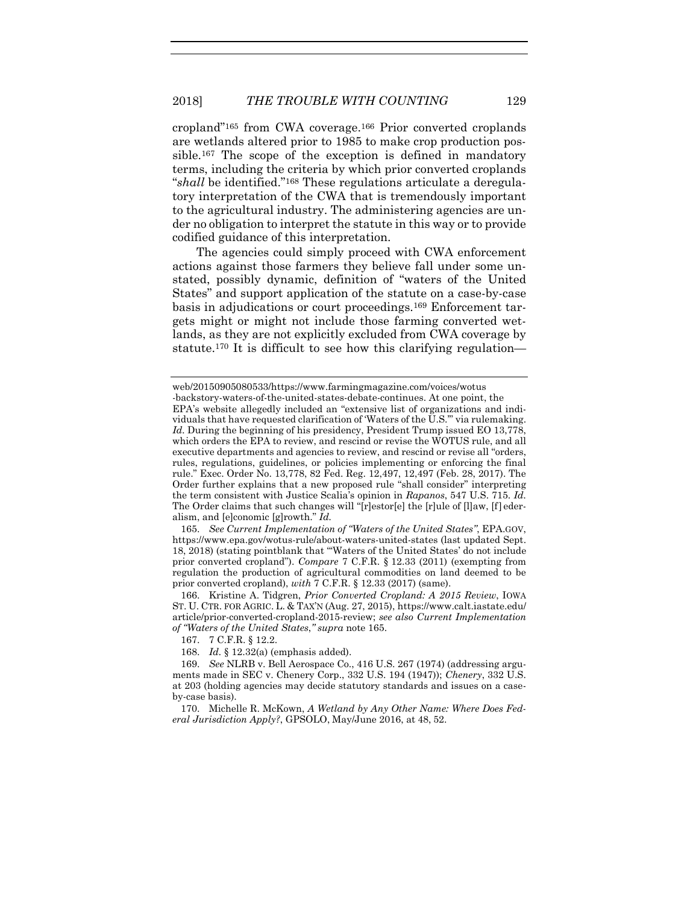cropland"[165] from CWA coverage.[166] Prior converted croplands are wetlands altered prior to 1985 to make crop production possible.[167] The scope of the exception is defined in mandatory terms, including the criteria by which prior converted croplands "*shall* be identified."[168] These regulations articulate a deregulatory interpretation of the CWA that is tremendously important to the agricultural industry. The administering agencies are under no obligation to interpret the statute in this way or to provide codified guidance of this interpretation.

The agencies could simply proceed with CWA enforcement actions against those farmers they believe fall under some unstated, possibly dynamic, definition of "waters of the United States" and support application of the statute on a case-by-case basis in adjudications or court proceedings.[169] Enforcement targets might or might not include those farming converted wetlands, as they are not explicitly excluded from CWA coverage by statute.[170] It is difficult to see how this clarifying regulation—

---

web/20150905080533/https://www.farmingmagazine.com/voices/wotus-backstory-waters-of-the-united-states-debate-continues. At one point, the EPA's website allegedly included an "extensive list of organizations and individuals that have requested clarification of 'Waters of the U.S.'" via rulemaking. *Id.* During the beginning of his presidency, President Trump issued EO 13,778, which orders the EPA to review, and rescind or revise the WOTUS rule, and all executive departments and agencies to review, and rescind or revise all "orders, rules, regulations, guidelines, or policies implementing or enforcing the final rule." Exec. Order No. 13,778, 82 Fed. Reg. 12,497, 12,497 (Feb. 28, 2017). The Order further explains that a new proposed rule "shall consider" interpreting the term consistent with Justice Scalia's opinion in *Rapanos*, 547 U.S. 715. *Id.* The Order claims that such changes will "[r]estor[e] the [r]ule of [l]aw, [f] ederalism, and [e]conomic [g]rowth." *Id.*

165. *See Current Implementation of "Waters of the United States"*, EPA.GOV, https://www.epa.gov/wotus-rule/about-waters-united-states (last updated Sept. 18, 2018) (stating pointblank that "'Waters of the United States' do not include prior converted cropland"). *Compare* 7 C.F.R. § 12.33 (2011) (exempting from regulation the production of agricultural commodities on land deemed to be prior converted cropland), *with* 7 C.F.R. § 12.33 (2017) (same).

166. Kristine A. Tidgren, *Prior Converted Cropland: A 2015 Review*, IOWA ST. U. CTR. FOR AGRIC. L. & TAX'N (Aug. 27, 2015), https://www.calt.iastate.edu/article/prior-converted-cropland-2015-review; *see also Current Implementation of "Waters of the United States*,*" supra* note 165.

167. 7 C.F.R. § 12.2.

168. *Id.* § 12.32(a) (emphasis added).

169. *See* NLRB v. Bell Aerospace Co., 416 U.S. 267 (1974) (addressing arguments made in SEC v. Chenery Corp., 332 U.S. 194 (1947)); *Chenery*, 332 U.S. at 203 (holding agencies may decide statutory standards and issues on a case-by-case basis).

170. Michelle R. McKown, *A Wetland by Any Other Name: Where Does Federal Jurisdiction Apply?*, GPSOLO, May/June 2016, at 48, 52.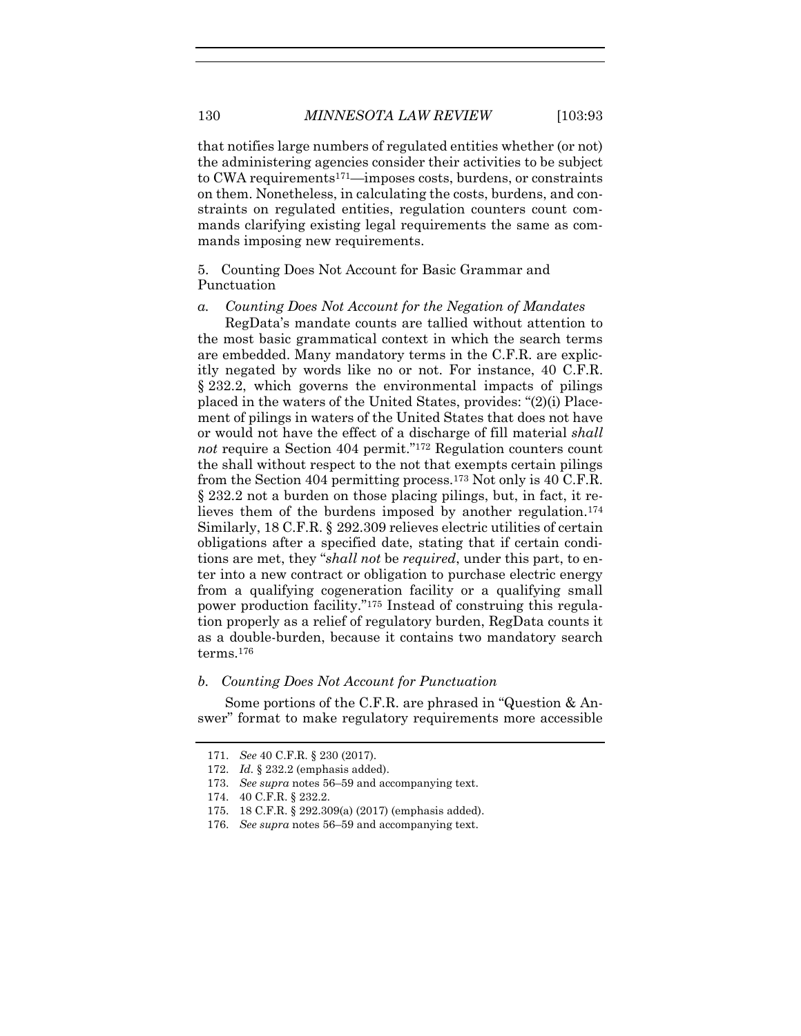that notifies large numbers of regulated entities whether (or not) the administering agencies consider their activities to be subject to CWA requirements[171]—imposes costs, burdens, or constraints on them. Nonetheless, in calculating the costs, burdens, and constraints on regulated entities, regulation counters count commands clarifying existing legal requirements the same as commands imposing new requirements.

### 5. Counting Does Not Account for Basic Grammar and Punctuation

#### *a. Counting Does Not Account for the Negation of Mandates*

RegData's mandate counts are tallied without attention to the most basic grammatical context in which the search terms are embedded. Many mandatory terms in the C.F.R. are explicitly negated by words like no or not. For instance, 40 C.F.R. § 232.2, which governs the environmental impacts of pilings placed in the waters of the United States, provides: "(2)(i) Placement of pilings in waters of the United States that does not have or would not have the effect of a discharge of fill material *shall not* require a Section 404 permit."[172] Regulation counters count the shall without respect to the not that exempts certain pilings from the Section 404 permitting process.[173] Not only is 40 C.F.R. § 232.2 not a burden on those placing pilings, but, in fact, it relieves them of the burdens imposed by another regulation.[174] Similarly, 18 C.F.R. § 292.309 relieves electric utilities of certain obligations after a specified date, stating that if certain conditions are met, they "*shall not* be *required*, under this part, to enter into a new contract or obligation to purchase electric energy from a qualifying cogeneration facility or a qualifying small power production facility."[175] Instead of construing this regulation properly as a relief of regulatory burden, RegData counts it as a double-burden, because it contains two mandatory search terms.[176]

#### *b. Counting Does Not Account for Punctuation*

Some portions of the C.F.R. are phrased in "Question & Answer" format to make regulatory requirements more accessible

171. *See* 40 C.F.R. § 230 (2017).

172. *Id.* § 232.2 (emphasis added).

173. *See supra* notes 56–59 and accompanying text.

174. 40 C.F.R. § 232.2.

175. 18 C.F.R. § 292.309(a) (2017) (emphasis added).

176. *See supra* notes 56–59 and accompanying text.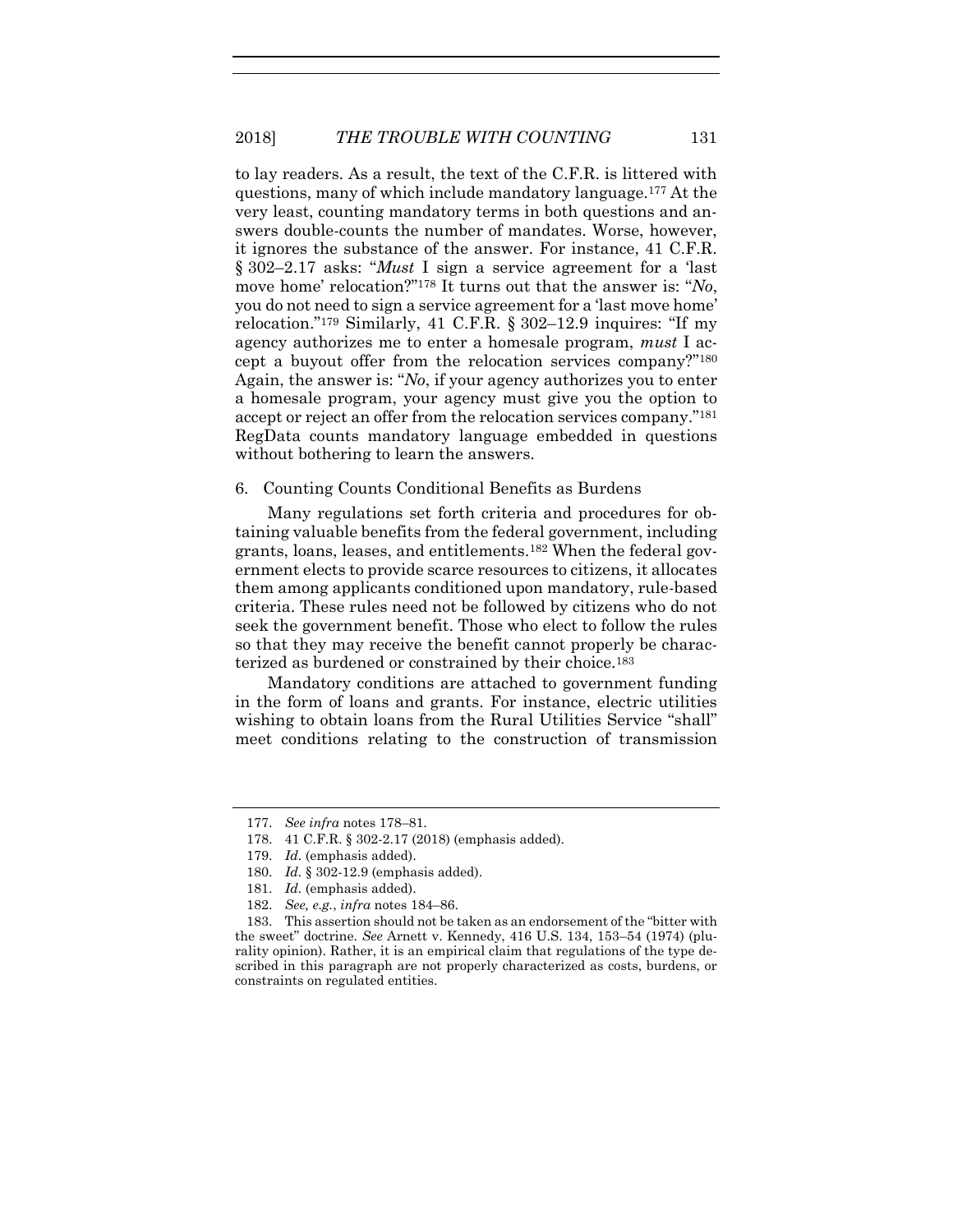to lay readers. As a result, the text of the C.F.R. is littered with questions, many of which include mandatory language.[177] At the very least, counting mandatory terms in both questions and answers double-counts the number of mandates. Worse, however, it ignores the substance of the answer. For instance, 41 C.F.R. § 302–2.17 asks: "*Must* I sign a service agreement for a 'last move home' relocation?"[178] It turns out that the answer is: "*No*, you do not need to sign a service agreement for a 'last move home' relocation."[179] Similarly, 41 C.F.R. § 302–12.9 inquires: "If my agency authorizes me to enter a homesale program, *must* I accept a buyout offer from the relocation services company?"[180] Again, the answer is: "*No*, if your agency authorizes you to enter a homesale program, your agency must give you the option to accept or reject an offer from the relocation services company."[181] RegData counts mandatory language embedded in questions without bothering to learn the answers.

6. Counting Counts Conditional Benefits as Burdens

Many regulations set forth criteria and procedures for obtaining valuable benefits from the federal government, including grants, loans, leases, and entitlements.[182] When the federal government elects to provide scarce resources to citizens, it allocates them among applicants conditioned upon mandatory, rule-based criteria. These rules need not be followed by citizens who do not seek the government benefit. Those who elect to follow the rules so that they may receive the benefit cannot properly be characterized as burdened or constrained by their choice.[183]

Mandatory conditions are attached to government funding in the form of loans and grants. For instance, electric utilities wishing to obtain loans from the Rural Utilities Service "shall" meet conditions relating to the construction of transmission

---

177. *See infra* notes 178–81.

178. 41 C.F.R. § 302-2.17 (2018) (emphasis added).

179. *Id.* (emphasis added).

180. *Id.* § 302-12.9 (emphasis added).

181. *Id.* (emphasis added).

182. *See, e.g.*, *infra* notes 184–86.

183. This assertion should not be taken as an endorsement of the "bitter with the sweet" doctrine. *See* Arnett v. Kennedy, 416 U.S. 134, 153–54 (1974) (plurality opinion). Rather, it is an empirical claim that regulations of the type described in this paragraph are not properly characterized as costs, burdens, or constraints on regulated entities.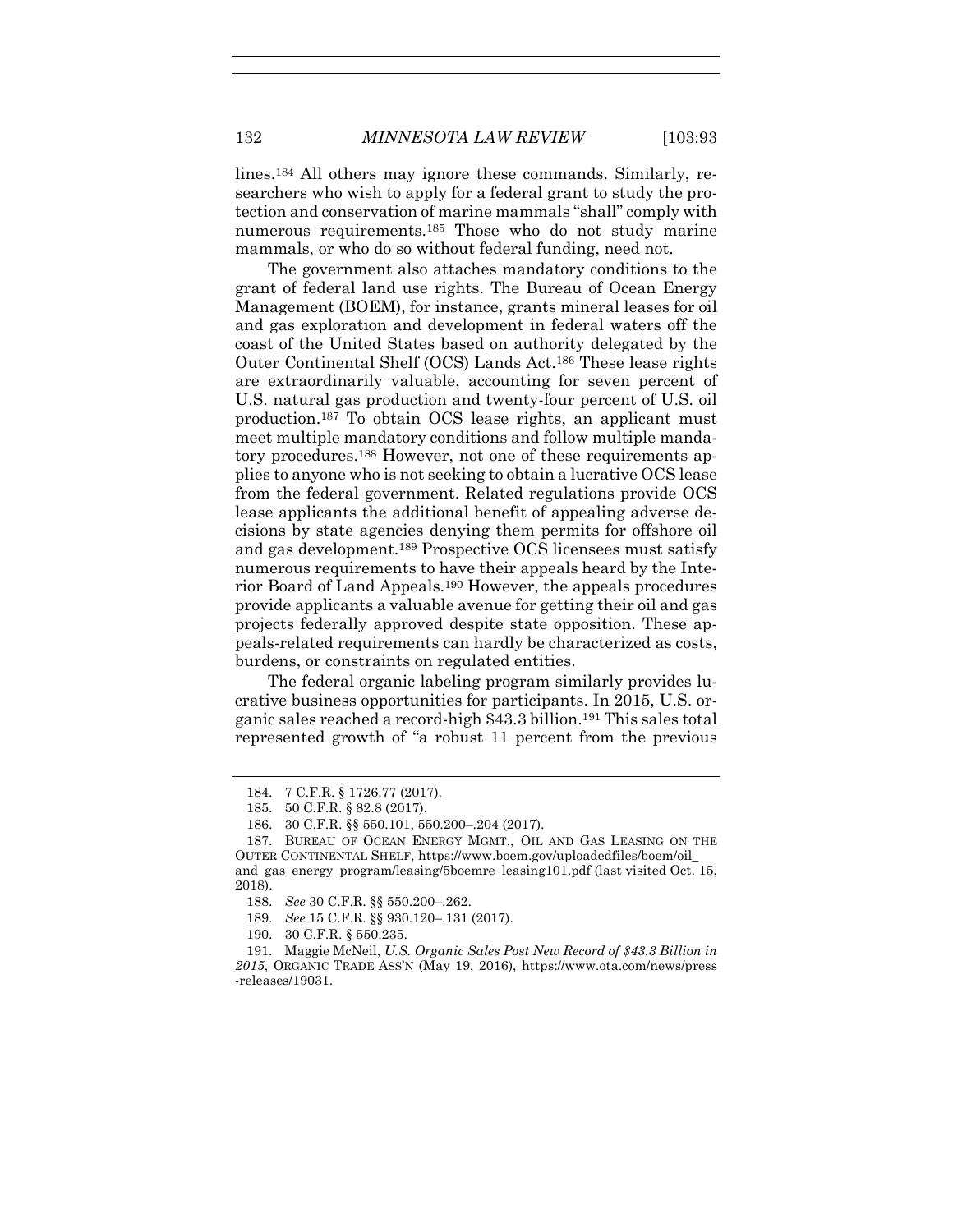lines.[184] All others may ignore these commands. Similarly, researchers who wish to apply for a federal grant to study the protection and conservation of marine mammals "shall" comply with numerous requirements.[185] Those who do not study marine mammals, or who do so without federal funding, need not.

The government also attaches mandatory conditions to the grant of federal land use rights. The Bureau of Ocean Energy Management (BOEM), for instance, grants mineral leases for oil and gas exploration and development in federal waters off the coast of the United States based on authority delegated by the Outer Continental Shelf (OCS) Lands Act.[186] These lease rights are extraordinarily valuable, accounting for seven percent of U.S. natural gas production and twenty-four percent of U.S. oil production.[187] To obtain OCS lease rights, an applicant must meet multiple mandatory conditions and follow multiple mandatory procedures.[188] However, not one of these requirements applies to anyone who is not seeking to obtain a lucrative OCS lease from the federal government. Related regulations provide OCS lease applicants the additional benefit of appealing adverse decisions by state agencies denying them permits for offshore oil and gas development.[189] Prospective OCS licensees must satisfy numerous requirements to have their appeals heard by the Interior Board of Land Appeals.[190] However, the appeals procedures provide applicants a valuable avenue for getting their oil and gas projects federally approved despite state opposition. These appeals-related requirements can hardly be characterized as costs, burdens, or constraints on regulated entities.

The federal organic labeling program similarly provides lucrative business opportunities for participants. In 2015, U.S. organic sales reached a record-high $43.3 billion.[191] This sales total represented growth of "a robust 11 percent from the previous

---

184. 7 C.F.R. § 1726.77 (2017).

185. 50 C.F.R. § 82.8 (2017).

186. 30 C.F.R. §§ 550.101, 550.200–.204 (2017).

187. BUREAU OF OCEAN ENERGY MGMT., OIL AND GAS LEASING ON THE OUTER CONTINENTAL SHELF, https://www.boem.gov/uploadedfiles/boem/oil_and_gas_energy_program/leasing/5boemre_leasing101.pdf (last visited Oct. 15, 2018).

188. *See* 30 C.F.R. §§ 550.200–.262.

189. *See* 15 C.F.R. §§ 930.120–.131 (2017).

190. 30 C.F.R. § 550.235.

191. Maggie McNeil, *U.S. Organic Sales Post New Record of $43.3 Billion in 2015*, ORGANIC TRADE ASS'N (May 19, 2016), https://www.ota.com/news/press-releases/19031.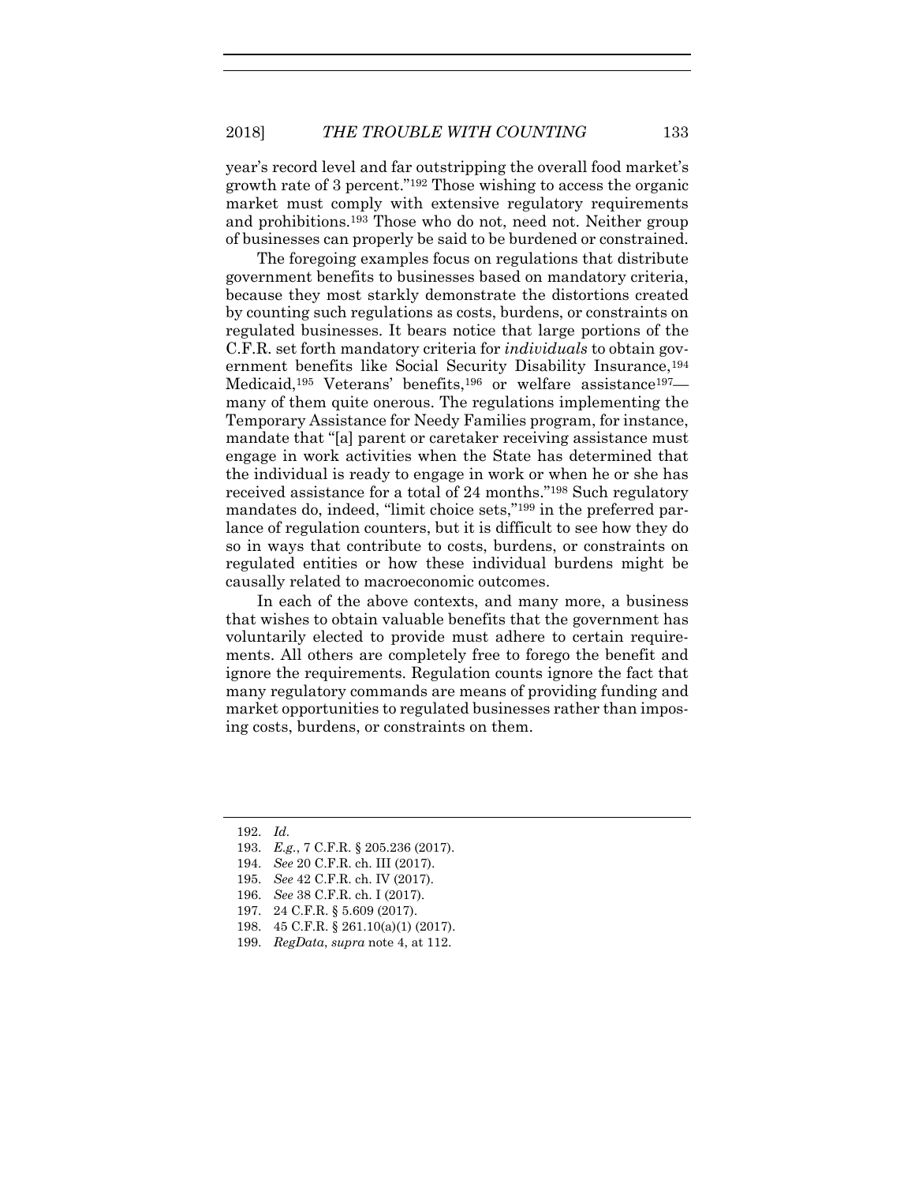year's record level and far outstripping the overall food market's growth rate of 3 percent."[192] Those wishing to access the organic market must comply with extensive regulatory requirements and prohibitions.[193] Those who do not, need not. Neither group of businesses can properly be said to be burdened or constrained.

The foregoing examples focus on regulations that distribute government benefits to businesses based on mandatory criteria, because they most starkly demonstrate the distortions created by counting such regulations as costs, burdens, or constraints on regulated businesses. It bears notice that large portions of the C.F.R. set forth mandatory criteria for *individuals* to obtain government benefits like Social Security Disability Insurance,[194] Medicaid,[195] Veterans' benefits,[196] or welfare assistance[197]—many of them quite onerous. The regulations implementing the Temporary Assistance for Needy Families program, for instance, mandate that "[a] parent or caretaker receiving assistance must engage in work activities when the State has determined that the individual is ready to engage in work or when he or she has received assistance for a total of 24 months."[198] Such regulatory mandates do, indeed, "limit choice sets,"[199] in the preferred parlance of regulation counters, but it is difficult to see how they do so in ways that contribute to costs, burdens, or constraints on regulated entities or how these individual burdens might be causally related to macroeconomic outcomes.

In each of the above contexts, and many more, a business that wishes to obtain valuable benefits that the government has voluntarily elected to provide must adhere to certain requirements. All others are completely free to forego the benefit and ignore the requirements. Regulation counts ignore the fact that many regulatory commands are means of providing funding and market opportunities to regulated businesses rather than imposing costs, burdens, or constraints on them.

---

192. *Id.*

193. *E.g.*, 7 C.F.R. § 205.236 (2017).

194. *See* 20 C.F.R. ch. III (2017).

195. *See* 42 C.F.R. ch. IV (2017).

196. *See* 38 C.F.R. ch. I (2017).

197. 24 C.F.R. § 5.609 (2017).

198. 45 C.F.R. § 261.10(a)(1) (2017).

199. *RegData*, *supra* note 4, at 112.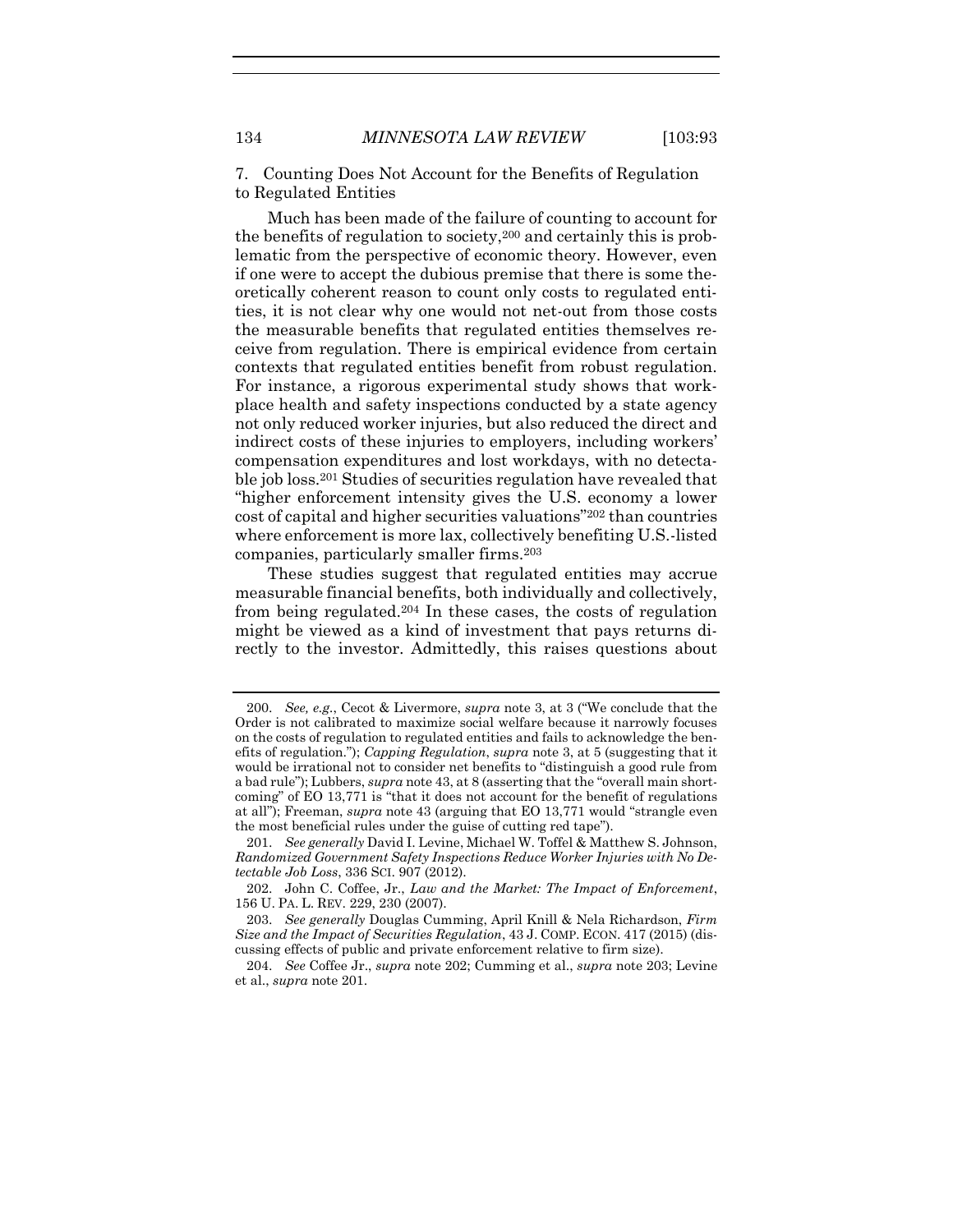### 7. Counting Does Not Account for the Benefits of Regulation to Regulated Entities

Much has been made of the failure of counting to account for the benefits of regulation to society,[200] and certainly this is problematic from the perspective of economic theory. However, even if one were to accept the dubious premise that there is some theoretically coherent reason to count only costs to regulated entities, it is not clear why one would not net-out from those costs the measurable benefits that regulated entities themselves receive from regulation. There is empirical evidence from certain contexts that regulated entities benefit from robust regulation. For instance, a rigorous experimental study shows that workplace health and safety inspections conducted by a state agency not only reduced worker injuries, but also reduced the direct and indirect costs of these injuries to employers, including workers' compensation expenditures and lost workdays, with no detectable job loss.[201] Studies of securities regulation have revealed that "higher enforcement intensity gives the U.S. economy a lower cost of capital and higher securities valuations"[202] than countries where enforcement is more lax, collectively benefiting U.S.-listed companies, particularly smaller firms.[203]

These studies suggest that regulated entities may accrue measurable financial benefits, both individually and collectively, from being regulated.[204] In these cases, the costs of regulation might be viewed as a kind of investment that pays returns directly to the investor. Admittedly, this raises questions about

---

200. *See, e.g.*, Cecot & Livermore, *supra* note 3, at 3 ("We conclude that the Order is not calibrated to maximize social welfare because it narrowly focuses on the costs of regulation to regulated entities and fails to acknowledge the benefits of regulation."); *Capping Regulation*, *supra* note 3, at 5 (suggesting that it would be irrational not to consider net benefits to "distinguish a good rule from a bad rule"); Lubbers, *supra* note 43, at 8 (asserting that the "overall main shortcoming" of EO 13,771 is "that it does not account for the benefit of regulations at all"); Freeman, *supra* note 43 (arguing that EO 13,771 would "strangle even the most beneficial rules under the guise of cutting red tape").

201. *See generally* David I. Levine, Michael W. Toffel & Matthew S. Johnson, *Randomized Government Safety Inspections Reduce Worker Injuries with No Detectable Job Loss*, 336 SCI. 907 (2012).

202. John C. Coffee, Jr., *Law and the Market: The Impact of Enforcement*, 156 U. PA. L. REV. 229, 230 (2007).

203. *See generally* Douglas Cumming, April Knill & Nela Richardson, *Firm Size and the Impact of Securities Regulation*, 43 J. COMP. ECON. 417 (2015) (discussing effects of public and private enforcement relative to firm size).

204. *See* Coffee Jr., *supra* note 202; Cumming et al., *supra* note 203; Levine et al., *supra* note 201.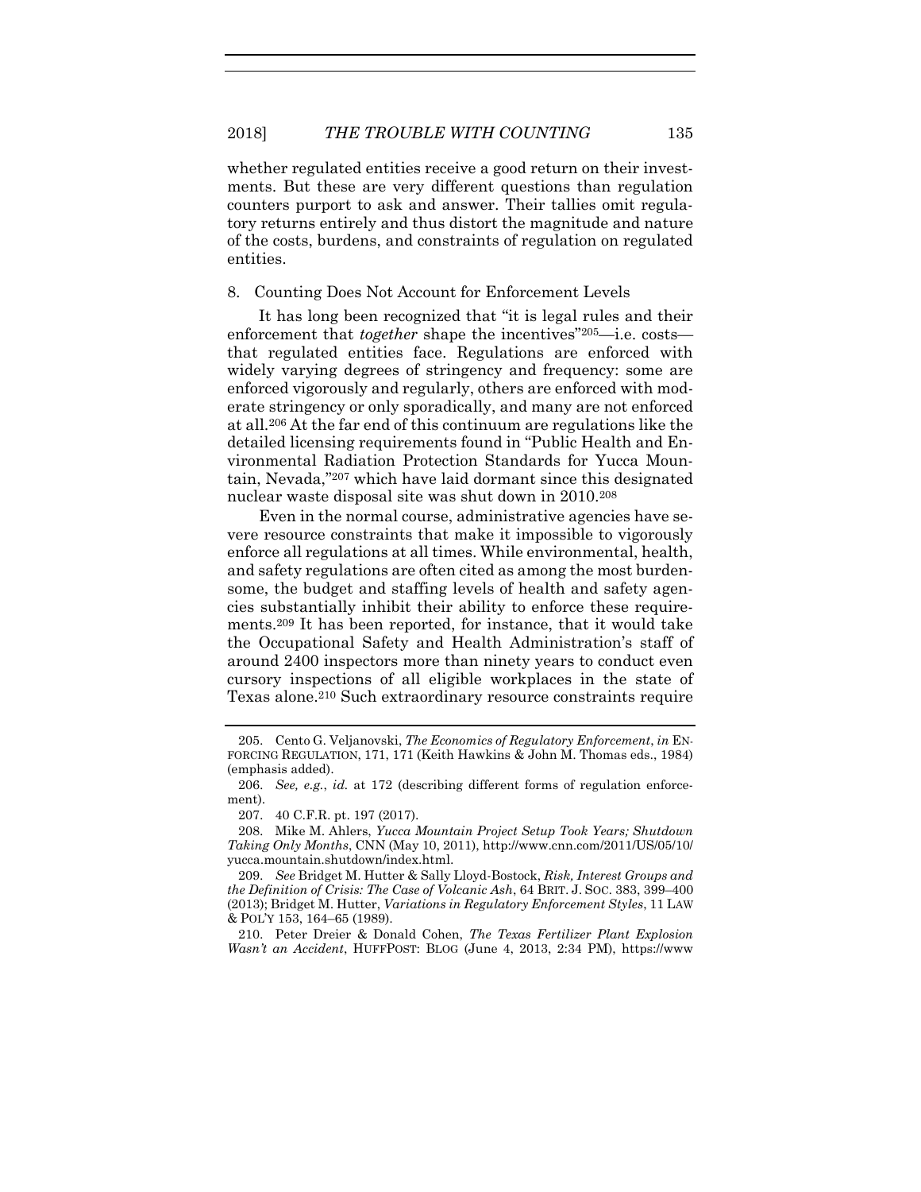whether regulated entities receive a good return on their investments. But these are very different questions than regulation counters purport to ask and answer. Their tallies omit regulatory returns entirely and thus distort the magnitude and nature of the costs, burdens, and constraints of regulation on regulated entities.

### 8. Counting Does Not Account for Enforcement Levels

It has long been recognized that "it is legal rules and their enforcement that *together* shape the incentives"[205]—i.e. costs—that regulated entities face. Regulations are enforced with widely varying degrees of stringency and frequency: some are enforced vigorously and regularly, others are enforced with moderate stringency or only sporadically, and many are not enforced at all.[206] At the far end of this continuum are regulations like the detailed licensing requirements found in "Public Health and Environmental Radiation Protection Standards for Yucca Mountain, Nevada,"[207] which have laid dormant since this designated nuclear waste disposal site was shut down in 2010.[208]

Even in the normal course, administrative agencies have severe resource constraints that make it impossible to vigorously enforce all regulations at all times. While environmental, health, and safety regulations are often cited as among the most burdensome, the budget and staffing levels of health and safety agencies substantially inhibit their ability to enforce these requirements.[209] It has been reported, for instance, that it would take the Occupational Safety and Health Administration's staff of around 2400 inspectors more than ninety years to conduct even cursory inspections of all eligible workplaces in the state of Texas alone.[210] Such extraordinary resource constraints require

---

205. Cento G. Veljanovski, *The Economics of Regulatory Enforcement*, *in* ENFORCING REGULATION, 171, 171 (Keith Hawkins & John M. Thomas eds., 1984) (emphasis added).

206. *See, e.g.*, *id.* at 172 (describing different forms of regulation enforcement).

207. 40 C.F.R. pt. 197 (2017).

208. Mike M. Ahlers, *Yucca Mountain Project Setup Took Years; Shutdown Taking Only Months*, CNN (May 10, 2011), http://www.cnn.com/2011/US/05/10/yucca.mountain.shutdown/index.html.

209. *See* Bridget M. Hutter & Sally Lloyd-Bostock, *Risk, Interest Groups and the Definition of Crisis: The Case of Volcanic Ash*, 64 BRIT. J. SOC. 383, 399–400 (2013); Bridget M. Hutter, *Variations in Regulatory Enforcement Styles*, 11 LAW & POL'Y 153, 164–65 (1989).

210. Peter Dreier & Donald Cohen, *The Texas Fertilizer Plant Explosion Wasn't an Accident*, HUFFPOST: BLOG (June 4, 2013, 2:34 PM), https://www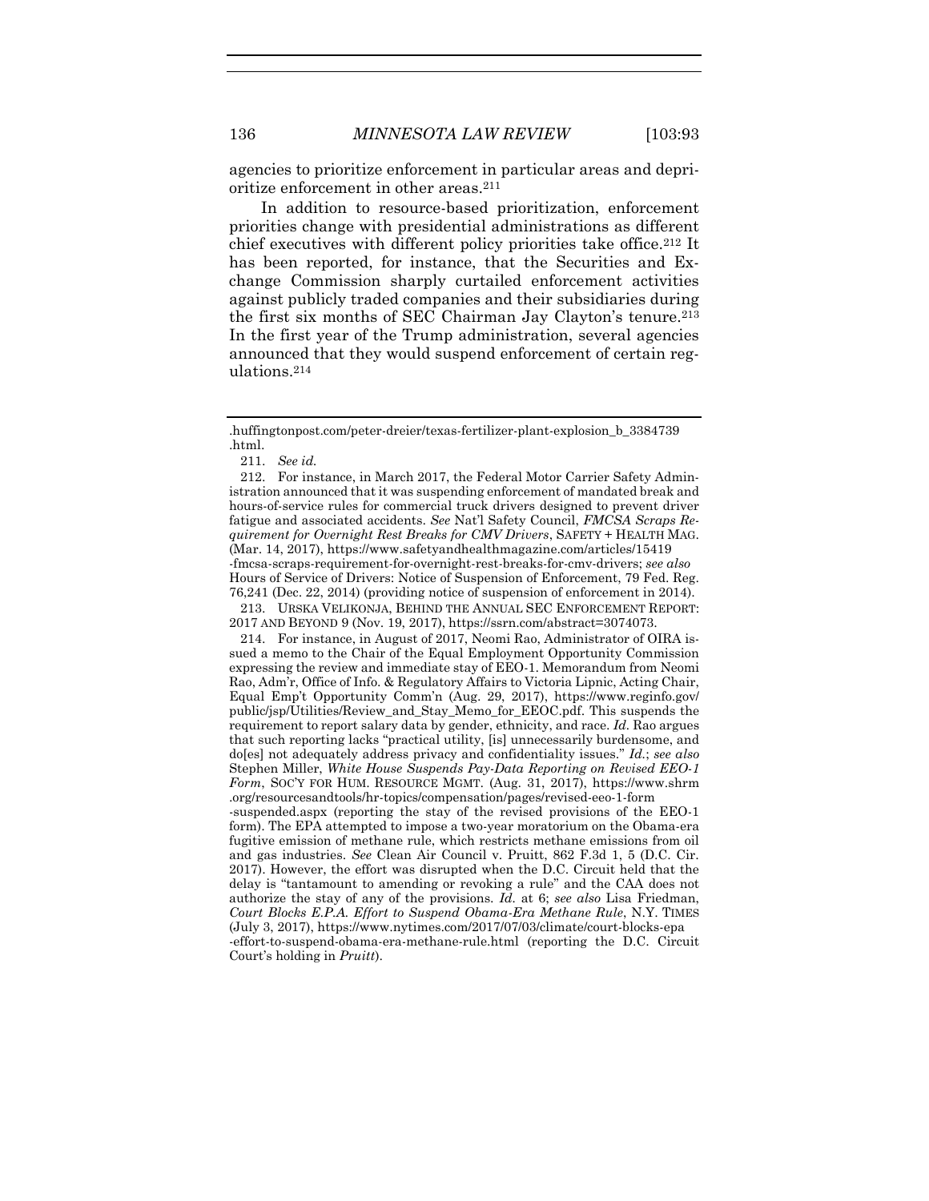agencies to prioritize enforcement in particular areas and deprioritize enforcement in other areas.[211]

In addition to resource-based prioritization, enforcement priorities change with presidential administrations as different chief executives with different policy priorities take office.[212] It has been reported, for instance, that the Securities and Exchange Commission sharply curtailed enforcement activities against publicly traded companies and their subsidiaries during the first six months of SEC Chairman Jay Clayton's tenure.[213] In the first year of the Trump administration, several agencies announced that they would suspend enforcement of certain regulations.[214]

---

.huffingtonpost.com/peter-dreier/texas-fertilizer-plant-explosion_b_3384739.html.

211. *See id.*

212. For instance, in March 2017, the Federal Motor Carrier Safety Administration announced that it was suspending enforcement of mandated break and hours-of-service rules for commercial truck drivers designed to prevent driver fatigue and associated accidents. *See* Nat'l Safety Council, *FMCSA Scraps Requirement for Overnight Rest Breaks for CMV Drivers*, SAFETY + HEALTH MAG. (Mar. 14, 2017), https://www.safetyandhealthmagazine.com/articles/15419-fmcsa-scraps-requirement-for-overnight-rest-breaks-for-cmv-drivers; *see also* Hours of Service of Drivers: Notice of Suspension of Enforcement, 79 Fed. Reg. 76,241 (Dec. 22, 2014) (providing notice of suspension of enforcement in 2014).

213. URSKA VELIKONJA, BEHIND THE ANNUAL SEC ENFORCEMENT REPORT: 2017 AND BEYOND 9 (Nov. 19, 2017), https://ssrn.com/abstract=3074073.

214. For instance, in August of 2017, Neomi Rao, Administrator of OIRA issued a memo to the Chair of the Equal Employment Opportunity Commission expressing the review and immediate stay of EEO-1. Memorandum from Neomi Rao, Adm'r, Office of Info. & Regulatory Affairs to Victoria Lipnic, Acting Chair, Equal Emp't Opportunity Comm'n (Aug. 29, 2017), https://www.reginfo.gov/public/jsp/Utilities/Review_and_Stay_Memo_for_EEOC.pdf. This suspends the requirement to report salary data by gender, ethnicity, and race. *Id.* Rao argues that such reporting lacks "practical utility, [is] unnecessarily burdensome, and do[es] not adequately address privacy and confidentiality issues." *Id.*; *see also* Stephen Miller, *White House Suspends Pay-Data Reporting on Revised EEO-1 Form*, SOC'Y FOR HUM. RESOURCE MGMT. (Aug. 31, 2017), https://www.shrm.org/resourcesandtools/hr-topics/compensation/pages/revised-eeo-1-form-suspended.aspx (reporting the stay of the revised provisions of the EEO-1 form). The EPA attempted to impose a two-year moratorium on the Obama-era fugitive emission of methane rule, which restricts methane emissions from oil and gas industries. *See* Clean Air Council v. Pruitt, 862 F.3d 1, 5 (D.C. Cir. 2017). However, the effort was disrupted when the D.C. Circuit held that the delay is "tantamount to amending or revoking a rule" and the CAA does not authorize the stay of any of the provisions. *Id.* at 6; *see also* Lisa Friedman, *Court Blocks E.P.A. Effort to Suspend Obama-Era Methane Rule*, N.Y. TIMES (July 3, 2017), https://www.nytimes.com/2017/07/03/climate/court-blocks-epa-effort-to-suspend-obama-era-methane-rule.html (reporting the D.C. Circuit Court's holding in *Pruitt*).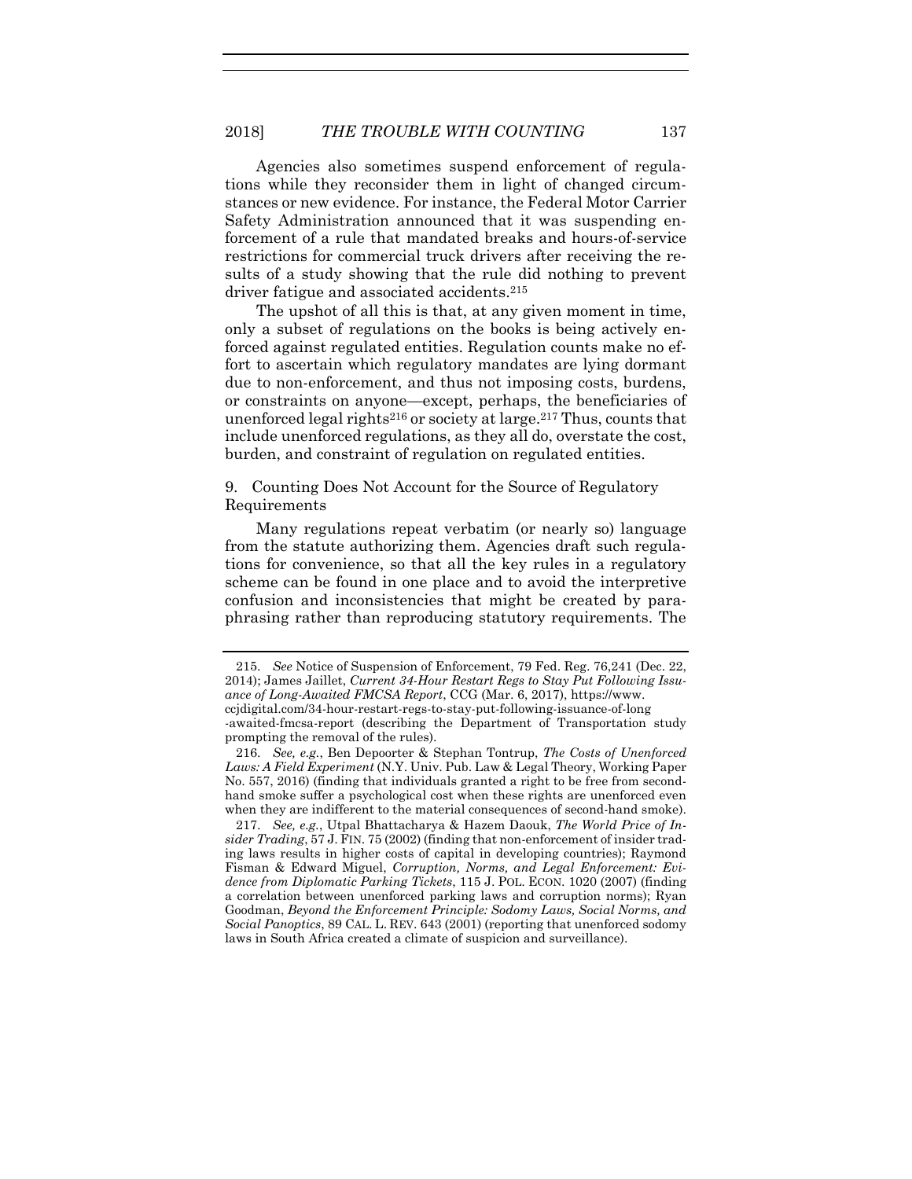Agencies also sometimes suspend enforcement of regulations while they reconsider them in light of changed circumstances or new evidence. For instance, the Federal Motor Carrier Safety Administration announced that it was suspending enforcement of a rule that mandated breaks and hours-of-service restrictions for commercial truck drivers after receiving the results of a study showing that the rule did nothing to prevent driver fatigue and associated accidents.[215]

The upshot of all this is that, at any given moment in time, only a subset of regulations on the books is being actively enforced against regulated entities. Regulation counts make no effort to ascertain which regulatory mandates are lying dormant due to non-enforcement, and thus not imposing costs, burdens, or constraints on anyone—except, perhaps, the beneficiaries of unenforced legal rights[216] or society at large.[217] Thus, counts that include unenforced regulations, as they all do, overstate the cost, burden, and constraint of regulation on regulated entities.

### 9. Counting Does Not Account for the Source of Regulatory Requirements

Many regulations repeat verbatim (or nearly so) language from the statute authorizing them. Agencies draft such regulations for convenience, so that all the key rules in a regulatory scheme can be found in one place and to avoid the interpretive confusion and inconsistencies that might be created by paraphrasing rather than reproducing statutory requirements. The

---

215. *See* Notice of Suspension of Enforcement, 79 Fed. Reg. 76,241 (Dec. 22, 2014); James Jaillet, *Current 34-Hour Restart Regs to Stay Put Following Issuance of Long-Awaited FMCSA Report*, CCG (Mar. 6, 2017), https://www.ccjdigital.com/34-hour-restart-regs-to-stay-put-following-issuance-of-long-awaited-fmcsa-report (describing the Department of Transportation study prompting the removal of the rules).

216. *See, e.g.*, Ben Depoorter & Stephan Tontrup, *The Costs of Unenforced Laws: A Field Experiment* (N.Y. Univ. Pub. Law & Legal Theory, Working Paper No. 557, 2016) (finding that individuals granted a right to be free from second-hand smoke suffer a psychological cost when these rights are unenforced even when they are indifferent to the material consequences of second-hand smoke).

217. *See, e.g.*, Utpal Bhattacharya & Hazem Daouk, *The World Price of Insider Trading*, 57 J. FIN. 75 (2002) (finding that non-enforcement of insider trading laws results in higher costs of capital in developing countries); Raymond Fisman & Edward Miguel, *Corruption, Norms, and Legal Enforcement: Evidence from Diplomatic Parking Tickets*, 115 J. POL. ECON. 1020 (2007) (finding a correlation between unenforced parking laws and corruption norms); Ryan Goodman, *Beyond the Enforcement Principle: Sodomy Laws, Social Norms, and Social Panoptics*, 89 CAL. L. REV. 643 (2001) (reporting that unenforced sodomy laws in South Africa created a climate of suspicion and surveillance).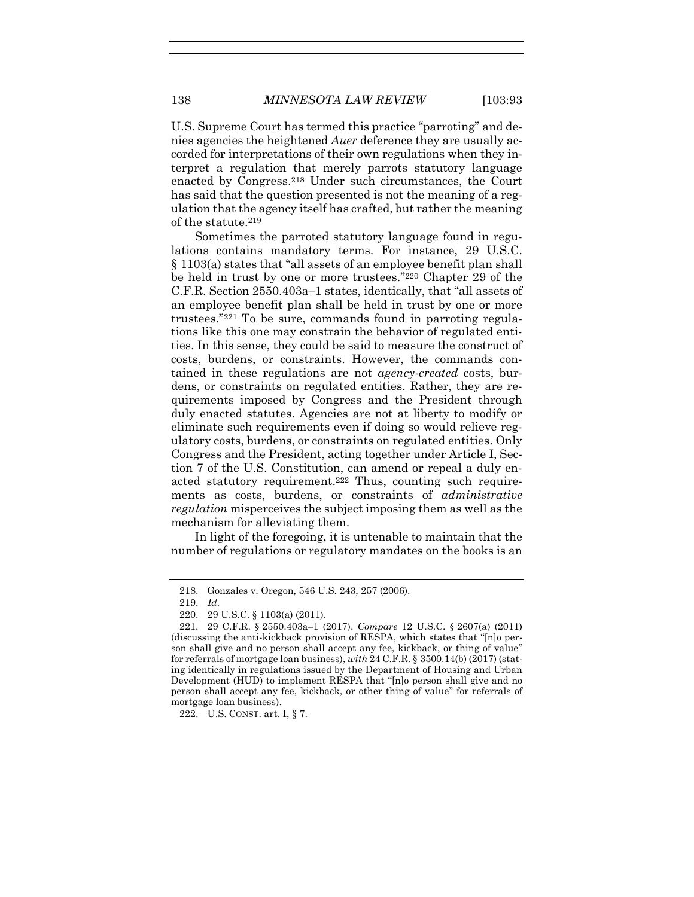U.S. Supreme Court has termed this practice "parroting" and denies agencies the heightened *Auer* deference they are usually accorded for interpretations of their own regulations when they interpret a regulation that merely parrots statutory language enacted by Congress.[218] Under such circumstances, the Court has said that the question presented is not the meaning of a regulation that the agency itself has crafted, but rather the meaning of the statute.[219]

Sometimes the parroted statutory language found in regulations contains mandatory terms. For instance, 29 U.S.C. § 1103(a) states that "all assets of an employee benefit plan shall be held in trust by one or more trustees."[220] Chapter 29 of the C.F.R. Section 2550.403a–1 states, identically, that "all assets of an employee benefit plan shall be held in trust by one or more trustees."[221] To be sure, commands found in parroting regulations like this one may constrain the behavior of regulated entities. In this sense, they could be said to measure the construct of costs, burdens, or constraints. However, the commands contained in these regulations are not *agency-created* costs, burdens, or constraints on regulated entities. Rather, they are requirements imposed by Congress and the President through duly enacted statutes. Agencies are not at liberty to modify or eliminate such requirements even if doing so would relieve regulatory costs, burdens, or constraints on regulated entities. Only Congress and the President, acting together under Article I, Section 7 of the U.S. Constitution, can amend or repeal a duly enacted statutory requirement.[222] Thus, counting such requirements as costs, burdens, or constraints of *administrative regulation* misperceives the subject imposing them as well as the mechanism for alleviating them.

In light of the foregoing, it is untenable to maintain that the number of regulations or regulatory mandates on the books is an

---

218. Gonzales v. Oregon, 546 U.S. 243, 257 (2006).

219. *Id.*

220. 29 U.S.C. § 1103(a) (2011).

221. 29 C.F.R. § 2550.403a–1 (2017). *Compare* 12 U.S.C. § 2607(a) (2011) (discussing the anti-kickback provision of RESPA, which states that "[n]o person shall give and no person shall accept any fee, kickback, or thing of value" for referrals of mortgage loan business), *with* 24 C.F.R. § 3500.14(b) (2017) (stating identically in regulations issued by the Department of Housing and Urban Development (HUD) to implement RESPA that "[n]o person shall give and no person shall accept any fee, kickback, or other thing of value" for referrals of mortgage loan business).

222. U.S. CONST. art. I, § 7.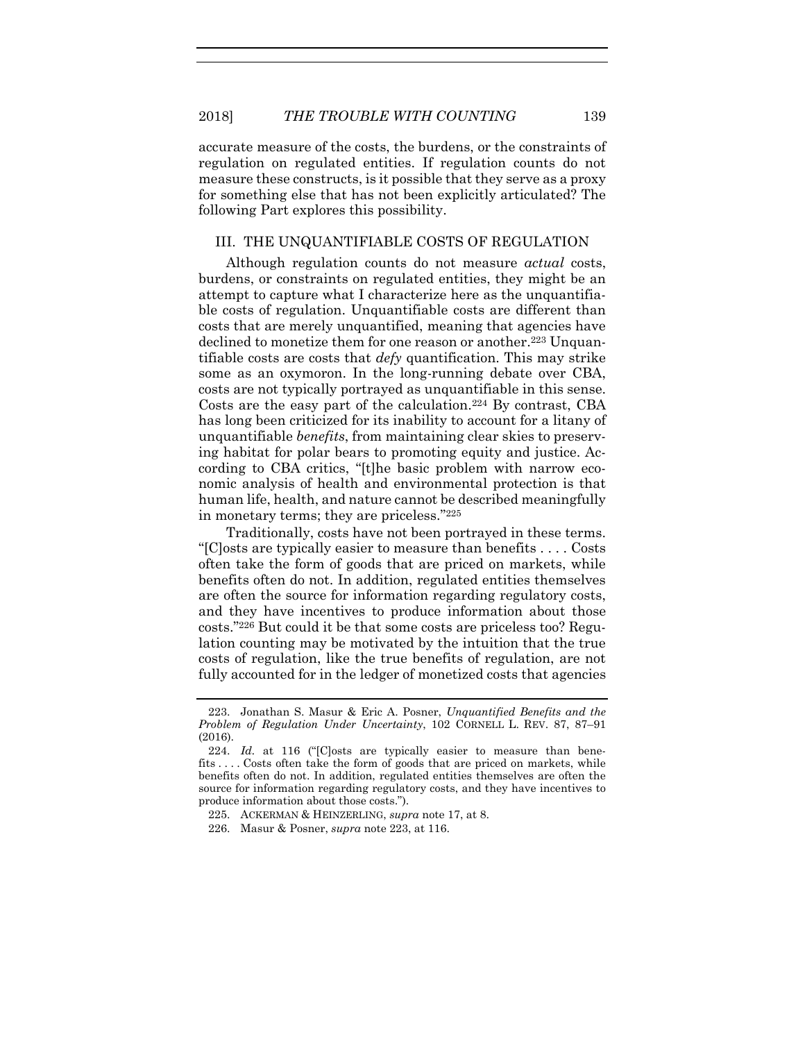accurate measure of the costs, the burdens, or the constraints of regulation on regulated entities. If regulation counts do not measure these constructs, is it possible that they serve as a proxy for something else that has not been explicitly articulated? The following Part explores this possibility.

## III. THE UNQUANTIFIABLE COSTS OF REGULATION

Although regulation counts do not measure *actual* costs, burdens, or constraints on regulated entities, they might be an attempt to capture what I characterize here as the unquantifiable costs of regulation. Unquantifiable costs are different than costs that are merely unquantified, meaning that agencies have declined to monetize them for one reason or another.[223] Unquantifiable costs are costs that *defy* quantification. This may strike some as an oxymoron. In the long-running debate over CBA, costs are not typically portrayed as unquantifiable in this sense. Costs are the easy part of the calculation.[224] By contrast, CBA has long been criticized for its inability to account for a litany of unquantifiable *benefits*, from maintaining clear skies to preserving habitat for polar bears to promoting equity and justice. According to CBA critics, "[t]he basic problem with narrow economic analysis of health and environmental protection is that human life, health, and nature cannot be described meaningfully in monetary terms; they are priceless."[225]

Traditionally, costs have not been portrayed in these terms. "[C]osts are typically easier to measure than benefits . . . . Costs often take the form of goods that are priced on markets, while benefits often do not. In addition, regulated entities themselves are often the source for information regarding regulatory costs, and they have incentives to produce information about those costs."[226] But could it be that some costs are priceless too? Regulation counting may be motivated by the intuition that the true costs of regulation, like the true benefits of regulation, are not fully accounted for in the ledger of monetized costs that agencies

---

223. Jonathan S. Masur & Eric A. Posner, *Unquantified Benefits and the Problem of Regulation Under Uncertainty*, 102 CORNELL L. REV. 87, 87–91 (2016).

224. *Id.* at 116 ("[C]osts are typically easier to measure than benefits . . . . Costs often take the form of goods that are priced on markets, while benefits often do not. In addition, regulated entities themselves are often the source for information regarding regulatory costs, and they have incentives to produce information about those costs.").

225. ACKERMAN & HEINZERLING, *supra* note 17, at 8.

226. Masur & Posner, *supra* note 223, at 116.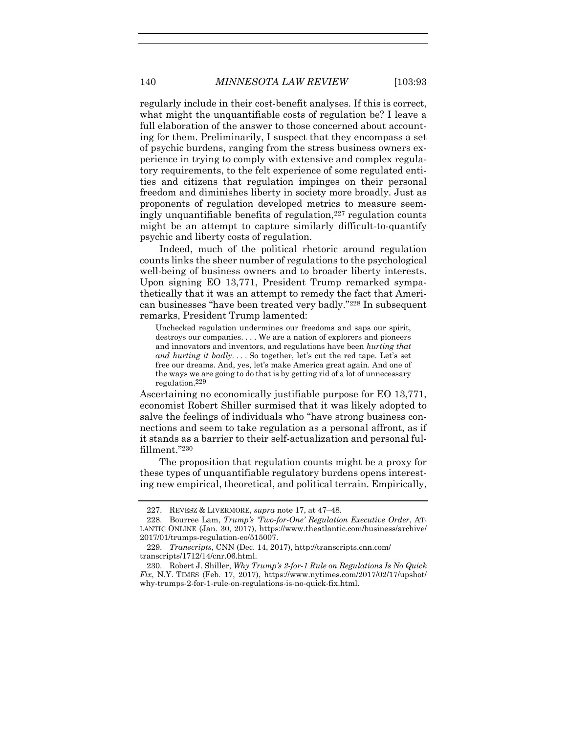regularly include in their cost-benefit analyses. If this is correct, what might the unquantifiable costs of regulation be? I leave a full elaboration of the answer to those concerned about accounting for them. Preliminarily, I suspect that they encompass a set of psychic burdens, ranging from the stress business owners experience in trying to comply with extensive and complex regulatory requirements, to the felt experience of some regulated entities and citizens that regulation impinges on their personal freedom and diminishes liberty in society more broadly. Just as proponents of regulation developed metrics to measure seemingly unquantifiable benefits of regulation,[227] regulation counts might be an attempt to capture similarly difficult-to-quantify psychic and liberty costs of regulation.

Indeed, much of the political rhetoric around regulation counts links the sheer number of regulations to the psychological well-being of business owners and to broader liberty interests. Upon signing EO 13,771, President Trump remarked sympathetically that it was an attempt to remedy the fact that American businesses "have been treated very badly."[228] In subsequent remarks, President Trump lamented:

> Unchecked regulation undermines our freedoms and saps our spirit, destroys our companies. . . . We are a nation of explorers and pioneers and innovators and inventors, and regulations have been *hurting that and hurting it badly*. . . . So together, let's cut the red tape. Let's set free our dreams. And, yes, let's make America great again. And one of the ways we are going to do that is by getting rid of a lot of unnecessary regulation.[229]

Ascertaining no economically justifiable purpose for EO 13,771, economist Robert Shiller surmised that it was likely adopted to salve the feelings of individuals who "have strong business connections and seem to take regulation as a personal affront, as if it stands as a barrier to their self-actualization and personal fulfillment."[230]

The proposition that regulation counts might be a proxy for these types of unquantifiable regulatory burdens opens interesting new empirical, theoretical, and political terrain. Empirically,

---

227. REVESZ & LIVERMORE, *supra* note 17, at 47–48.

228. Bourree Lam, *Trump's 'Two-for-One' Regulation Executive Order*, ATLANTIC ONLINE (Jan. 30, 2017), https://www.theatlantic.com/business/archive/2017/01/trumps-regulation-eo/515007.

229. *Transcripts*, CNN (Dec. 14, 2017), http://transcripts.cnn.com/transcripts/1712/14/cnr.06.html.

230. Robert J. Shiller, *Why Trump's 2-for-1 Rule on Regulations Is No Quick Fix*, N.Y. TIMES (Feb. 17, 2017), https://www.nytimes.com/2017/02/17/upshot/why-trumps-2-for-1-rule-on-regulations-is-no-quick-fix.html.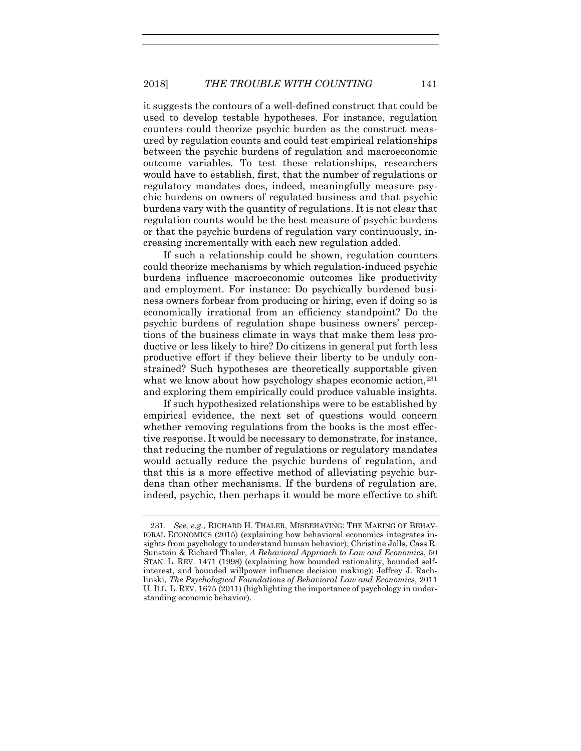it suggests the contours of a well-defined construct that could be used to develop testable hypotheses. For instance, regulation counters could theorize psychic burden as the construct measured by regulation counts and could test empirical relationships between the psychic burdens of regulation and macroeconomic outcome variables. To test these relationships, researchers would have to establish, first, that the number of regulations or regulatory mandates does, indeed, meaningfully measure psychic burdens on owners of regulated business and that psychic burdens vary with the quantity of regulations. It is not clear that regulation counts would be the best measure of psychic burdens or that the psychic burdens of regulation vary continuously, increasing incrementally with each new regulation added.

If such a relationship could be shown, regulation counters could theorize mechanisms by which regulation-induced psychic burdens influence macroeconomic outcomes like productivity and employment. For instance: Do psychically burdened business owners forbear from producing or hiring, even if doing so is economically irrational from an efficiency standpoint? Do the psychic burdens of regulation shape business owners' perceptions of the business climate in ways that make them less productive or less likely to hire? Do citizens in general put forth less productive effort if they believe their liberty to be unduly constrained? Such hypotheses are theoretically supportable given what we know about how psychology shapes economic action,[231] and exploring them empirically could produce valuable insights.

If such hypothesized relationships were to be established by empirical evidence, the next set of questions would concern whether removing regulations from the books is the most effective response. It would be necessary to demonstrate, for instance, that reducing the number of regulations or regulatory mandates would actually reduce the psychic burdens of regulation, and that this is a more effective method of alleviating psychic burdens than other mechanisms. If the burdens of regulation are, indeed, psychic, then perhaps it would be more effective to shift

---

231. *See, e.g.*, RICHARD H. THALER, MISBEHAVING: THE MAKING OF BEHAVIORAL ECONOMICS (2015) (explaining how behavioral economics integrates insights from psychology to understand human behavior); Christine Jolls, Cass R. Sunstein & Richard Thaler, *A Behavioral Approach to Law and Economics*, 50 STAN. L. REV. 1471 (1998) (explaining how bounded rationality, bounded self-interest, and bounded willpower influence decision making); Jeffrey J. Rachlinski, *The Psychological Foundations of Behavioral Law and Economics*, 2011 U. ILL. L. REV. 1675 (2011) (highlighting the importance of psychology in understanding economic behavior).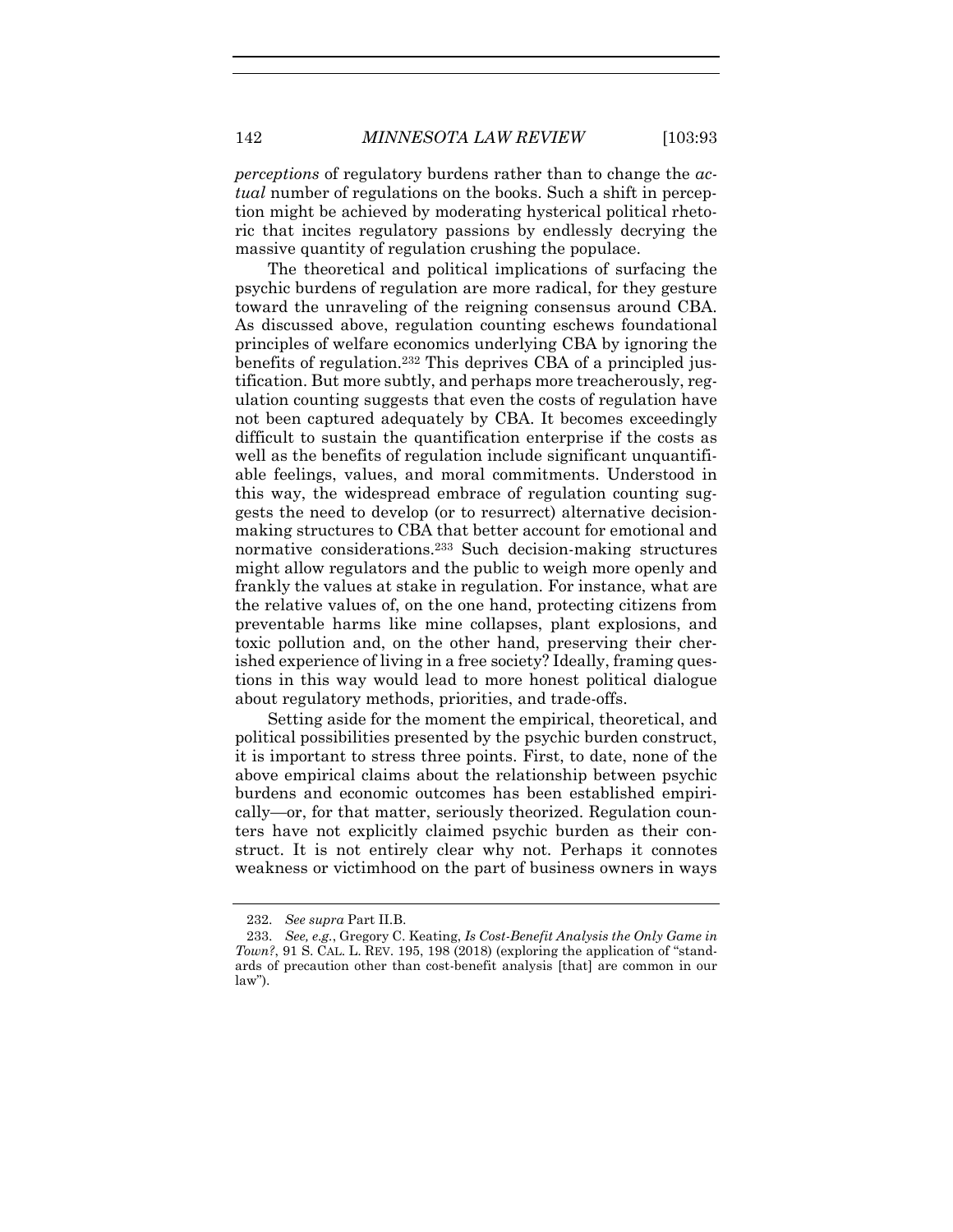*perceptions* of regulatory burdens rather than to change the *actual* number of regulations on the books. Such a shift in perception might be achieved by moderating hysterical political rhetoric that incites regulatory passions by endlessly decrying the massive quantity of regulation crushing the populace.

The theoretical and political implications of surfacing the psychic burdens of regulation are more radical, for they gesture toward the unraveling of the reigning consensus around CBA. As discussed above, regulation counting eschews foundational principles of welfare economics underlying CBA by ignoring the benefits of regulation.[232] This deprives CBA of a principled justification. But more subtly, and perhaps more treacherously, regulation counting suggests that even the costs of regulation have not been captured adequately by CBA. It becomes exceedingly difficult to sustain the quantification enterprise if the costs as well as the benefits of regulation include significant unquantifiable feelings, values, and moral commitments. Understood in this way, the widespread embrace of regulation counting suggests the need to develop (or to resurrect) alternative decision-making structures to CBA that better account for emotional and normative considerations.[233] Such decision-making structures might allow regulators and the public to weigh more openly and frankly the values at stake in regulation. For instance, what are the relative values of, on the one hand, protecting citizens from preventable harms like mine collapses, plant explosions, and toxic pollution and, on the other hand, preserving their cherished experience of living in a free society? Ideally, framing questions in this way would lead to more honest political dialogue about regulatory methods, priorities, and trade-offs.

Setting aside for the moment the empirical, theoretical, and political possibilities presented by the psychic burden construct, it is important to stress three points. First, to date, none of the above empirical claims about the relationship between psychic burdens and economic outcomes has been established empirically—or, for that matter, seriously theorized. Regulation counters have not explicitly claimed psychic burden as their construct. It is not entirely clear why not. Perhaps it connotes weakness or victimhood on the part of business owners in ways

---

232. *See supra* Part II.B.

233. *See, e.g.*, Gregory C. Keating, *Is Cost-Benefit Analysis the Only Game in Town?*, 91 S. CAL. L. REV. 195, 198 (2018) (exploring the application of "standards of precaution other than cost-benefit analysis [that] are common in our law").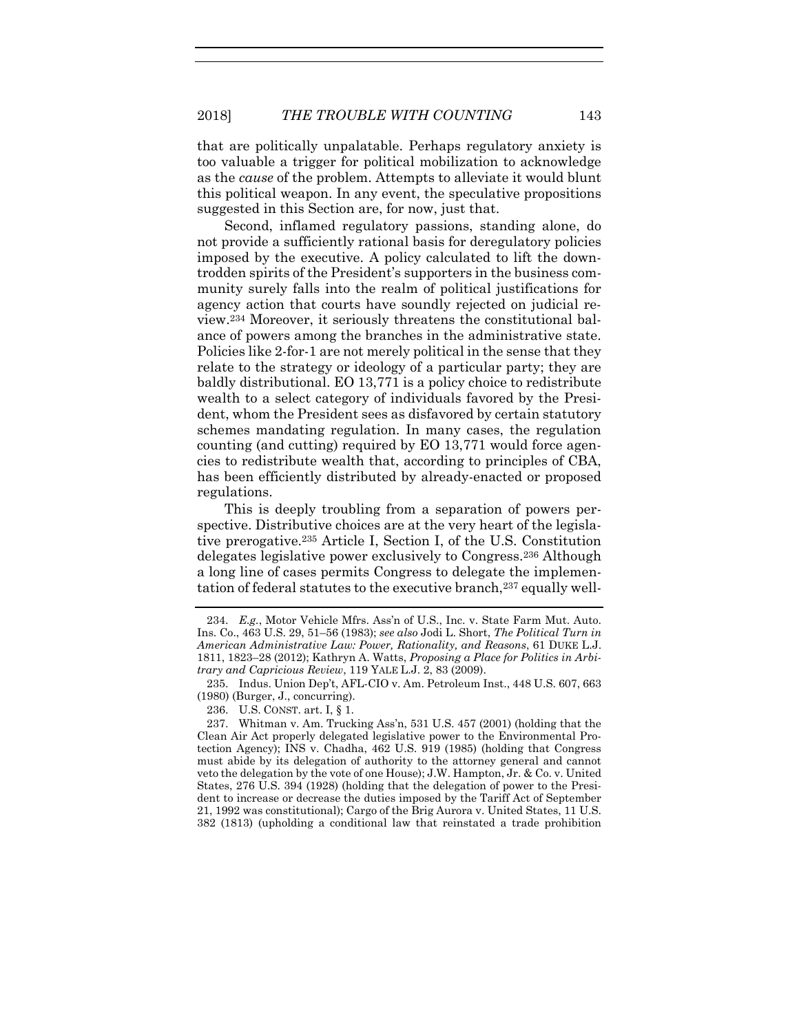that are politically unpalatable. Perhaps regulatory anxiety is too valuable a trigger for political mobilization to acknowledge as the *cause* of the problem. Attempts to alleviate it would blunt this political weapon. In any event, the speculative propositions suggested in this Section are, for now, just that.

Second, inflamed regulatory passions, standing alone, do not provide a sufficiently rational basis for deregulatory policies imposed by the executive. A policy calculated to lift the downtrodden spirits of the President's supporters in the business community surely falls into the realm of political justifications for agency action that courts have soundly rejected on judicial review.[234] Moreover, it seriously threatens the constitutional balance of powers among the branches in the administrative state. Policies like 2-for-1 are not merely political in the sense that they relate to the strategy or ideology of a particular party; they are baldly distributional. EO 13,771 is a policy choice to redistribute wealth to a select category of individuals favored by the President, whom the President sees as disfavored by certain statutory schemes mandating regulation. In many cases, the regulation counting (and cutting) required by EO 13,771 would force agencies to redistribute wealth that, according to principles of CBA, has been efficiently distributed by already-enacted or proposed regulations.

This is deeply troubling from a separation of powers perspective. Distributive choices are at the very heart of the legislative prerogative.[235] Article I, Section I, of the U.S. Constitution delegates legislative power exclusively to Congress.[236] Although a long line of cases permits Congress to delegate the implementation of federal statutes to the executive branch,[237] equally well-

---

234. *E.g.*, Motor Vehicle Mfrs. Ass'n of U.S., Inc. v. State Farm Mut. Auto. Ins. Co., 463 U.S. 29, 51–56 (1983); *see also* Jodi L. Short, *The Political Turn in American Administrative Law: Power, Rationality, and Reasons*, 61 DUKE L.J. 1811, 1823–28 (2012); Kathryn A. Watts, *Proposing a Place for Politics in Arbitrary and Capricious Review*, 119 YALE L.J. 2, 83 (2009).

235. Indus. Union Dep't, AFL-CIO v. Am. Petroleum Inst., 448 U.S. 607, 663 (1980) (Burger, J., concurring).

236. U.S. CONST. art. I, § 1.

237. Whitman v. Am. Trucking Ass'n, 531 U.S. 457 (2001) (holding that the Clean Air Act properly delegated legislative power to the Environmental Protection Agency); INS v. Chadha, 462 U.S. 919 (1985) (holding that Congress must abide by its delegation of authority to the attorney general and cannot veto the delegation by the vote of one House); J.W. Hampton, Jr. & Co. v. United States, 276 U.S. 394 (1928) (holding that the delegation of power to the President to increase or decrease the duties imposed by the Tariff Act of September 21, 1992 was constitutional); Cargo of the Brig Aurora v. United States, 11 U.S. 382 (1813) (upholding a conditional law that reinstated a trade prohibition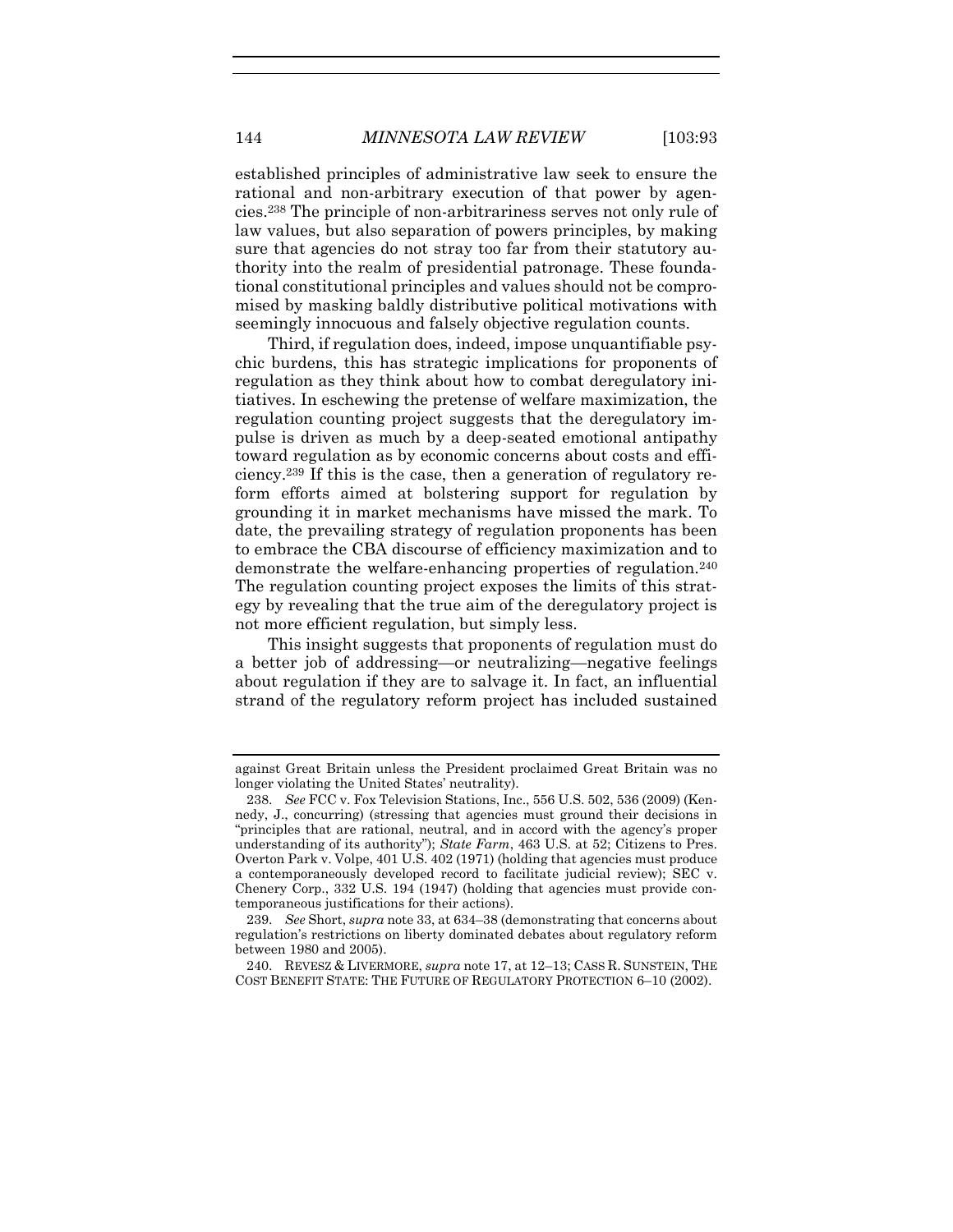established principles of administrative law seek to ensure the rational and non-arbitrary execution of that power by agencies.[238] The principle of non-arbitrariness serves not only rule of law values, but also separation of powers principles, by making sure that agencies do not stray too far from their statutory authority into the realm of presidential patronage. These foundational constitutional principles and values should not be compromised by masking baldly distributive political motivations with seemingly innocuous and falsely objective regulation counts.

Third, if regulation does, indeed, impose unquantifiable psychic burdens, this has strategic implications for proponents of regulation as they think about how to combat deregulatory initiatives. In eschewing the pretense of welfare maximization, the regulation counting project suggests that the deregulatory impulse is driven as much by a deep-seated emotional antipathy toward regulation as by economic concerns about costs and efficiency.[239] If this is the case, then a generation of regulatory reform efforts aimed at bolstering support for regulation by grounding it in market mechanisms have missed the mark. To date, the prevailing strategy of regulation proponents has been to embrace the CBA discourse of efficiency maximization and to demonstrate the welfare-enhancing properties of regulation.[240] The regulation counting project exposes the limits of this strategy by revealing that the true aim of the deregulatory project is not more efficient regulation, but simply less.

This insight suggests that proponents of regulation must do a better job of addressing—or neutralizing—negative feelings about regulation if they are to salvage it. In fact, an influential strand of the regulatory reform project has included sustained

---

against Great Britain unless the President proclaimed Great Britain was no longer violating the United States' neutrality).

238. *See* FCC v. Fox Television Stations, Inc., 556 U.S. 502, 536 (2009) (Kennedy, J., concurring) (stressing that agencies must ground their decisions in "principles that are rational, neutral, and in accord with the agency's proper understanding of its authority"); *State Farm*, 463 U.S. at 52; Citizens to Pres. Overton Park v. Volpe, 401 U.S. 402 (1971) (holding that agencies must produce a contemporaneously developed record to facilitate judicial review); SEC v. Chenery Corp., 332 U.S. 194 (1947) (holding that agencies must provide contemporaneous justifications for their actions).

239. *See* Short, *supra* note 33, at 634–38 (demonstrating that concerns about regulation's restrictions on liberty dominated debates about regulatory reform between 1980 and 2005).

240. REVESZ & LIVERMORE, *supra* note 17, at 12–13; CASS R. SUNSTEIN, THE COST BENEFIT STATE: THE FUTURE OF REGULATORY PROTECTION 6–10 (2002).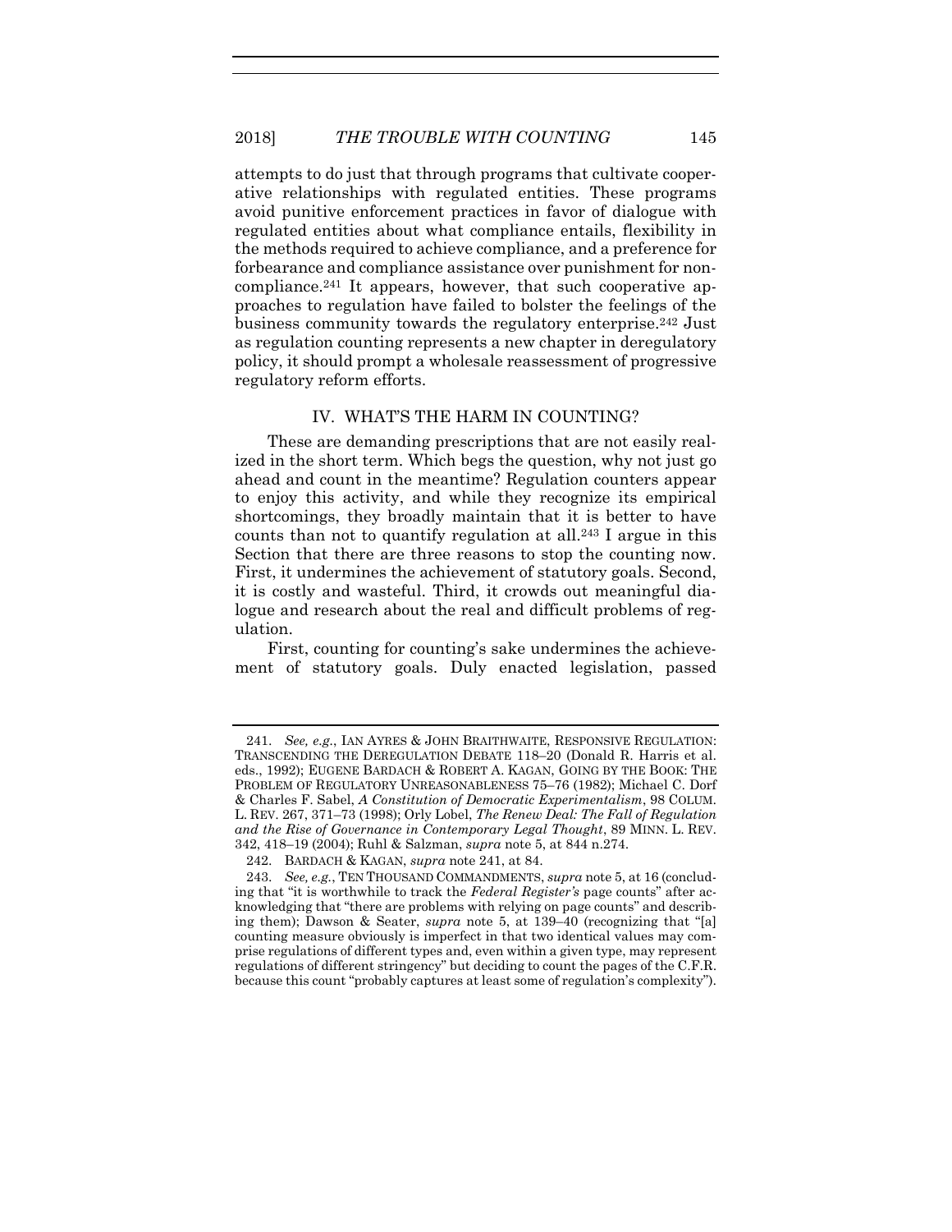attempts to do just that through programs that cultivate cooperative relationships with regulated entities. These programs avoid punitive enforcement practices in favor of dialogue with regulated entities about what compliance entails, flexibility in the methods required to achieve compliance, and a preference for forbearance and compliance assistance over punishment for noncompliance.[241] It appears, however, that such cooperative approaches to regulation have failed to bolster the feelings of the business community towards the regulatory enterprise.[242] Just as regulation counting represents a new chapter in deregulatory policy, it should prompt a wholesale reassessment of progressive regulatory reform efforts.

## IV. WHAT'S THE HARM IN COUNTING?

These are demanding prescriptions that are not easily realized in the short term. Which begs the question, why not just go ahead and count in the meantime? Regulation counters appear to enjoy this activity, and while they recognize its empirical shortcomings, they broadly maintain that it is better to have counts than not to quantify regulation at all.[243] I argue in this Section that there are three reasons to stop the counting now. First, it undermines the achievement of statutory goals. Second, it is costly and wasteful. Third, it crowds out meaningful dialogue and research about the real and difficult problems of regulation.

First, counting for counting's sake undermines the achievement of statutory goals. Duly enacted legislation, passed

---

241. *See, e.g.*, IAN AYRES & JOHN BRAITHWAITE, RESPONSIVE REGULATION: TRANSCENDING THE DEREGULATION DEBATE 118–20 (Donald R. Harris et al. eds., 1992); EUGENE BARDACH & ROBERT A. KAGAN, GOING BY THE BOOK: THE PROBLEM OF REGULATORY UNREASONABLENESS 75–76 (1982); Michael C. Dorf & Charles F. Sabel, *A Constitution of Democratic Experimentalism*, 98 COLUM. L. REV. 267, 371–73 (1998); Orly Lobel, *The Renew Deal: The Fall of Regulation and the Rise of Governance in Contemporary Legal Thought*, 89 MINN. L. REV. 342, 418–19 (2004); Ruhl & Salzman, *supra* note 5, at 844 n.274.

242. BARDACH & KAGAN, *supra* note 241, at 84.

243. *See, e.g.*, TEN THOUSAND COMMANDMENTS, *supra* note 5, at 16 (concluding that "it is worthwhile to track the *Federal Register's* page counts" after acknowledging that "there are problems with relying on page counts" and describing them); Dawson & Seater, *supra* note 5, at 139–40 (recognizing that "[a] counting measure obviously is imperfect in that two identical values may comprise regulations of different types and, even within a given type, may represent regulations of different stringency" but deciding to count the pages of the C.F.R. because this count "probably captures at least some of regulation's complexity").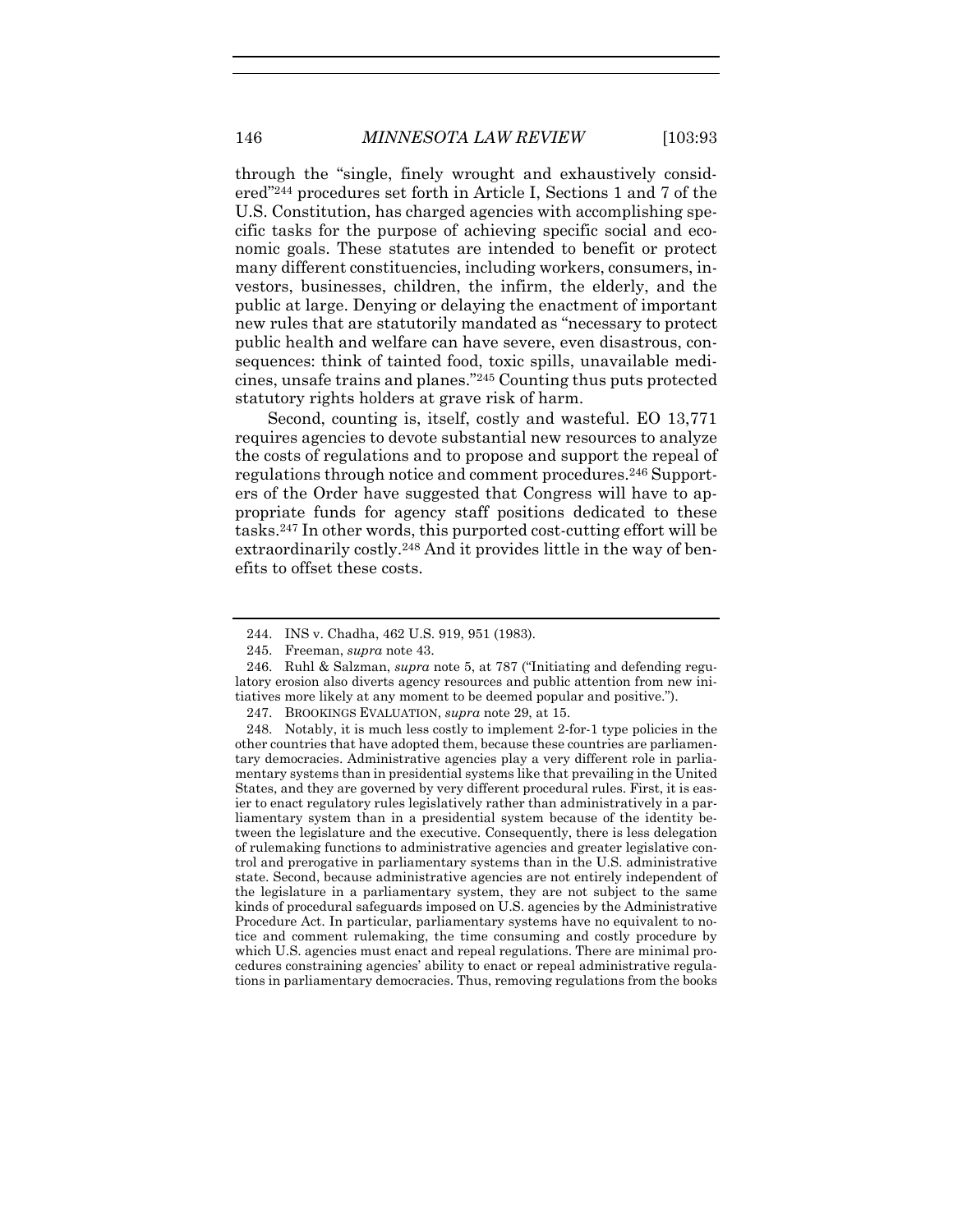through the "single, finely wrought and exhaustively considered"[244] procedures set forth in Article I, Sections 1 and 7 of the U.S. Constitution, has charged agencies with accomplishing specific tasks for the purpose of achieving specific social and economic goals. These statutes are intended to benefit or protect many different constituencies, including workers, consumers, investors, businesses, children, the infirm, the elderly, and the public at large. Denying or delaying the enactment of important new rules that are statutorily mandated as "necessary to protect public health and welfare can have severe, even disastrous, consequences: think of tainted food, toxic spills, unavailable medicines, unsafe trains and planes."[245] Counting thus puts protected statutory rights holders at grave risk of harm.

Second, counting is, itself, costly and wasteful. EO 13,771 requires agencies to devote substantial new resources to analyze the costs of regulations and to propose and support the repeal of regulations through notice and comment procedures.[246] Supporters of the Order have suggested that Congress will have to appropriate funds for agency staff positions dedicated to these tasks.[247] In other words, this purported cost-cutting effort will be extraordinarily costly.[248] And it provides little in the way of benefits to offset these costs.

---

244. INS v. Chadha, 462 U.S. 919, 951 (1983).

245. Freeman, *supra* note 43.

246. Ruhl & Salzman, *supra* note 5, at 787 ("Initiating and defending regulatory erosion also diverts agency resources and public attention from new initiatives more likely at any moment to be deemed popular and positive.").

247. BROOKINGS EVALUATION, *supra* note 29, at 15.

248. Notably, it is much less costly to implement 2-for-1 type policies in the other countries that have adopted them, because these countries are parliamentary democracies. Administrative agencies play a very different role in parliamentary systems than in presidential systems like that prevailing in the United States, and they are governed by very different procedural rules. First, it is easier to enact regulatory rules legislatively rather than administratively in a parliamentary system than in a presidential system because of the identity between the legislature and the executive. Consequently, there is less delegation of rulemaking functions to administrative agencies and greater legislative control and prerogative in parliamentary systems than in the U.S. administrative state. Second, because administrative agencies are not entirely independent of the legislature in a parliamentary system, they are not subject to the same kinds of procedural safeguards imposed on U.S. agencies by the Administrative Procedure Act. In particular, parliamentary systems have no equivalent to notice and comment rulemaking, the time consuming and costly procedure by which U.S. agencies must enact and repeal regulations. There are minimal procedures constraining agencies' ability to enact or repeal administrative regulations in parliamentary democracies. Thus, removing regulations from the books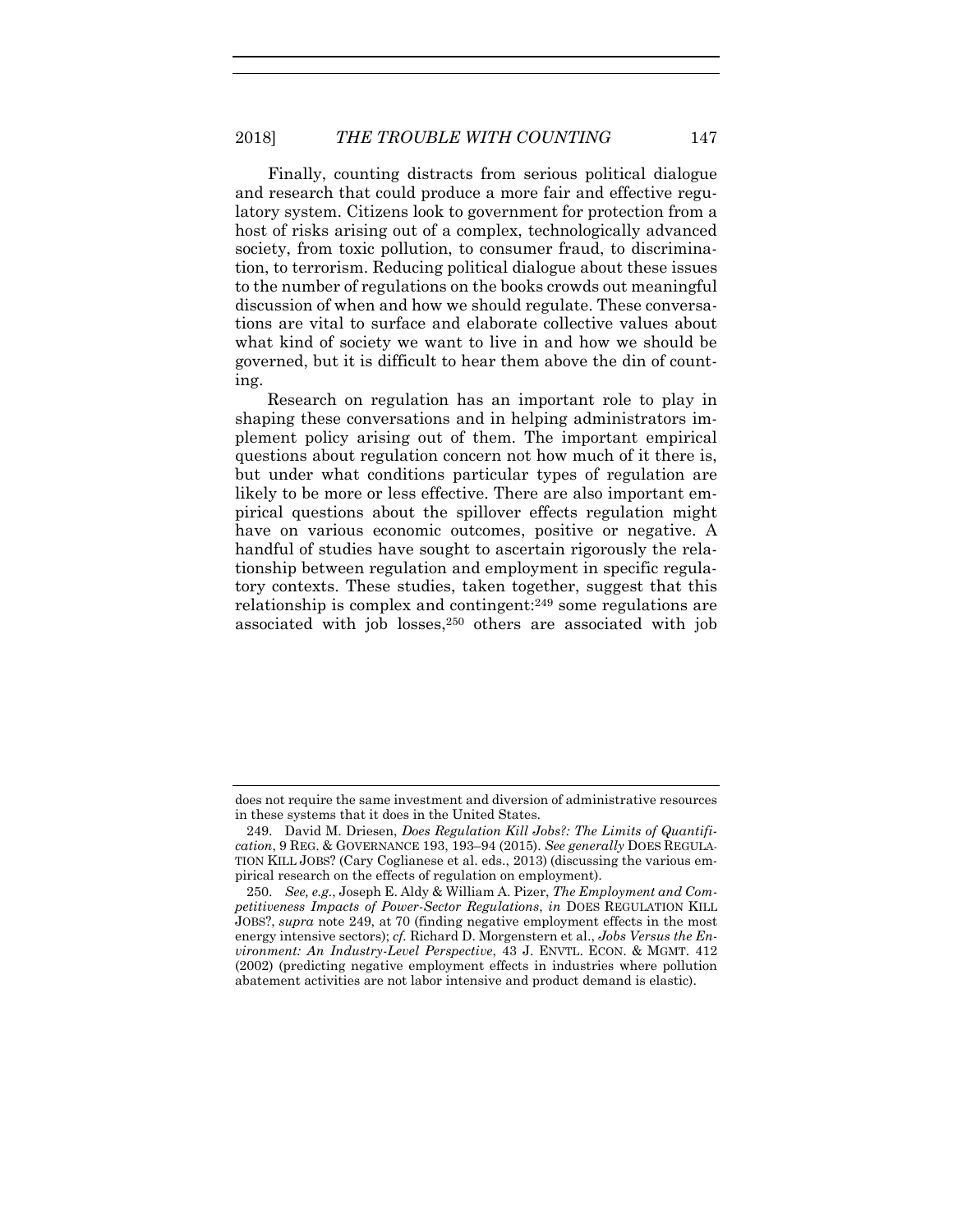Finally, counting distracts from serious political dialogue and research that could produce a more fair and effective regulatory system. Citizens look to government for protection from a host of risks arising out of a complex, technologically advanced society, from toxic pollution, to consumer fraud, to discrimination, to terrorism. Reducing political dialogue about these issues to the number of regulations on the books crowds out meaningful discussion of when and how we should regulate. These conversations are vital to surface and elaborate collective values about what kind of society we want to live in and how we should be governed, but it is difficult to hear them above the din of counting.

Research on regulation has an important role to play in shaping these conversations and in helping administrators implement policy arising out of them. The important empirical questions about regulation concern not how much of it there is, but under what conditions particular types of regulation are likely to be more or less effective. There are also important empirical questions about the spillover effects regulation might have on various economic outcomes, positive or negative. A handful of studies have sought to ascertain rigorously the relationship between regulation and employment in specific regulatory contexts. These studies, taken together, suggest that this relationship is complex and contingent:[249] some regulations are associated with job losses,[250] others are associated with job

---

does not require the same investment and diversion of administrative resources in these systems that it does in the United States.

249. David M. Driesen, *Does Regulation Kill Jobs?: The Limits of Quantification*, 9 REG. & GOVERNANCE 193, 193–94 (2015). *See generally* DOES REGULATION KILL JOBS? (Cary Coglianese et al. eds., 2013) (discussing the various empirical research on the effects of regulation on employment).

250. *See, e.g.*, Joseph E. Aldy & William A. Pizer, *The Employment and Competitiveness Impacts of Power-Sector Regulations*, *in* DOES REGULATION KILL JOBS?, *supra* note 249, at 70 (finding negative employment effects in the most energy intensive sectors); *cf.* Richard D. Morgenstern et al., *Jobs Versus the Environment: An Industry-Level Perspective*, 43 J. ENVTL. ECON. & MGMT. 412 (2002) (predicting negative employment effects in industries where pollution abatement activities are not labor intensive and product demand is elastic).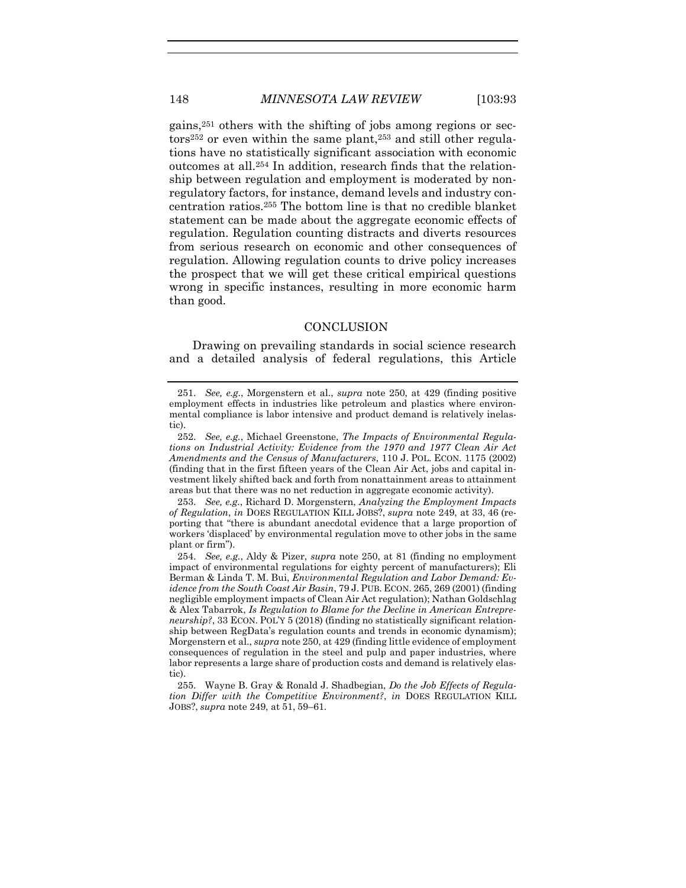gains,[251] others with the shifting of jobs among regions or sectors[252] or even within the same plant,[253] and still other regulations have no statistically significant association with economic outcomes at all.[254] In addition, research finds that the relationship between regulation and employment is moderated by nonregulatory factors, for instance, demand levels and industry concentration ratios.[255] The bottom line is that no credible blanket statement can be made about the aggregate economic effects of regulation. Regulation counting distracts and diverts resources from serious research on economic and other consequences of regulation. Allowing regulation counts to drive policy increases the prospect that we will get these critical empirical questions wrong in specific instances, resulting in more economic harm than good.

## CONCLUSION

Drawing on prevailing standards in social science research and a detailed analysis of federal regulations, this Article

---

251. *See, e.g.*, Morgenstern et al., *supra* note 250, at 429 (finding positive employment effects in industries like petroleum and plastics where environmental compliance is labor intensive and product demand is relatively inelastic).

252. *See, e.g.*, Michael Greenstone, *The Impacts of Environmental Regulations on Industrial Activity: Evidence from the 1970 and 1977 Clean Air Act Amendments and the Census of Manufacturers*, 110 J. POL. ECON. 1175 (2002) (finding that in the first fifteen years of the Clean Air Act, jobs and capital investment likely shifted back and forth from nonattainment areas to attainment areas but that there was no net reduction in aggregate economic activity).

253. *See, e.g.*, Richard D. Morgenstern, *Analyzing the Employment Impacts of Regulation*, *in* DOES REGULATION KILL JOBS?, *supra* note 249, at 33, 46 (reporting that "there is abundant anecdotal evidence that a large proportion of workers 'displaced' by environmental regulation move to other jobs in the same plant or firm").

254. *See, e.g.*, Aldy & Pizer, *supra* note 250, at 81 (finding no employment impact of environmental regulations for eighty percent of manufacturers); Eli Berman & Linda T. M. Bui, *Environmental Regulation and Labor Demand: Evidence from the South Coast Air Basin*, 79 J. PUB. ECON. 265, 269 (2001) (finding negligible employment impacts of Clean Air Act regulation); Nathan Goldschlag & Alex Tabarrok, *Is Regulation to Blame for the Decline in American Entrepreneurship?*, 33 ECON. POL'Y 5 (2018) (finding no statistically significant relationship between RegData's regulation counts and trends in economic dynamism); Morgenstern et al., *supra* note 250, at 429 (finding little evidence of employment consequences of regulation in the steel and pulp and paper industries, where labor represents a large share of production costs and demand is relatively elastic).

255. Wayne B. Gray & Ronald J. Shadbegian, *Do the Job Effects of Regulation Differ with the Competitive Environment?*, *in* DOES REGULATION KILL JOBS?, *supra* note 249, at 51, 59–61.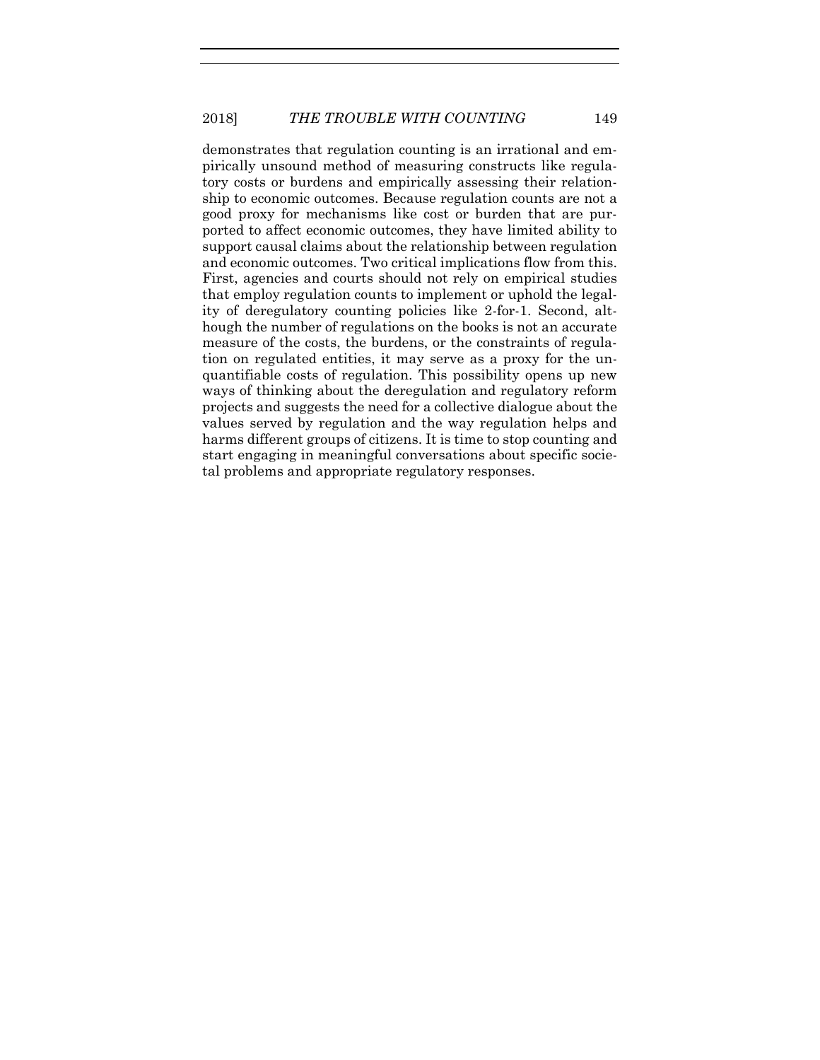demonstrates that regulation counting is an irrational and empirically unsound method of measuring constructs like regulatory costs or burdens and empirically assessing their relationship to economic outcomes. Because regulation counts are not a good proxy for mechanisms like cost or burden that are purported to affect economic outcomes, they have limited ability to support causal claims about the relationship between regulation and economic outcomes. Two critical implications flow from this. First, agencies and courts should not rely on empirical studies that employ regulation counts to implement or uphold the legality of deregulatory counting policies like 2-for-1. Second, although the number of regulations on the books is not an accurate measure of the costs, the burdens, or the constraints of regulation on regulated entities, it may serve as a proxy for the unquantifiable costs of regulation. This possibility opens up new ways of thinking about the deregulation and regulatory reform projects and suggests the need for a collective dialogue about the values served by regulation and the way regulation helps and harms different groups of citizens. It is time to stop counting and start engaging in meaningful conversations about specific societal problems and appropriate regulatory responses.